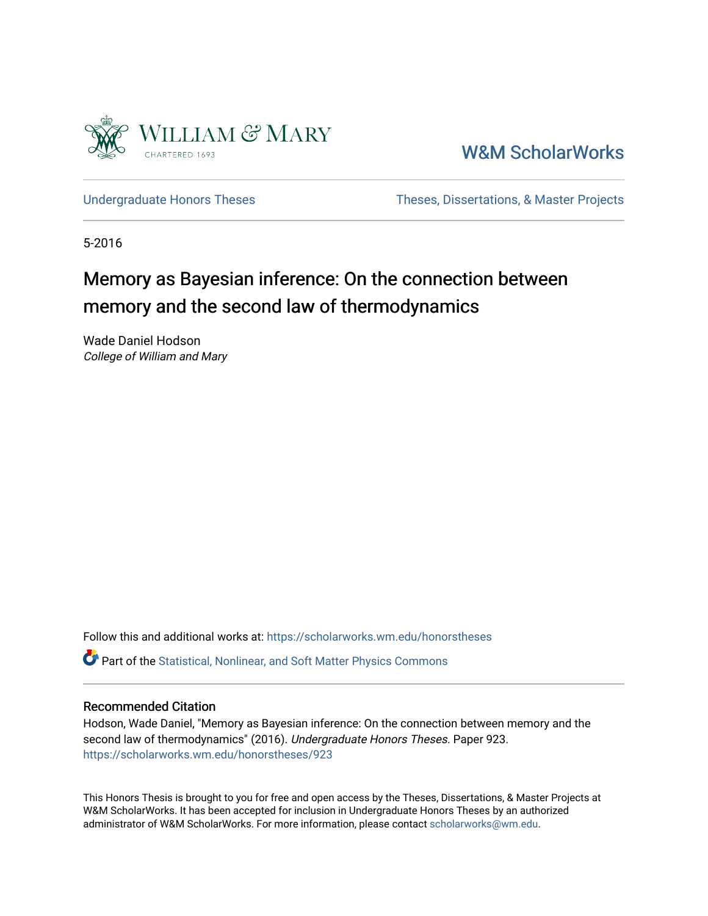William & Mary
CHARTERED 1693

W&M ScholarWorks

Undergraduate Honors Theses

Theses, Dissertations, & Master Projects

5-2016

# Memory as Bayesian inference: On the connection between memory and the second law of thermodynamics

Wade Daniel Hodson
*College of William and Mary*

Follow this and additional works at: https://scholarworks.wm.edu/honorstheses

Part of the Statistical, Nonlinear, and Soft Matter Physics Commons

## Recommended Citation

Hodson, Wade Daniel, "Memory as Bayesian inference: On the connection between memory and the second law of thermodynamics" (2016). *Undergraduate Honors Theses.* Paper 923.
https://scholarworks.wm.edu/honorstheses/923

This Honors Thesis is brought to you for free and open access by the Theses, Dissertations, & Master Projects at W&M ScholarWorks. It has been accepted for inclusion in Undergraduate Honors Theses by an authorized administrator of W&M ScholarWorks. For more information, please contact scholarworks@wm.edu.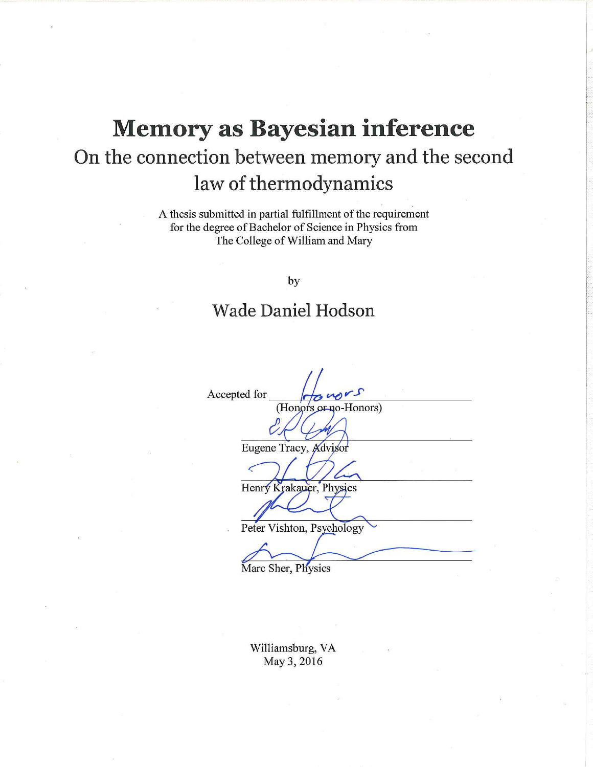# Memory as Bayesian inference

## On the connection between memory and the second law of thermodynamics

A thesis submitted in partial fulfillment of the requirement for the degree of Bachelor of Science in Physics from The College of William and Mary

by

### Wade Daniel Hodson

Accepted for Honors
(Honors or no-Honors)

Eugene Tracy, Advisor

Henry Krakauer, Physics

Peter Vishton, Psychology

Marc Sher, Physics

Williamsburg, VA
May 3, 2016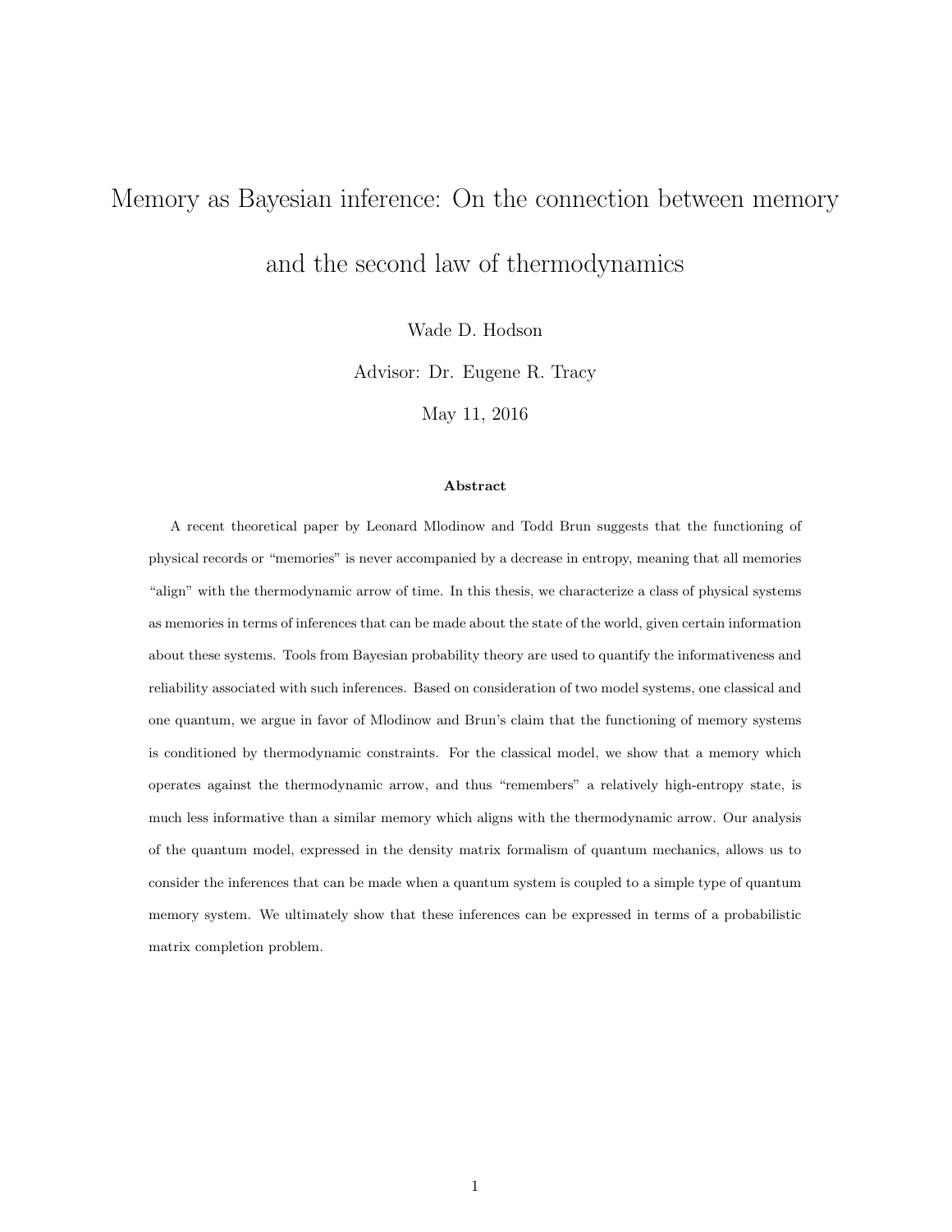# Memory as Bayesian inference: On the connection between memory and the second law of thermodynamics

Wade D. Hodson

Advisor: Dr. Eugene R. Tracy

May 11, 2016

**Abstract**

A recent theoretical paper by Leonard Mlodinow and Todd Brun suggests that the functioning of physical records or "memories" is never accompanied by a decrease in entropy, meaning that all memories "align" with the thermodynamic arrow of time. In this thesis, we characterize a class of physical systems as memories in terms of inferences that can be made about the state of the world, given certain information about these systems. Tools from Bayesian probability theory are used to quantify the informativeness and reliability associated with such inferences. Based on consideration of two model systems, one classical and one quantum, we argue in favor of Mlodinow and Brun's claim that the functioning of memory systems is conditioned by thermodynamic constraints. For the classical model, we show that a memory which operates against the thermodynamic arrow, and thus "remembers" a relatively high-entropy state, is much less informative than a similar memory which aligns with the thermodynamic arrow. Our analysis of the quantum model, expressed in the density matrix formalism of quantum mechanics, allows us to consider the inferences that can be made when a quantum system is coupled to a simple type of quantum memory system. We ultimately show that these inferences can be expressed in terms of a probabilistic matrix completion problem.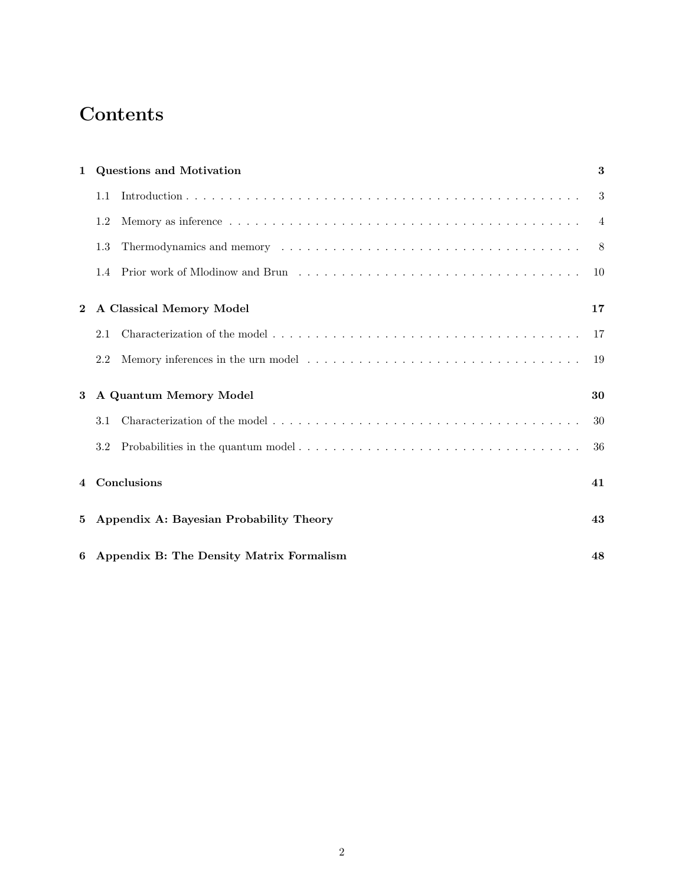# Contents

**1 Questions and Motivation** **3**

- 1.1 Introduction . . . . . . . . . . . . . . . . . . . . . . . . . . . . . . . . . . . . . . . . 3
- 1.2 Memory as inference . . . . . . . . . . . . . . . . . . . . . . . . . . . . . . . . . . . . 4
- 1.3 Thermodynamics and memory . . . . . . . . . . . . . . . . . . . . . . . . . . . . . . . 8
- 1.4 Prior work of Mlodinow and Brun . . . . . . . . . . . . . . . . . . . . . . . . . . . . . 10

**2 A Classical Memory Model** **17**

- 2.1 Characterization of the model . . . . . . . . . . . . . . . . . . . . . . . . . . . . . . . 17
- 2.2 Memory inferences in the urn model . . . . . . . . . . . . . . . . . . . . . . . . . . . . 19

**3 A Quantum Memory Model** **30**

- 3.1 Characterization of the model . . . . . . . . . . . . . . . . . . . . . . . . . . . . . . . 30
- 3.2 Probabilities in the quantum model . . . . . . . . . . . . . . . . . . . . . . . . . . . . 36

**4 Conclusions** **41**

**5 Appendix A: Bayesian Probability Theory** **43**

**6 Appendix B: The Density Matrix Formalism** **48**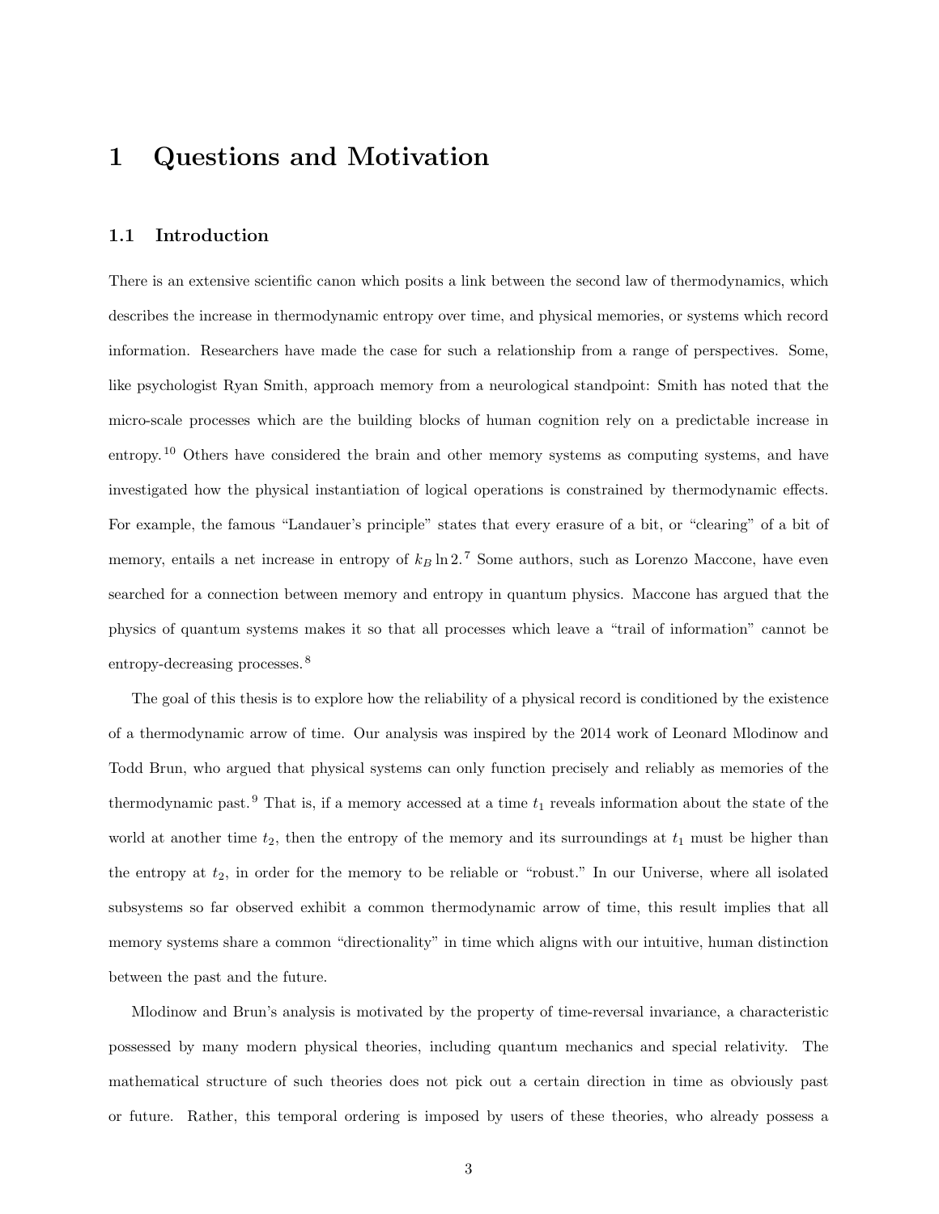# 1 Questions and Motivation

## 1.1 Introduction

There is an extensive scientific canon which posits a link between the second law of thermodynamics, which describes the increase in thermodynamic entropy over time, and physical memories, or systems which record information. Researchers have made the case for such a relationship from a range of perspectives. Some, like psychologist Ryan Smith, approach memory from a neurological standpoint: Smith has noted that the micro-scale processes which are the building blocks of human cognition rely on a predictable increase in entropy.[10] Others have considered the brain and other memory systems as computing systems, and have investigated how the physical instantiation of logical operations is constrained by thermodynamic effects. For example, the famous "Landauer's principle" states that every erasure of a bit, or "clearing" of a bit of memory, entails a net increase in entropy of $k_B \ln 2$.[7] Some authors, such as Lorenzo Maccone, have even searched for a connection between memory and entropy in quantum physics. Maccone has argued that the physics of quantum systems makes it so that all processes which leave a "trail of information" cannot be entropy-decreasing processes.[8]

The goal of this thesis is to explore how the reliability of a physical record is conditioned by the existence of a thermodynamic arrow of time. Our analysis was inspired by the 2014 work of Leonard Mlodinow and Todd Brun, who argued that physical systems can only function precisely and reliably as memories of the thermodynamic past.[9] That is, if a memory accessed at a time $t_1$ reveals information about the state of the world at another time $t_2$, then the entropy of the memory and its surroundings at $t_1$ must be higher than the entropy at $t_2$, in order for the memory to be reliable or "robust." In our Universe, where all isolated subsystems so far observed exhibit a common thermodynamic arrow of time, this result implies that all memory systems share a common "directionality" in time which aligns with our intuitive, human distinction between the past and the future.

Mlodinow and Brun's analysis is motivated by the property of time-reversal invariance, a characteristic possessed by many modern physical theories, including quantum mechanics and special relativity. The mathematical structure of such theories does not pick out a certain direction in time as obviously past or future. Rather, this temporal ordering is imposed by users of these theories, who already possess a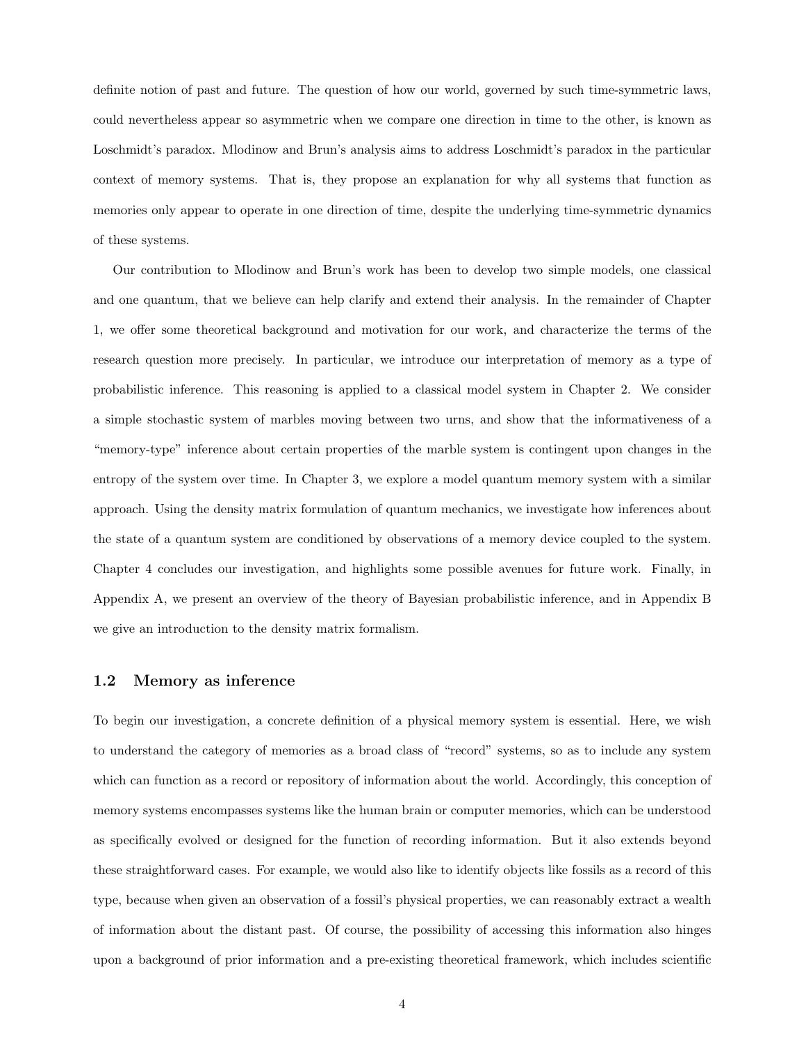definite notion of past and future. The question of how our world, governed by such time-symmetric laws, could nevertheless appear so asymmetric when we compare one direction in time to the other, is known as Loschmidt's paradox. Mlodinow and Brun's analysis aims to address Loschmidt's paradox in the particular context of memory systems. That is, they propose an explanation for why all systems that function as memories only appear to operate in one direction of time, despite the underlying time-symmetric dynamics of these systems.

Our contribution to Mlodinow and Brun's work has been to develop two simple models, one classical and one quantum, that we believe can help clarify and extend their analysis. In the remainder of Chapter 1, we offer some theoretical background and motivation for our work, and characterize the terms of the research question more precisely. In particular, we introduce our interpretation of memory as a type of probabilistic inference. This reasoning is applied to a classical model system in Chapter 2. We consider a simple stochastic system of marbles moving between two urns, and show that the informativeness of a "memory-type" inference about certain properties of the marble system is contingent upon changes in the entropy of the system over time. In Chapter 3, we explore a model quantum memory system with a similar approach. Using the density matrix formulation of quantum mechanics, we investigate how inferences about the state of a quantum system are conditioned by observations of a memory device coupled to the system. Chapter 4 concludes our investigation, and highlights some possible avenues for future work. Finally, in Appendix A, we present an overview of the theory of Bayesian probabilistic inference, and in Appendix B we give an introduction to the density matrix formalism.

## 1.2 Memory as inference

To begin our investigation, a concrete definition of a physical memory system is essential. Here, we wish to understand the category of memories as a broad class of "record" systems, so as to include any system which can function as a record or repository of information about the world. Accordingly, this conception of memory systems encompasses systems like the human brain or computer memories, which can be understood as specifically evolved or designed for the function of recording information. But it also extends beyond these straightforward cases. For example, we would also like to identify objects like fossils as a record of this type, because when given an observation of a fossil's physical properties, we can reasonably extract a wealth of information about the distant past. Of course, the possibility of accessing this information also hinges upon a background of prior information and a pre-existing theoretical framework, which includes scientific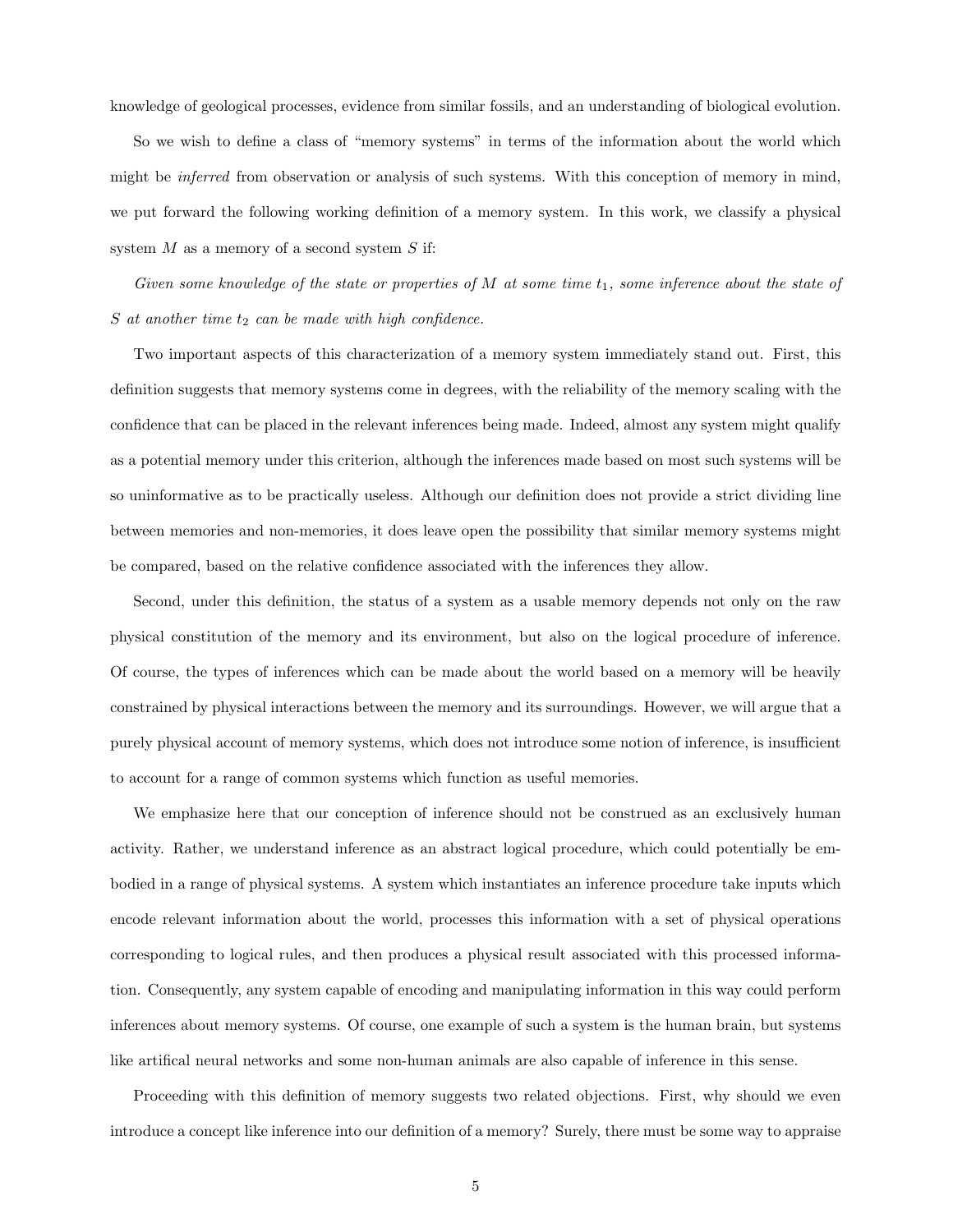knowledge of geological processes, evidence from similar fossils, and an understanding of biological evolution.

So we wish to define a class of "memory systems" in terms of the information about the world which might be *inferred* from observation or analysis of such systems. With this conception of memory in mind, we put forward the following working definition of a memory system. In this work, we classify a physical system $M$ as a memory of a second system $S$ if:

*Given some knowledge of the state or properties of $M$ at some time $t_1$, some inference about the state of $S$ at another time $t_2$ can be made with high confidence.*

Two important aspects of this characterization of a memory system immediately stand out. First, this definition suggests that memory systems come in degrees, with the reliability of the memory scaling with the confidence that can be placed in the relevant inferences being made. Indeed, almost any system might qualify as a potential memory under this criterion, although the inferences made based on most such systems will be so uninformative as to be practically useless. Although our definition does not provide a strict dividing line between memories and non-memories, it does leave open the possibility that similar memory systems might be compared, based on the relative confidence associated with the inferences they allow.

Second, under this definition, the status of a system as a usable memory depends not only on the raw physical constitution of the memory and its environment, but also on the logical procedure of inference. Of course, the types of inferences which can be made about the world based on a memory will be heavily constrained by physical interactions between the memory and its surroundings. However, we will argue that a purely physical account of memory systems, which does not introduce some notion of inference, is insufficient to account for a range of common systems which function as useful memories.

We emphasize here that our conception of inference should not be construed as an exclusively human activity. Rather, we understand inference as an abstract logical procedure, which could potentially be embodied in a range of physical systems. A system which instantiates an inference procedure take inputs which encode relevant information about the world, processes this information with a set of physical operations corresponding to logical rules, and then produces a physical result associated with this processed information. Consequently, any system capable of encoding and manipulating information in this way could perform inferences about memory systems. Of course, one example of such a system is the human brain, but systems like artifical neural networks and some non-human animals are also capable of inference in this sense.

Proceeding with this definition of memory suggests two related objections. First, why should we even introduce a concept like inference into our definition of a memory? Surely, there must be some way to appraise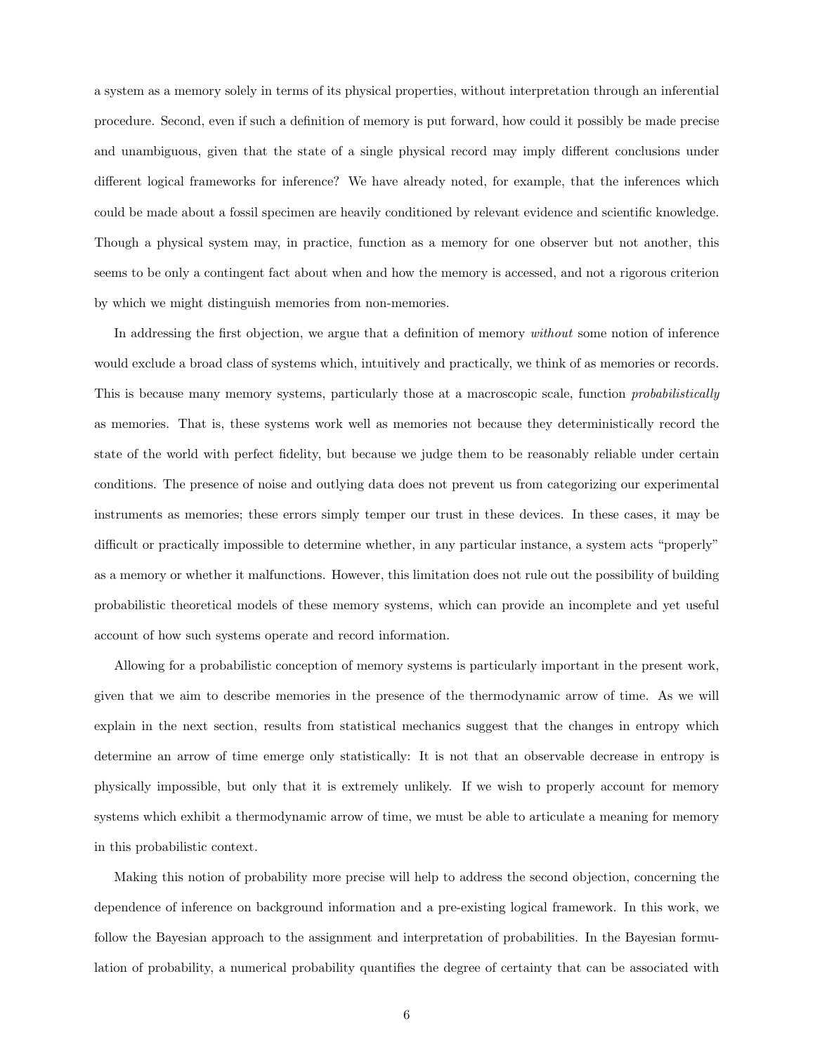a system as a memory solely in terms of its physical properties, without interpretation through an inferential procedure. Second, even if such a definition of memory is put forward, how could it possibly be made precise and unambiguous, given that the state of a single physical record may imply different conclusions under different logical frameworks for inference? We have already noted, for example, that the inferences which could be made about a fossil specimen are heavily conditioned by relevant evidence and scientific knowledge. Though a physical system may, in practice, function as a memory for one observer but not another, this seems to be only a contingent fact about when and how the memory is accessed, and not a rigorous criterion by which we might distinguish memories from non-memories.

In addressing the first objection, we argue that a definition of memory *without* some notion of inference would exclude a broad class of systems which, intuitively and practically, we think of as memories or records. This is because many memory systems, particularly those at a macroscopic scale, function *probabilistically* as memories. That is, these systems work well as memories not because they deterministically record the state of the world with perfect fidelity, but because we judge them to be reasonably reliable under certain conditions. The presence of noise and outlying data does not prevent us from categorizing our experimental instruments as memories; these errors simply temper our trust in these devices. In these cases, it may be difficult or practically impossible to determine whether, in any particular instance, a system acts "properly" as a memory or whether it malfunctions. However, this limitation does not rule out the possibility of building probabilistic theoretical models of these memory systems, which can provide an incomplete and yet useful account of how such systems operate and record information.

Allowing for a probabilistic conception of memory systems is particularly important in the present work, given that we aim to describe memories in the presence of the thermodynamic arrow of time. As we will explain in the next section, results from statistical mechanics suggest that the changes in entropy which determine an arrow of time emerge only statistically: It is not that an observable decrease in entropy is physically impossible, but only that it is extremely unlikely. If we wish to properly account for memory systems which exhibit a thermodynamic arrow of time, we must be able to articulate a meaning for memory in this probabilistic context.

Making this notion of probability more precise will help to address the second objection, concerning the dependence of inference on background information and a pre-existing logical framework. In this work, we follow the Bayesian approach to the assignment and interpretation of probabilities. In the Bayesian formulation of probability, a numerical probability quantifies the degree of certainty that can be associated with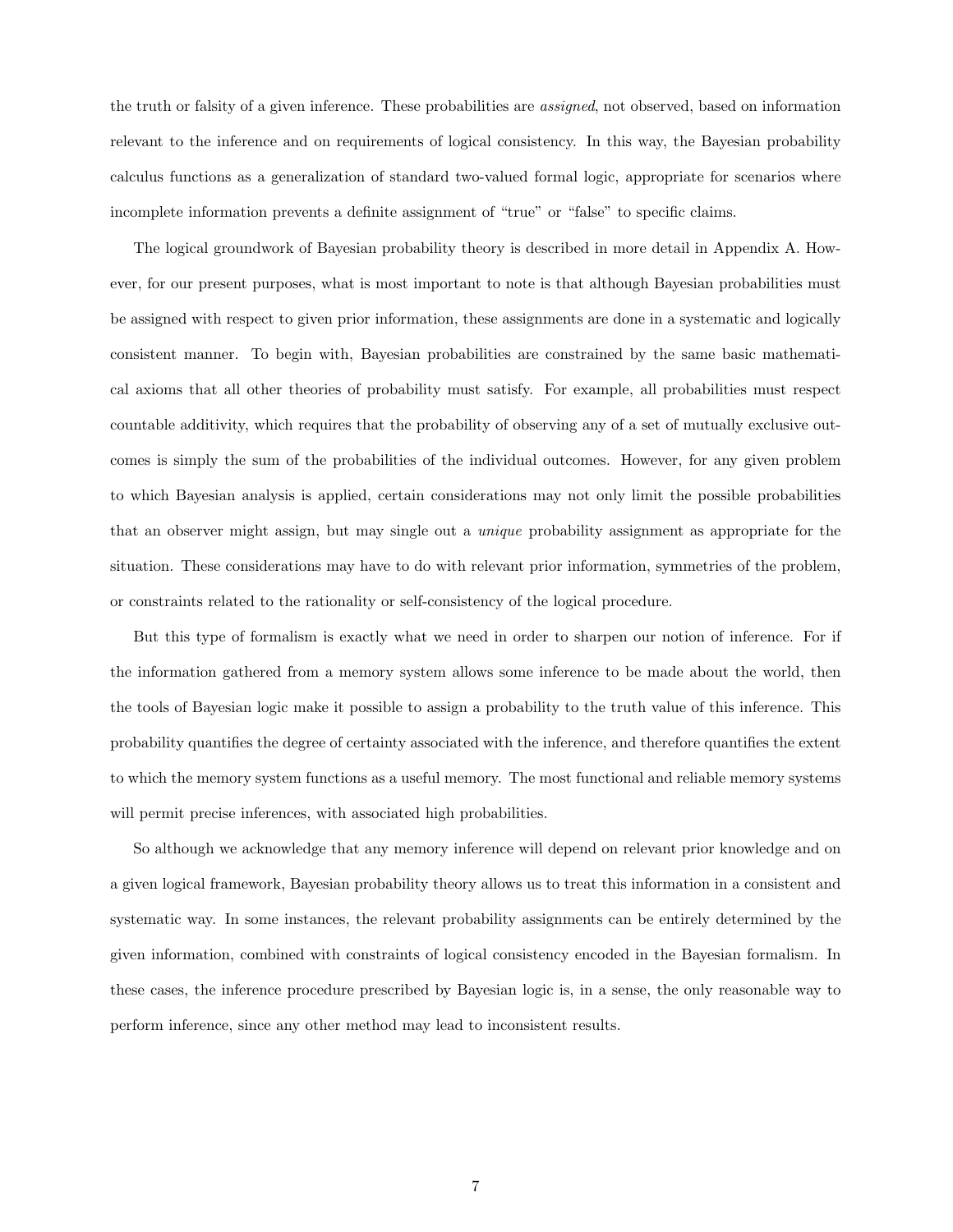the truth or falsity of a given inference. These probabilities are *assigned*, not observed, based on information relevant to the inference and on requirements of logical consistency. In this way, the Bayesian probability calculus functions as a generalization of standard two-valued formal logic, appropriate for scenarios where incomplete information prevents a definite assignment of "true" or "false" to specific claims.

The logical groundwork of Bayesian probability theory is described in more detail in Appendix A. However, for our present purposes, what is most important to note is that although Bayesian probabilities must be assigned with respect to given prior information, these assignments are done in a systematic and logically consistent manner. To begin with, Bayesian probabilities are constrained by the same basic mathematical axioms that all other theories of probability must satisfy. For example, all probabilities must respect countable additivity, which requires that the probability of observing any of a set of mutually exclusive outcomes is simply the sum of the probabilities of the individual outcomes. However, for any given problem to which Bayesian analysis is applied, certain considerations may not only limit the possible probabilities that an observer might assign, but may single out a *unique* probability assignment as appropriate for the situation. These considerations may have to do with relevant prior information, symmetries of the problem, or constraints related to the rationality or self-consistency of the logical procedure.

But this type of formalism is exactly what we need in order to sharpen our notion of inference. For if the information gathered from a memory system allows some inference to be made about the world, then the tools of Bayesian logic make it possible to assign a probability to the truth value of this inference. This probability quantifies the degree of certainty associated with the inference, and therefore quantifies the extent to which the memory system functions as a useful memory. The most functional and reliable memory systems will permit precise inferences, with associated high probabilities.

So although we acknowledge that any memory inference will depend on relevant prior knowledge and on a given logical framework, Bayesian probability theory allows us to treat this information in a consistent and systematic way. In some instances, the relevant probability assignments can be entirely determined by the given information, combined with constraints of logical consistency encoded in the Bayesian formalism. In these cases, the inference procedure prescribed by Bayesian logic is, in a sense, the only reasonable way to perform inference, since any other method may lead to inconsistent results.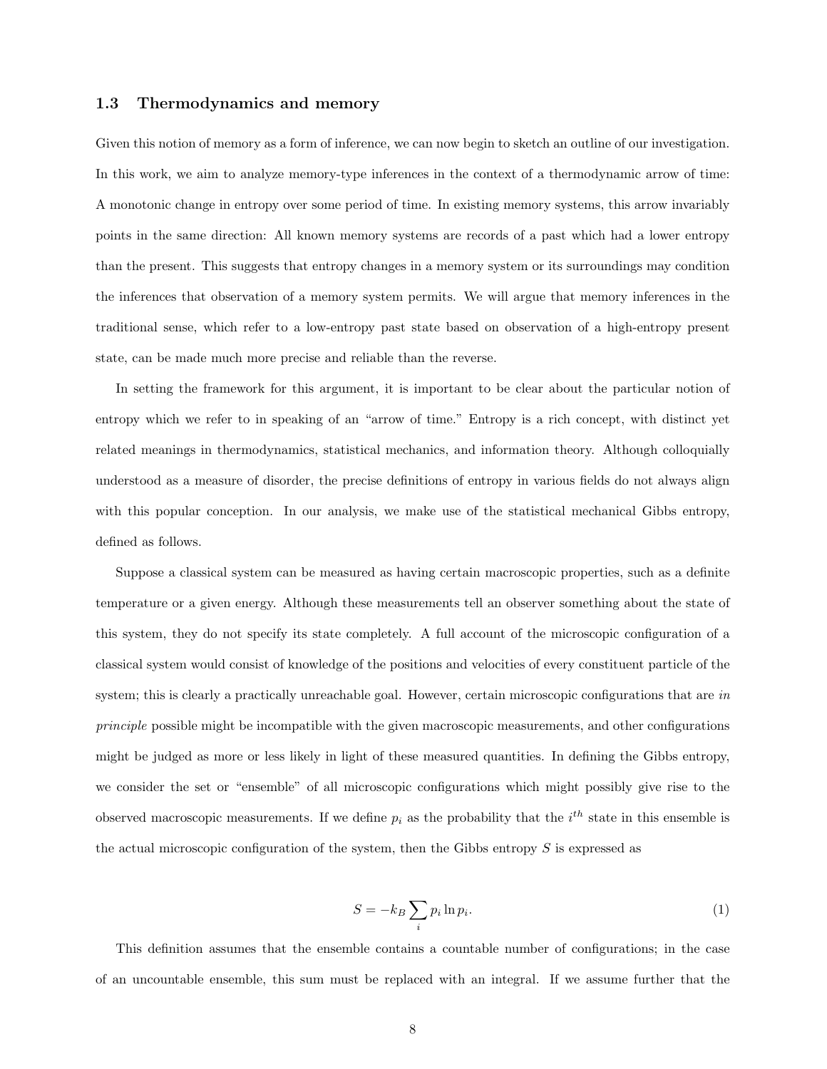### 1.3 Thermodynamics and memory

Given this notion of memory as a form of inference, we can now begin to sketch an outline of our investigation. In this work, we aim to analyze memory-type inferences in the context of a thermodynamic arrow of time: A monotonic change in entropy over some period of time. In existing memory systems, this arrow invariably points in the same direction: All known memory systems are records of a past which had a lower entropy than the present. This suggests that entropy changes in a memory system or its surroundings may condition the inferences that observation of a memory system permits. We will argue that memory inferences in the traditional sense, which refer to a low-entropy past state based on observation of a high-entropy present state, can be made much more precise and reliable than the reverse.

In setting the framework for this argument, it is important to be clear about the particular notion of entropy which we refer to in speaking of an "arrow of time." Entropy is a rich concept, with distinct yet related meanings in thermodynamics, statistical mechanics, and information theory. Although colloquially understood as a measure of disorder, the precise definitions of entropy in various fields do not always align with this popular conception. In our analysis, we make use of the statistical mechanical Gibbs entropy, defined as follows.

Suppose a classical system can be measured as having certain macroscopic properties, such as a definite temperature or a given energy. Although these measurements tell an observer something about the state of this system, they do not specify its state completely. A full account of the microscopic configuration of a classical system would consist of knowledge of the positions and velocities of every constituent particle of the system; this is clearly a practically unreachable goal. However, certain microscopic configurations that are *in principle* possible might be incompatible with the given macroscopic measurements, and other configurations might be judged as more or less likely in light of these measured quantities. In defining the Gibbs entropy, we consider the set or "ensemble" of all microscopic configurations which might possibly give rise to the observed macroscopic measurements. If we define $p_i$ as the probability that the $i^{th}$ state in this ensemble is the actual microscopic configuration of the system, then the Gibbs entropy $S$ is expressed as

$$S = -k_B \sum_i p_i \ln p_i. \tag{1}$$

This definition assumes that the ensemble contains a countable number of configurations; in the case of an uncountable ensemble, this sum must be replaced with an integral. If we assume further that the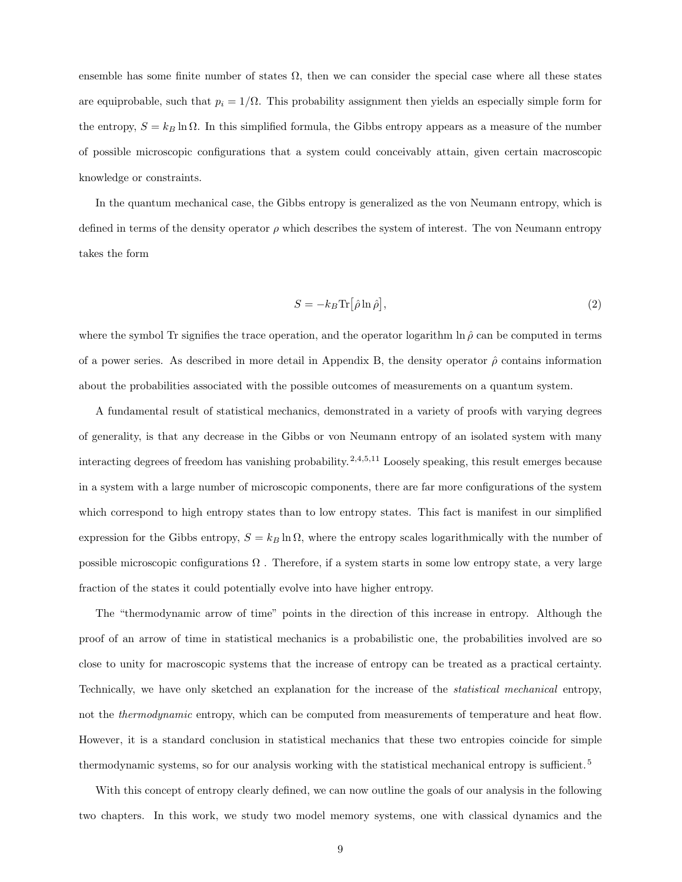ensemble has some finite number of states $\Omega$, then we can consider the special case where all these states are equiprobable, such that $p_i = 1/\Omega$. This probability assignment then yields an especially simple form for the entropy, $S = k_B \ln \Omega$. In this simplified formula, the Gibbs entropy appears as a measure of the number of possible microscopic configurations that a system could conceivably attain, given certain macroscopic knowledge or constraints.

In the quantum mechanical case, the Gibbs entropy is generalized as the von Neumann entropy, which is defined in terms of the density operator $\rho$ which describes the system of interest. The von Neumann entropy takes the form

$$S = -k_B \mathrm{Tr}\big[\hat{\rho} \ln \hat{\rho}\big], \tag{2}$$

where the symbol Tr signifies the trace operation, and the operator logarithm $\ln \hat{\rho}$ can be computed in terms of a power series. As described in more detail in Appendix B, the density operator $\hat{\rho}$ contains information about the probabilities associated with the possible outcomes of measurements on a quantum system.

A fundamental result of statistical mechanics, demonstrated in a variety of proofs with varying degrees of generality, is that any decrease in the Gibbs or von Neumann entropy of an isolated system with many interacting degrees of freedom has vanishing probability.[2,4,5,11] Loosely speaking, this result emerges because in a system with a large number of microscopic components, there are far more configurations of the system which correspond to high entropy states than to low entropy states. This fact is manifest in our simplified expression for the Gibbs entropy, $S = k_B \ln \Omega$, where the entropy scales logarithmically with the number of possible microscopic configurations $\Omega$ . Therefore, if a system starts in some low entropy state, a very large fraction of the states it could potentially evolve into have higher entropy.

The "thermodynamic arrow of time" points in the direction of this increase in entropy. Although the proof of an arrow of time in statistical mechanics is a probabilistic one, the probabilities involved are so close to unity for macroscopic systems that the increase of entropy can be treated as a practical certainty. Technically, we have only sketched an explanation for the increase of the *statistical mechanical* entropy, not the *thermodynamic* entropy, which can be computed from measurements of temperature and heat flow. However, it is a standard conclusion in statistical mechanics that these two entropies coincide for simple thermodynamic systems, so for our analysis working with the statistical mechanical entropy is sufficient.[5]

With this concept of entropy clearly defined, we can now outline the goals of our analysis in the following two chapters. In this work, we study two model memory systems, one with classical dynamics and the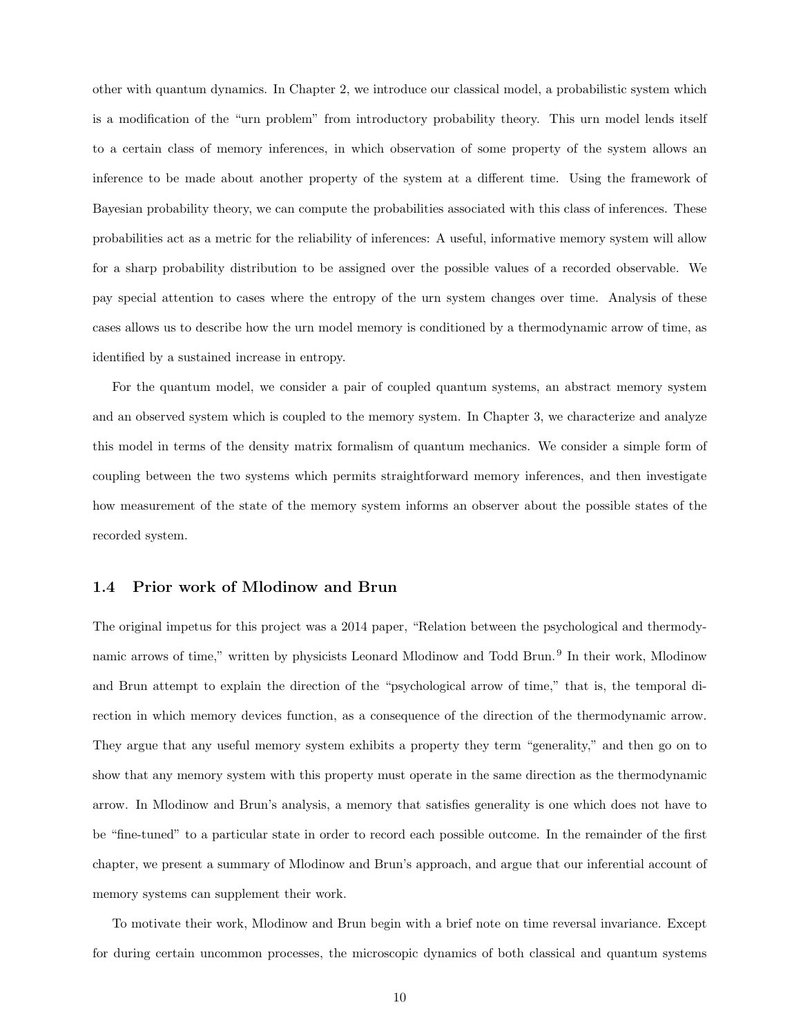other with quantum dynamics. In Chapter 2, we introduce our classical model, a probabilistic system which is a modification of the "urn problem" from introductory probability theory. This urn model lends itself to a certain class of memory inferences, in which observation of some property of the system allows an inference to be made about another property of the system at a different time. Using the framework of Bayesian probability theory, we can compute the probabilities associated with this class of inferences. These probabilities act as a metric for the reliability of inferences: A useful, informative memory system will allow for a sharp probability distribution to be assigned over the possible values of a recorded observable. We pay special attention to cases where the entropy of the urn system changes over time. Analysis of these cases allows us to describe how the urn model memory is conditioned by a thermodynamic arrow of time, as identified by a sustained increase in entropy.

For the quantum model, we consider a pair of coupled quantum systems, an abstract memory system and an observed system which is coupled to the memory system. In Chapter 3, we characterize and analyze this model in terms of the density matrix formalism of quantum mechanics. We consider a simple form of coupling between the two systems which permits straightforward memory inferences, and then investigate how measurement of the state of the memory system informs an observer about the possible states of the recorded system.

### 1.4 Prior work of Mlodinow and Brun

The original impetus for this project was a 2014 paper, "Relation between the psychological and thermodynamic arrows of time," written by physicists Leonard Mlodinow and Todd Brun.[9] In their work, Mlodinow and Brun attempt to explain the direction of the "psychological arrow of time," that is, the temporal direction in which memory devices function, as a consequence of the direction of the thermodynamic arrow. They argue that any useful memory system exhibits a property they term "generality," and then go on to show that any memory system with this property must operate in the same direction as the thermodynamic arrow. In Mlodinow and Brun's analysis, a memory that satisfies generality is one which does not have to be "fine-tuned" to a particular state in order to record each possible outcome. In the remainder of the first chapter, we present a summary of Mlodinow and Brun's approach, and argue that our inferential account of memory systems can supplement their work.

To motivate their work, Mlodinow and Brun begin with a brief note on time reversal invariance. Except for during certain uncommon processes, the microscopic dynamics of both classical and quantum systems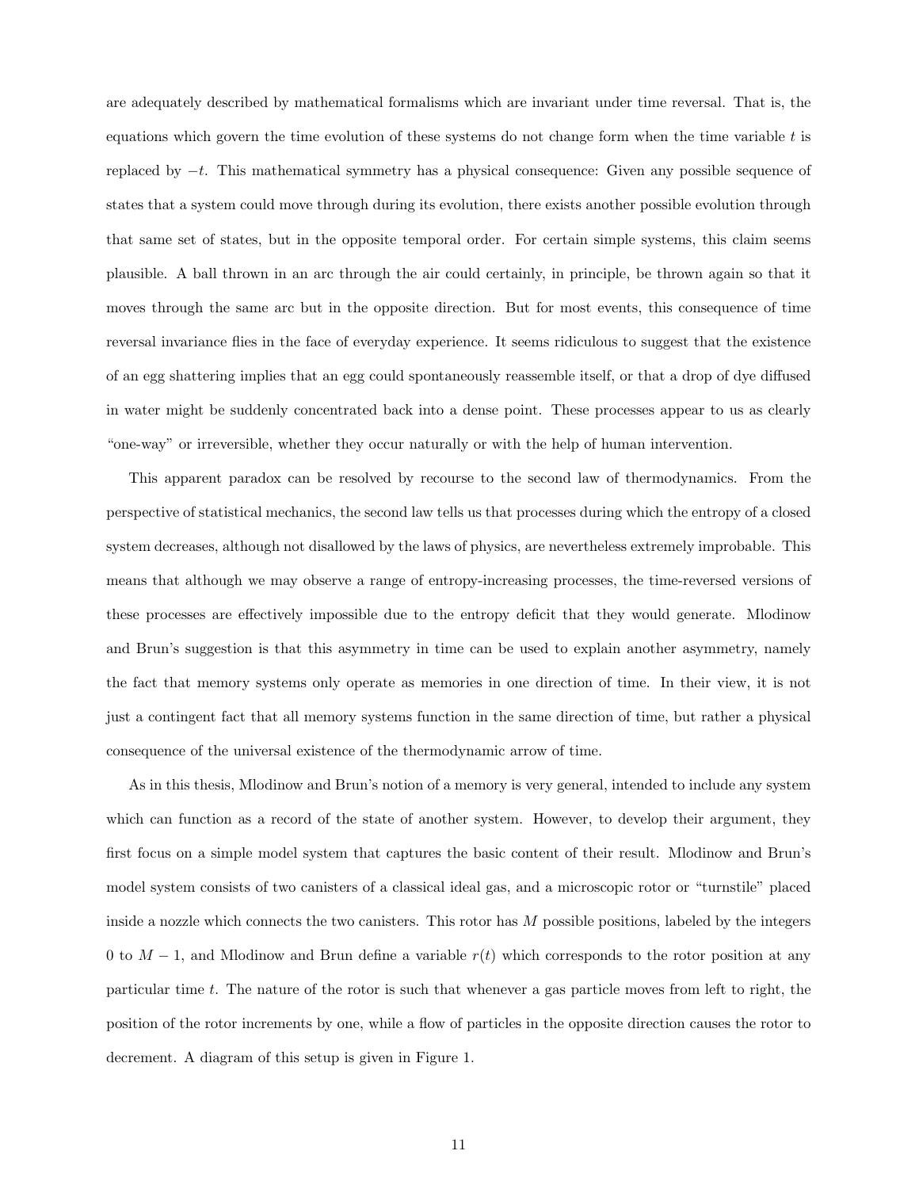are adequately described by mathematical formalisms which are invariant under time reversal. That is, the equations which govern the time evolution of these systems do not change form when the time variable $t$ is replaced by $-t$. This mathematical symmetry has a physical consequence: Given any possible sequence of states that a system could move through during its evolution, there exists another possible evolution through that same set of states, but in the opposite temporal order. For certain simple systems, this claim seems plausible. A ball thrown in an arc through the air could certainly, in principle, be thrown again so that it moves through the same arc but in the opposite direction. But for most events, this consequence of time reversal invariance flies in the face of everyday experience. It seems ridiculous to suggest that the existence of an egg shattering implies that an egg could spontaneously reassemble itself, or that a drop of dye diffused in water might be suddenly concentrated back into a dense point. These processes appear to us as clearly "one-way" or irreversible, whether they occur naturally or with the help of human intervention.

This apparent paradox can be resolved by recourse to the second law of thermodynamics. From the perspective of statistical mechanics, the second law tells us that processes during which the entropy of a closed system decreases, although not disallowed by the laws of physics, are nevertheless extremely improbable. This means that although we may observe a range of entropy-increasing processes, the time-reversed versions of these processes are effectively impossible due to the entropy deficit that they would generate. Mlodinow and Brun's suggestion is that this asymmetry in time can be used to explain another asymmetry, namely the fact that memory systems only operate as memories in one direction of time. In their view, it is not just a contingent fact that all memory systems function in the same direction of time, but rather a physical consequence of the universal existence of the thermodynamic arrow of time.

As in this thesis, Mlodinow and Brun's notion of a memory is very general, intended to include any system which can function as a record of the state of another system. However, to develop their argument, they first focus on a simple model system that captures the basic content of their result. Mlodinow and Brun's model system consists of two canisters of a classical ideal gas, and a microscopic rotor or "turnstile" placed inside a nozzle which connects the two canisters. This rotor has $M$ possible positions, labeled by the integers 0 to $M-1$, and Mlodinow and Brun define a variable $r(t)$ which corresponds to the rotor position at any particular time $t$. The nature of the rotor is such that whenever a gas particle moves from left to right, the position of the rotor increments by one, while a flow of particles in the opposite direction causes the rotor to decrement. A diagram of this setup is given in Figure 1.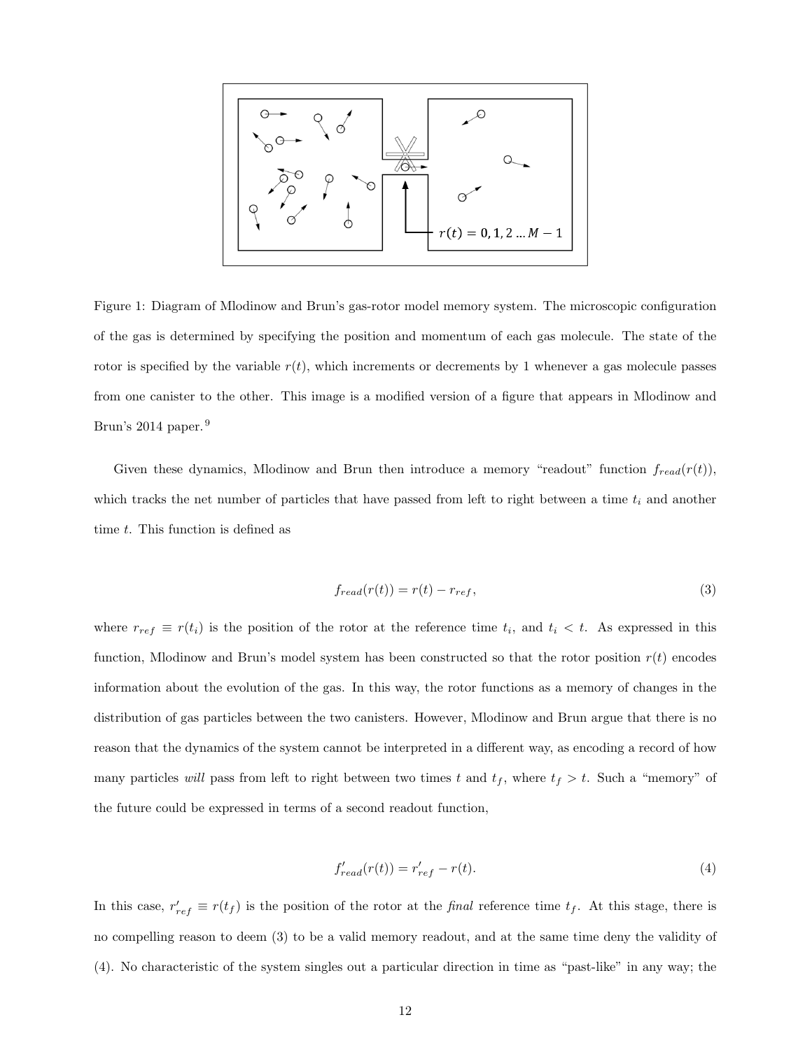Figure 1: Diagram of Mlodinow and Brun's gas-rotor model memory system. The microscopic configuration of the gas is determined by specifying the position and momentum of each gas molecule. The state of the rotor is specified by the variable $r(t)$, which increments or decrements by 1 whenever a gas molecule passes from one canister to the other. This image is a modified version of a figure that appears in Mlodinow and Brun's 2014 paper.[9]

Given these dynamics, Mlodinow and Brun then introduce a memory "readout" function $f_{read}(r(t))$, which tracks the net number of particles that have passed from left to right between a time $t_i$ and another time $t$. This function is defined as

$$f_{read}(r(t)) = r(t) - r_{ref}, \tag{3}$$

where $r_{ref} \equiv r(t_i)$ is the position of the rotor at the reference time $t_i$, and $t_i < t$. As expressed in this function, Mlodinow and Brun's model system has been constructed so that the rotor position $r(t)$ encodes information about the evolution of the gas. In this way, the rotor functions as a memory of changes in the distribution of gas particles between the two canisters. However, Mlodinow and Brun argue that there is no reason that the dynamics of the system cannot be interpreted in a different way, as encoding a record of how many particles *will* pass from left to right between two times $t$ and $t_f$, where $t_f > t$. Such a "memory" of the future could be expressed in terms of a second readout function,

$$f'_{read}(r(t)) = r'_{ref} - r(t). \tag{4}$$

In this case, $r'_{ref} \equiv r(t_f)$ is the position of the rotor at the *final* reference time $t_f$. At this stage, there is no compelling reason to deem (3) to be a valid memory readout, and at the same time deny the validity of (4). No characteristic of the system singles out a particular direction in time as "past-like" in any way; the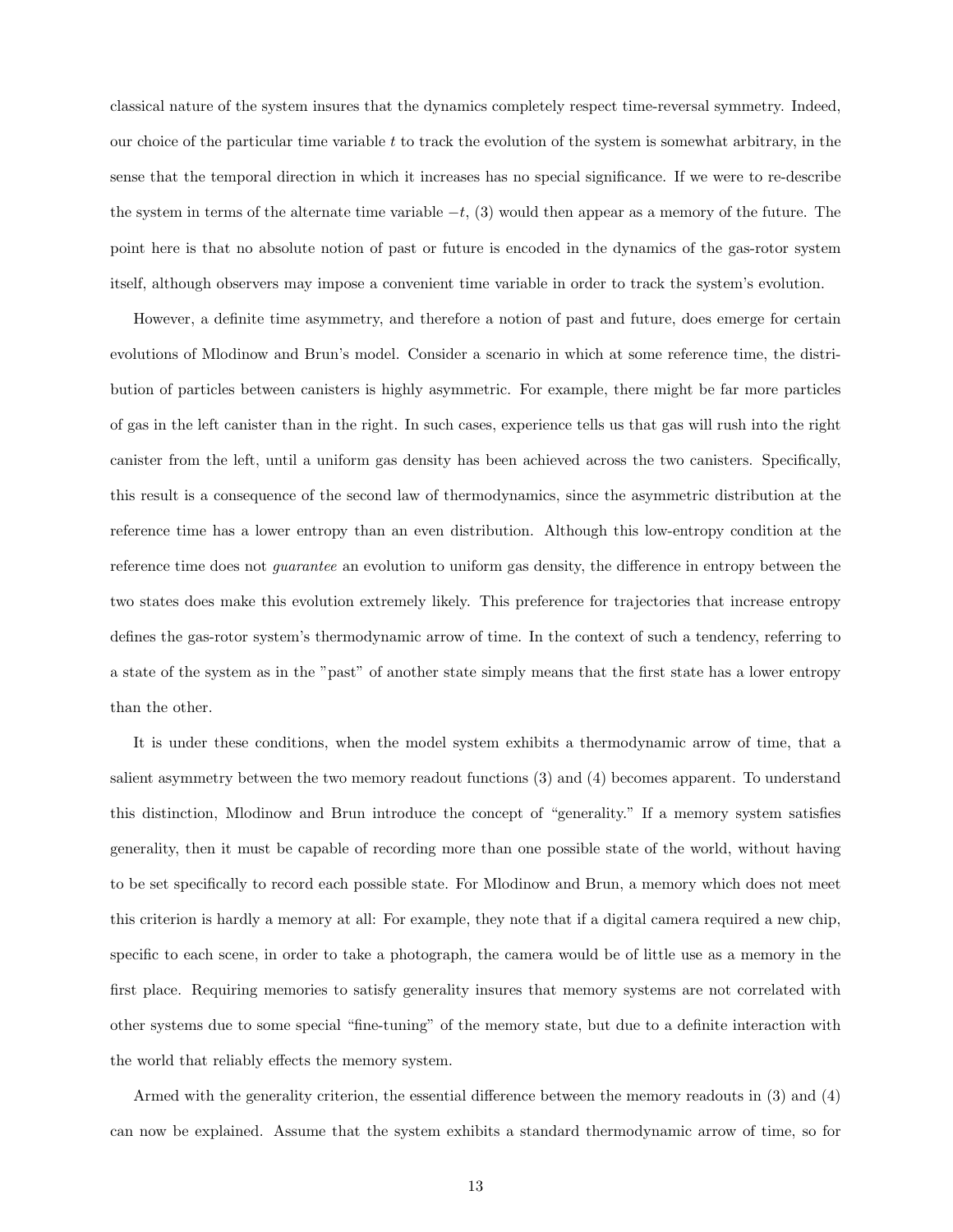classical nature of the system insures that the dynamics completely respect time-reversal symmetry. Indeed, our choice of the particular time variable $t$ to track the evolution of the system is somewhat arbitrary, in the sense that the temporal direction in which it increases has no special significance. If we were to re-describe the system in terms of the alternate time variable $-t$, (3) would then appear as a memory of the future. The point here is that no absolute notion of past or future is encoded in the dynamics of the gas-rotor system itself, although observers may impose a convenient time variable in order to track the system's evolution.

However, a definite time asymmetry, and therefore a notion of past and future, does emerge for certain evolutions of Mlodinow and Brun's model. Consider a scenario in which at some reference time, the distribution of particles between canisters is highly asymmetric. For example, there might be far more particles of gas in the left canister than in the right. In such cases, experience tells us that gas will rush into the right canister from the left, until a uniform gas density has been achieved across the two canisters. Specifically, this result is a consequence of the second law of thermodynamics, since the asymmetric distribution at the reference time has a lower entropy than an even distribution. Although this low-entropy condition at the reference time does not *guarantee* an evolution to uniform gas density, the difference in entropy between the two states does make this evolution extremely likely. This preference for trajectories that increase entropy defines the gas-rotor system's thermodynamic arrow of time. In the context of such a tendency, referring to a state of the system as in the "past" of another state simply means that the first state has a lower entropy than the other.

It is under these conditions, when the model system exhibits a thermodynamic arrow of time, that a salient asymmetry between the two memory readout functions (3) and (4) becomes apparent. To understand this distinction, Mlodinow and Brun introduce the concept of "generality." If a memory system satisfies generality, then it must be capable of recording more than one possible state of the world, without having to be set specifically to record each possible state. For Mlodinow and Brun, a memory which does not meet this criterion is hardly a memory at all: For example, they note that if a digital camera required a new chip, specific to each scene, in order to take a photograph, the camera would be of little use as a memory in the first place. Requiring memories to satisfy generality insures that memory systems are not correlated with other systems due to some special "fine-tuning" of the memory state, but due to a definite interaction with the world that reliably effects the memory system.

Armed with the generality criterion, the essential difference between the memory readouts in (3) and (4) can now be explained. Assume that the system exhibits a standard thermodynamic arrow of time, so for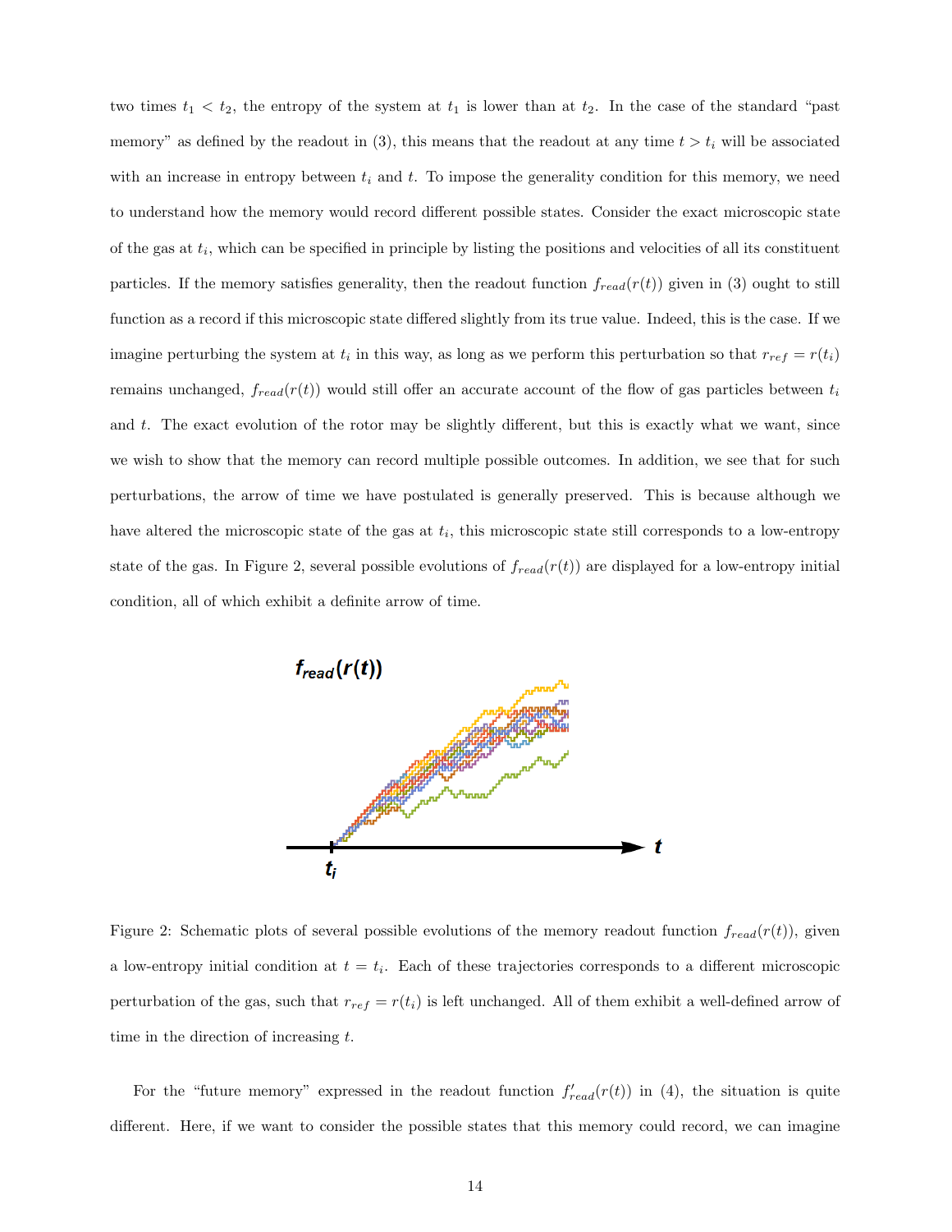two times $t_1 < t_2$, the entropy of the system at $t_1$ is lower than at $t_2$. In the case of the standard "past memory" as defined by the readout in (3), this means that the readout at any time $t > t_i$ will be associated with an increase in entropy between $t_i$ and $t$. To impose the generality condition for this memory, we need to understand how the memory would record different possible states. Consider the exact microscopic state of the gas at $t_i$, which can be specified in principle by listing the positions and velocities of all its constituent particles. If the memory satisfies generality, then the readout function $f_{read}(r(t))$ given in (3) ought to still function as a record if this microscopic state differed slightly from its true value. Indeed, this is the case. If we imagine perturbing the system at $t_i$ in this way, as long as we perform this perturbation so that $r_{ref} = r(t_i)$ remains unchanged, $f_{read}(r(t))$ would still offer an accurate account of the flow of gas particles between $t_i$ and $t$. The exact evolution of the rotor may be slightly different, but this is exactly what we want, since we wish to show that the memory can record multiple possible outcomes. In addition, we see that for such perturbations, the arrow of time we have postulated is generally preserved. This is because although we have altered the microscopic state of the gas at $t_i$, this microscopic state still corresponds to a low-entropy state of the gas. In Figure 2, several possible evolutions of $f_{read}(r(t))$ are displayed for a low-entropy initial condition, all of which exhibit a definite arrow of time.

Figure 2: Schematic plots of several possible evolutions of the memory readout function $f_{read}(r(t))$, given a low-entropy initial condition at $t = t_i$. Each of these trajectories corresponds to a different microscopic perturbation of the gas, such that $r_{ref} = r(t_i)$ is left unchanged. All of them exhibit a well-defined arrow of time in the direction of increasing $t$.

For the "future memory" expressed in the readout function $f'_{read}(r(t))$ in (4), the situation is quite different. Here, if we want to consider the possible states that this memory could record, we can imagine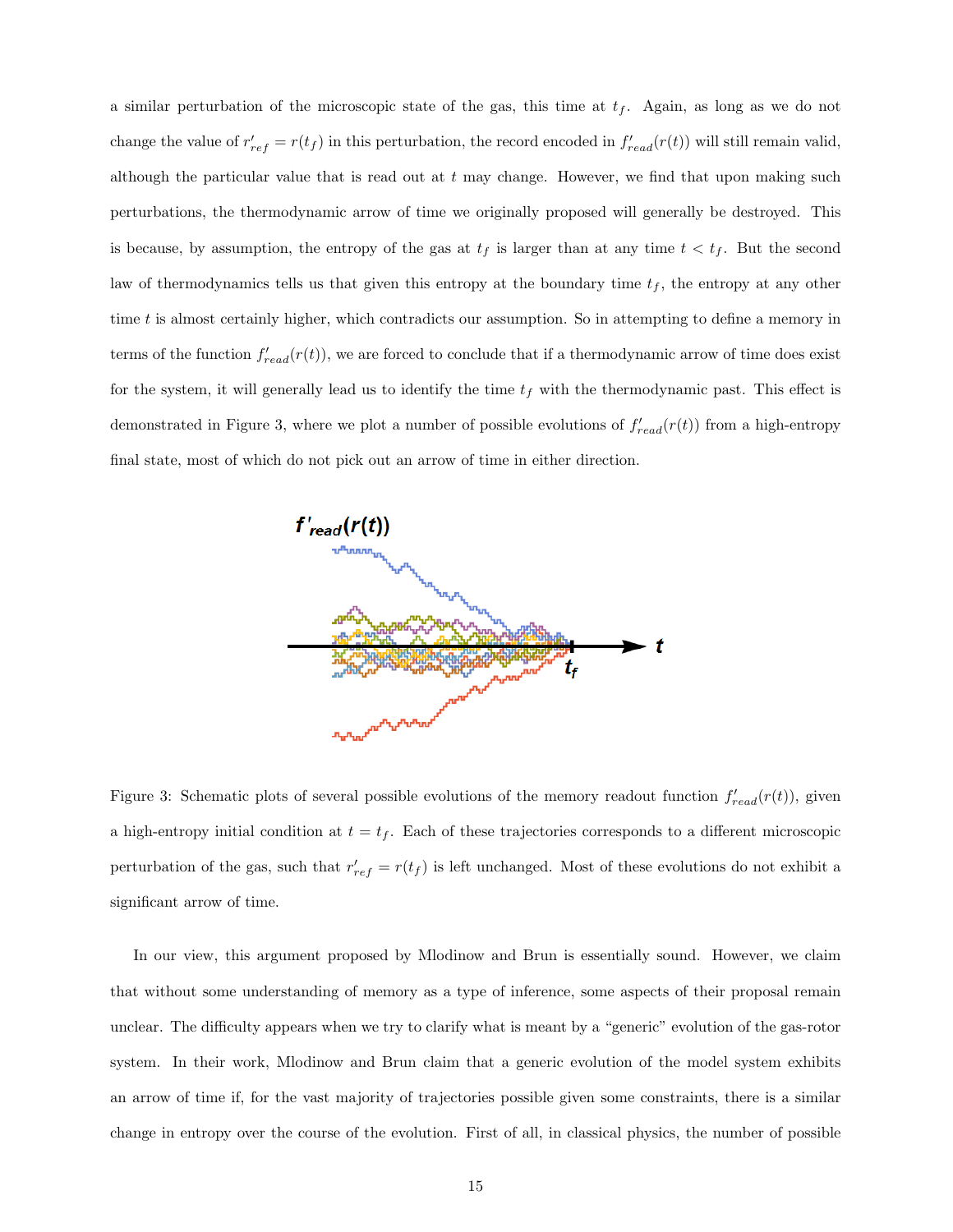a similar perturbation of the microscopic state of the gas, this time at $t_f$. Again, as long as we do not change the value of $r'_{ref} = r(t_f)$ in this perturbation, the record encoded in $f'_{read}(r(t))$ will still remain valid, although the particular value that is read out at $t$ may change. However, we find that upon making such perturbations, the thermodynamic arrow of time we originally proposed will generally be destroyed. This is because, by assumption, the entropy of the gas at $t_f$ is larger than at any time $t < t_f$. But the second law of thermodynamics tells us that given this entropy at the boundary time $t_f$, the entropy at any other time $t$ is almost certainly higher, which contradicts our assumption. So in attempting to define a memory in terms of the function $f'_{read}(r(t))$, we are forced to conclude that if a thermodynamic arrow of time does exist for the system, it will generally lead us to identify the time $t_f$ with the thermodynamic past. This effect is demonstrated in Figure 3, where we plot a number of possible evolutions of $f'_{read}(r(t))$ from a high-entropy final state, most of which do not pick out an arrow of time in either direction.

Figure 3: Schematic plots of several possible evolutions of the memory readout function $f'_{read}(r(t))$, given a high-entropy initial condition at $t = t_f$. Each of these trajectories corresponds to a different microscopic perturbation of the gas, such that $r'_{ref} = r(t_f)$ is left unchanged. Most of these evolutions do not exhibit a significant arrow of time.

In our view, this argument proposed by Mlodinow and Brun is essentially sound. However, we claim that without some understanding of memory as a type of inference, some aspects of their proposal remain unclear. The difficulty appears when we try to clarify what is meant by a "generic" evolution of the gas-rotor system. In their work, Mlodinow and Brun claim that a generic evolution of the model system exhibits an arrow of time if, for the vast majority of trajectories possible given some constraints, there is a similar change in entropy over the course of the evolution. First of all, in classical physics, the number of possible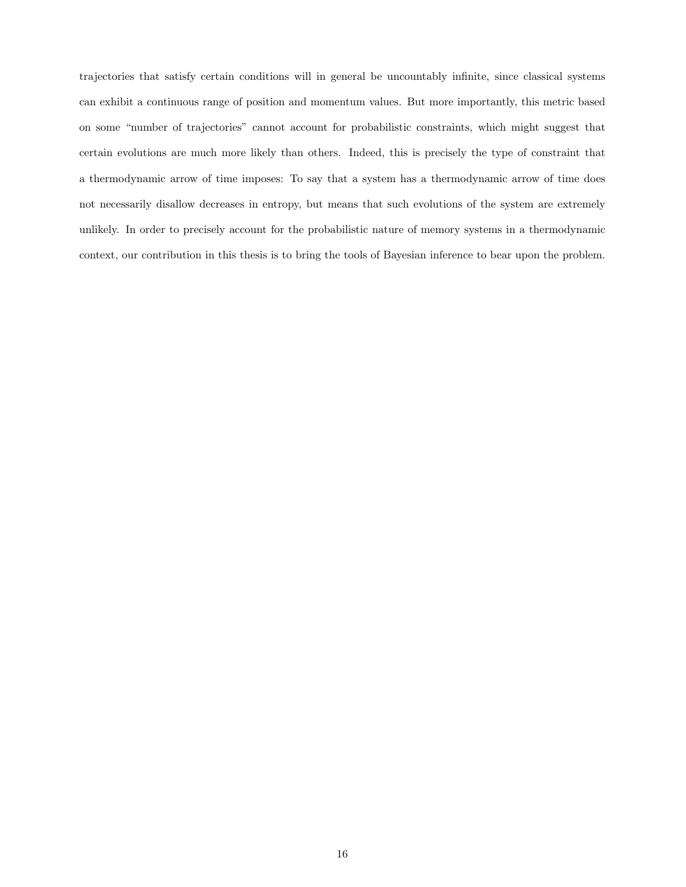trajectories that satisfy certain conditions will in general be uncountably infinite, since classical systems can exhibit a continuous range of position and momentum values. But more importantly, this metric based on some "number of trajectories" cannot account for probabilistic constraints, which might suggest that certain evolutions are much more likely than others. Indeed, this is precisely the type of constraint that a thermodynamic arrow of time imposes: To say that a system has a thermodynamic arrow of time does not necessarily disallow decreases in entropy, but means that such evolutions of the system are extremely unlikely. In order to precisely account for the probabilistic nature of memory systems in a thermodynamic context, our contribution in this thesis is to bring the tools of Bayesian inference to bear upon the problem.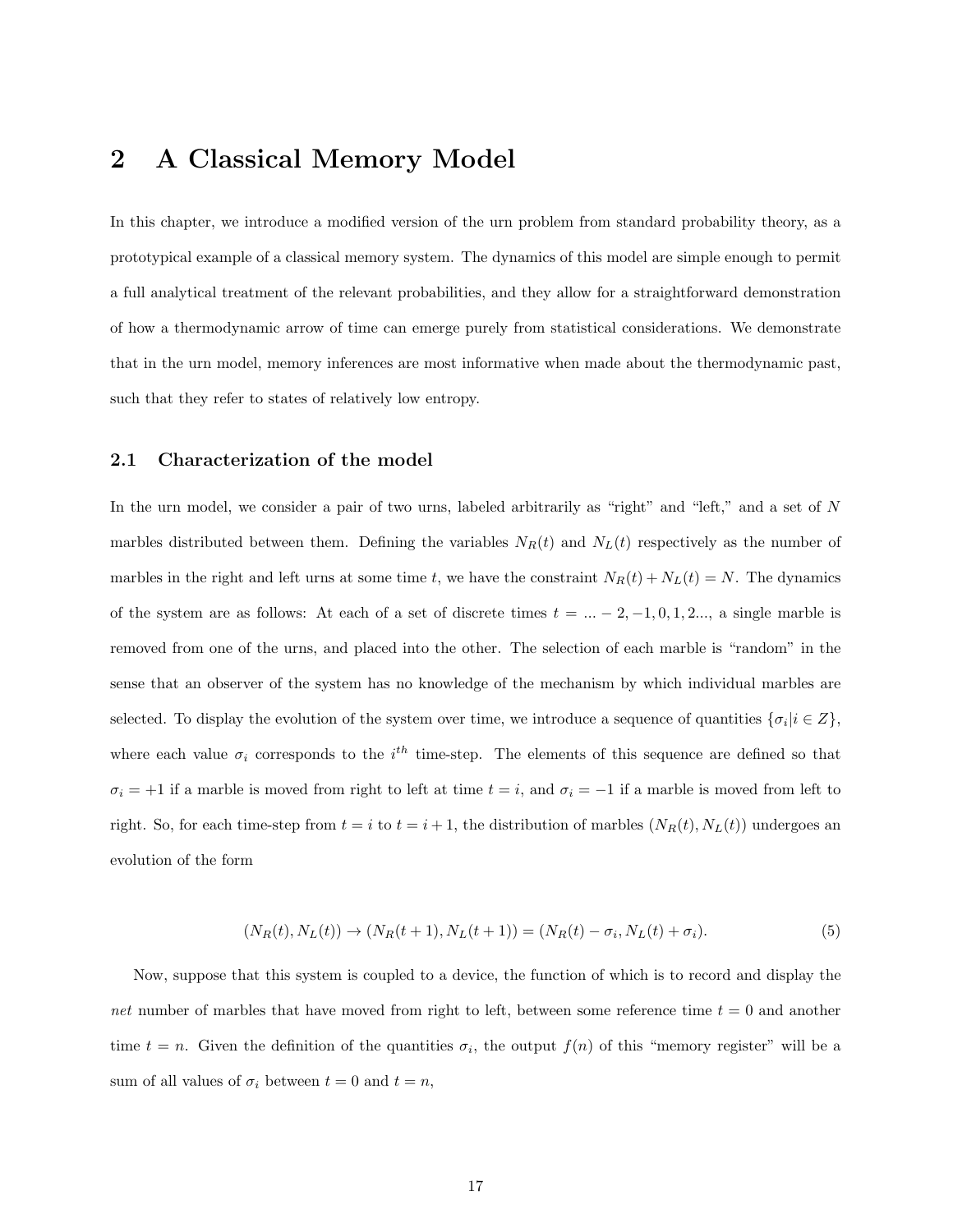# 2 A Classical Memory Model

In this chapter, we introduce a modified version of the urn problem from standard probability theory, as a prototypical example of a classical memory system. The dynamics of this model are simple enough to permit a full analytical treatment of the relevant probabilities, and they allow for a straightforward demonstration of how a thermodynamic arrow of time can emerge purely from statistical considerations. We demonstrate that in the urn model, memory inferences are most informative when made about the thermodynamic past, such that they refer to states of relatively low entropy.

## 2.1 Characterization of the model

In the urn model, we consider a pair of two urns, labeled arbitrarily as "right" and "left," and a set of $N$ marbles distributed between them. Defining the variables $N_R(t)$ and $N_L(t)$ respectively as the number of marbles in the right and left urns at some time $t$, we have the constraint $N_R(t) + N_L(t) = N$. The dynamics of the system are as follows: At each of a set of discrete times $t = ... - 2, -1, 0, 1, 2...$, a single marble is removed from one of the urns, and placed into the other. The selection of each marble is "random" in the sense that an observer of the system has no knowledge of the mechanism by which individual marbles are selected. To display the evolution of the system over time, we introduce a sequence of quantities $\{\sigma_i | i \in Z\}$, where each value $\sigma_i$ corresponds to the $i^{th}$ time-step. The elements of this sequence are defined so that $\sigma_i = +1$ if a marble is moved from right to left at time $t = i$, and $\sigma_i = -1$ if a marble is moved from left to right. So, for each time-step from $t = i$ to $t = i + 1$, the distribution of marbles $(N_R(t), N_L(t))$ undergoes an evolution of the form

$$(N_R(t), N_L(t)) \rightarrow (N_R(t + 1), N_L(t + 1)) = (N_R(t) - \sigma_i, N_L(t) + \sigma_i). \tag{5}$$

Now, suppose that this system is coupled to a device, the function of which is to record and display the *net* number of marbles that have moved from right to left, between some reference time $t = 0$ and another time $t = n$. Given the definition of the quantities $\sigma_i$, the output $f(n)$ of this "memory register" will be a sum of all values of $\sigma_i$ between $t = 0$ and $t = n$,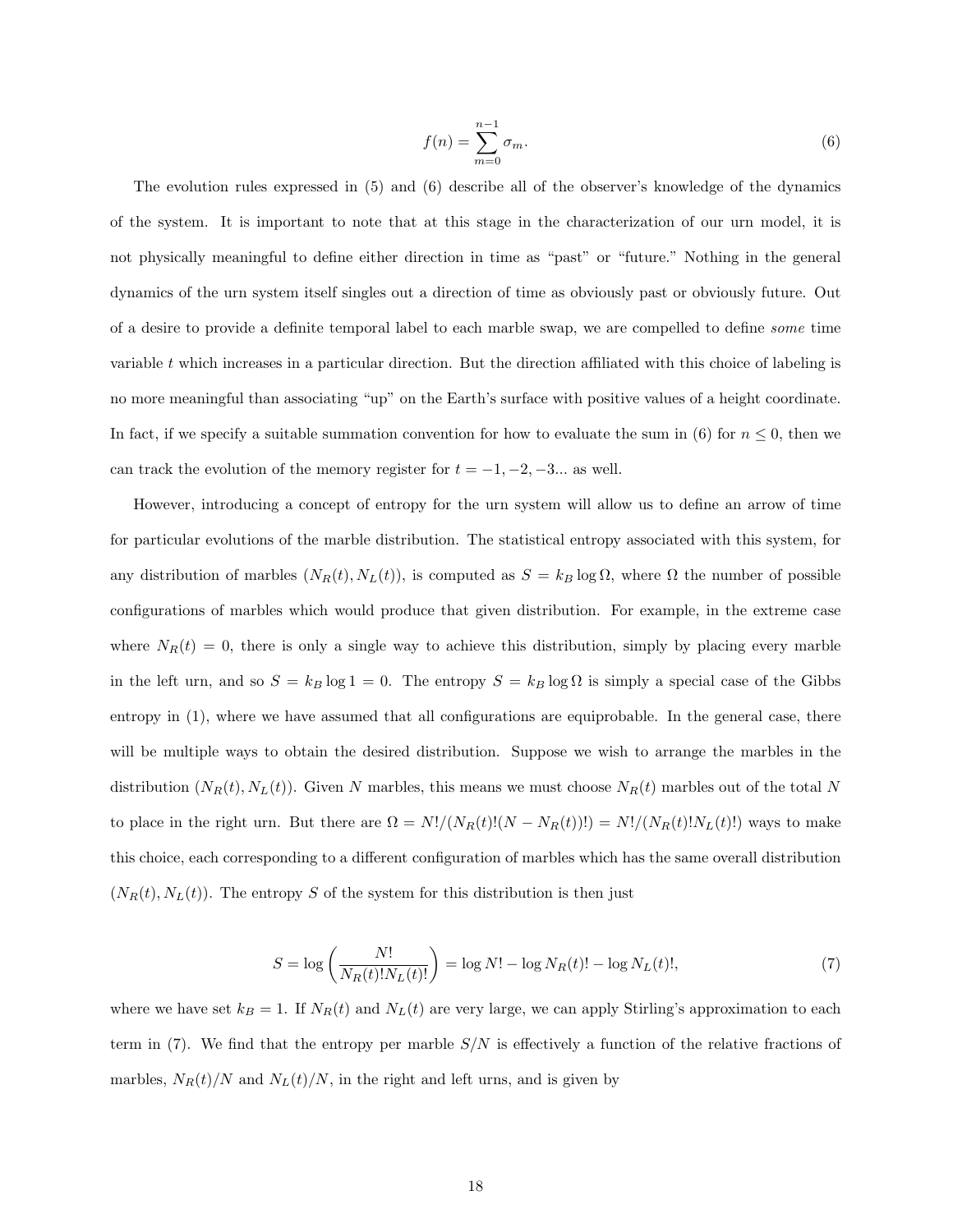$$f(n) = \sum_{m=0}^{n-1} \sigma_m. \tag{6}$$

The evolution rules expressed in (5) and (6) describe all of the observer's knowledge of the dynamics of the system. It is important to note that at this stage in the characterization of our urn model, it is not physically meaningful to define either direction in time as "past" or "future." Nothing in the general dynamics of the urn system itself singles out a direction of time as obviously past or obviously future. Out of a desire to provide a definite temporal label to each marble swap, we are compelled to define *some* time variable $t$ which increases in a particular direction. But the direction affiliated with this choice of labeling is no more meaningful than associating "up" on the Earth's surface with positive values of a height coordinate. In fact, if we specify a suitable summation convention for how to evaluate the sum in (6) for $n \leq 0$, then we can track the evolution of the memory register for $t = -1, -2, -3...$ as well.

However, introducing a concept of entropy for the urn system will allow us to define an arrow of time for particular evolutions of the marble distribution. The statistical entropy associated with this system, for any distribution of marbles $(N_R(t), N_L(t))$, is computed as $S = k_B \log \Omega$, where $\Omega$ the number of possible configurations of marbles which would produce that given distribution. For example, in the extreme case where $N_R(t) = 0$, there is only a single way to achieve this distribution, simply by placing every marble in the left urn, and so $S = k_B \log 1 = 0$. The entropy $S = k_B \log \Omega$ is simply a special case of the Gibbs entropy in (1), where we have assumed that all configurations are equiprobable. In the general case, there will be multiple ways to obtain the desired distribution. Suppose we wish to arrange the marbles in the distribution $(N_R(t), N_L(t))$. Given $N$ marbles, this means we must choose $N_R(t)$ marbles out of the total $N$ to place in the right urn. But there are $\Omega = N!/(N_R(t)!(N - N_R(t))!) = N!/(N_R(t)!N_L(t)!)$ ways to make this choice, each corresponding to a different configuration of marbles which has the same overall distribution $(N_R(t), N_L(t))$. The entropy $S$ of the system for this distribution is then just

$$S = \log\left(\frac{N!}{N_R(t)!N_L(t)!}\right) = \log N! - \log N_R(t)! - \log N_L(t)!, \tag{7}$$

where we have set $k_B = 1$. If $N_R(t)$ and $N_L(t)$ are very large, we can apply Stirling's approximation to each term in (7). We find that the entropy per marble $S/N$ is effectively a function of the relative fractions of marbles, $N_R(t)/N$ and $N_L(t)/N$, in the right and left urns, and is given by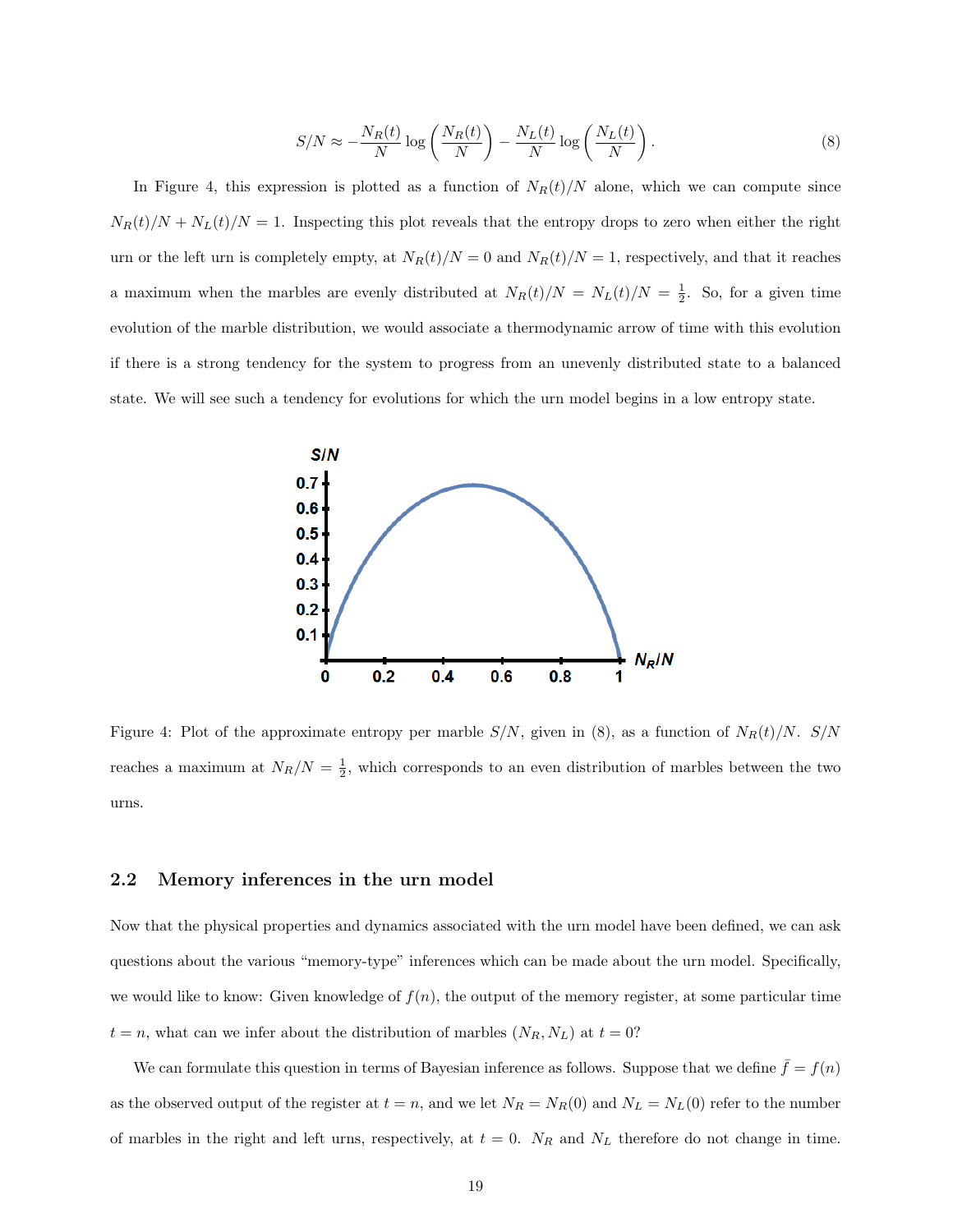$$S/N \approx -\frac{N_R(t)}{N}\log\left(\frac{N_R(t)}{N}\right) - \frac{N_L(t)}{N}\log\left(\frac{N_L(t)}{N}\right). \tag{8}$$

In Figure 4, this expression is plotted as a function of $N_R(t)/N$ alone, which we can compute since $N_R(t)/N + N_L(t)/N = 1$. Inspecting this plot reveals that the entropy drops to zero when either the right urn or the left urn is completely empty, at $N_R(t)/N = 0$ and $N_R(t)/N = 1$, respectively, and that it reaches a maximum when the marbles are evenly distributed at $N_R(t)/N = N_L(t)/N = \frac{1}{2}$. So, for a given time evolution of the marble distribution, we would associate a thermodynamic arrow of time with this evolution if there is a strong tendency for the system to progress from an unevenly distributed state to a balanced state. We will see such a tendency for evolutions for which the urn model begins in a low entropy state.

Figure 4: Plot of the approximate entropy per marble $S/N$, given in (8), as a function of $N_R(t)/N$. $S/N$ reaches a maximum at $N_R/N = \frac{1}{2}$, which corresponds to an even distribution of marbles between the two urns.

## 2.2 Memory inferences in the urn model

Now that the physical properties and dynamics associated with the urn model have been defined, we can ask questions about the various "memory-type" inferences which can be made about the urn model. Specifically, we would like to know: Given knowledge of $f(n)$, the output of the memory register, at some particular time $t = n$, what can we infer about the distribution of marbles $(N_R, N_L)$ at $t = 0$?

We can formulate this question in terms of Bayesian inference as follows. Suppose that we define $\bar{f} = f(n)$ as the observed output of the register at $t = n$, and we let $N_R = N_R(0)$ and $N_L = N_L(0)$ refer to the number of marbles in the right and left urns, respectively, at $t = 0$. $N_R$ and $N_L$ therefore do not change in time.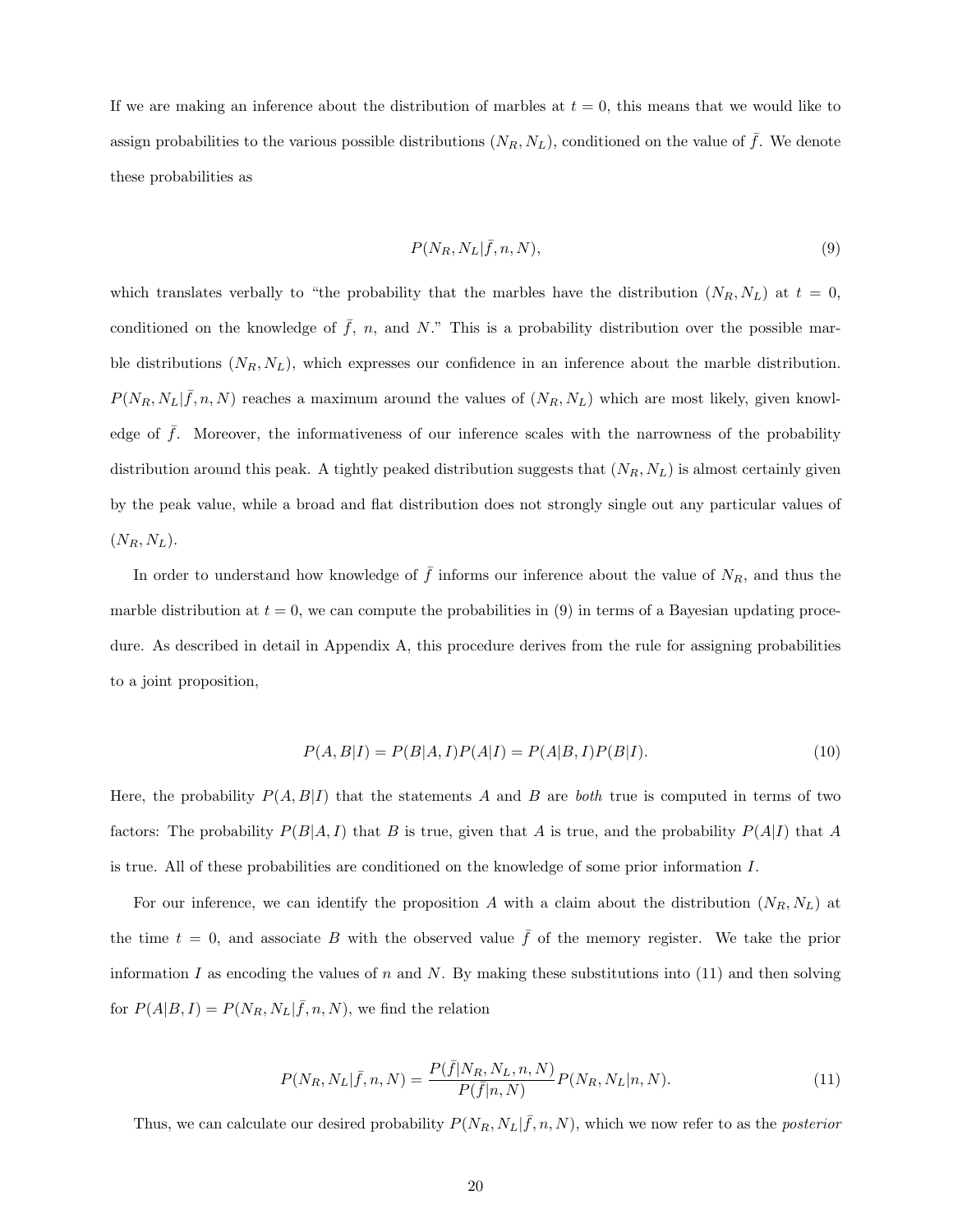If we are making an inference about the distribution of marbles at $t = 0$, this means that we would like to assign probabilities to the various possible distributions $(N_R, N_L)$, conditioned on the value of $\bar{f}$. We denote these probabilities as

$$P(N_R, N_L|\bar{f}, n, N), \tag{9}$$

which translates verbally to "the probability that the marbles have the distribution $(N_R, N_L)$ at $t = 0$, conditioned on the knowledge of $\bar{f}$, $n$, and $N$." This is a probability distribution over the possible marble distributions $(N_R, N_L)$, which expresses our confidence in an inference about the marble distribution. $P(N_R, N_L|\bar{f}, n, N)$ reaches a maximum around the values of $(N_R, N_L)$ which are most likely, given knowledge of $\bar{f}$. Moreover, the informativeness of our inference scales with the narrowness of the probability distribution around this peak. A tightly peaked distribution suggests that $(N_R, N_L)$ is almost certainly given by the peak value, while a broad and flat distribution does not strongly single out any particular values of $(N_R, N_L)$.

In order to understand how knowledge of $\bar{f}$ informs our inference about the value of $N_R$, and thus the marble distribution at $t = 0$, we can compute the probabilities in (9) in terms of a Bayesian updating procedure. As described in detail in Appendix A, this procedure derives from the rule for assigning probabilities to a joint proposition,

$$P(A, B|I) = P(B|A, I)P(A|I) = P(A|B, I)P(B|I). \tag{10}$$

Here, the probability $P(A, B|I)$ that the statements $A$ and $B$ are *both* true is computed in terms of two factors: The probability $P(B|A, I)$ that $B$ is true, given that $A$ is true, and the probability $P(A|I)$ that $A$ is true. All of these probabilities are conditioned on the knowledge of some prior information $I$.

For our inference, we can identify the proposition $A$ with a claim about the distribution $(N_R, N_L)$ at the time $t = 0$, and associate $B$ with the observed value $\bar{f}$ of the memory register. We take the prior information $I$ as encoding the values of $n$ and $N$. By making these substitutions into (11) and then solving for $P(A|B, I) = P(N_R, N_L|\bar{f}, n, N)$, we find the relation

$$P(N_R, N_L|\bar{f}, n, N) = \frac{P(\bar{f}|N_R, N_L, n, N)}{P(\bar{f}|n, N)} P(N_R, N_L|n, N). \tag{11}$$

Thus, we can calculate our desired probability $P(N_R, N_L|\bar{f}, n, N)$, which we now refer to as the *posterior*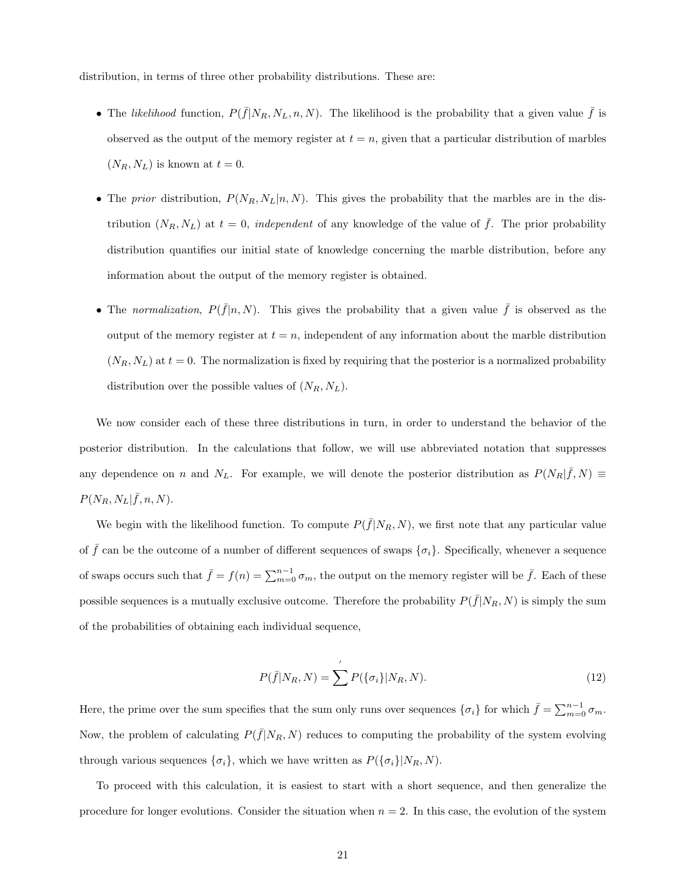distribution, in terms of three other probability distributions. These are:

- The *likelihood* function, $P(\bar{f}|N_R, N_L, n, N)$. The likelihood is the probability that a given value $\bar{f}$ is observed as the output of the memory register at $t = n$, given that a particular distribution of marbles $(N_R, N_L)$ is known at $t = 0$.

- The *prior* distribution, $P(N_R, N_L|n, N)$. This gives the probability that the marbles are in the distribution $(N_R, N_L)$ at $t = 0$, *independent* of any knowledge of the value of $\bar{f}$. The prior probability distribution quantifies our initial state of knowledge concerning the marble distribution, before any information about the output of the memory register is obtained.

- The *normalization*, $P(\bar{f}|n, N)$. This gives the probability that a given value $\bar{f}$ is observed as the output of the memory register at $t = n$, independent of any information about the marble distribution $(N_R, N_L)$ at $t = 0$. The normalization is fixed by requiring that the posterior is a normalized probability distribution over the possible values of $(N_R, N_L)$.

We now consider each of these three distributions in turn, in order to understand the behavior of the posterior distribution. In the calculations that follow, we will use abbreviated notation that suppresses any dependence on $n$ and $N_L$. For example, we will denote the posterior distribution as $P(N_R|\bar{f}, N) \equiv P(N_R, N_L|\bar{f}, n, N)$.

We begin with the likelihood function. To compute $P(\bar{f}|N_R, N)$, we first note that any particular value of $\bar{f}$ can be the outcome of a number of different sequences of swaps $\{\sigma_i\}$. Specifically, whenever a sequence of swaps occurs such that $\bar{f} = f(n) = \sum_{m=0}^{n-1} \sigma_m$, the output on the memory register will be $\bar{f}$. Each of these possible sequences is a mutually exclusive outcome. Therefore the probability $P(\bar{f}|N_R, N)$ is simply the sum of the probabilities of obtaining each individual sequence,

$$P(\bar{f}|N_R, N) = \sum{}^{'} P(\{\sigma_i\}|N_R, N). \tag{12}$$

Here, the prime over the sum specifies that the sum only runs over sequences $\{\sigma_i\}$ for which $\bar{f} = \sum_{m=0}^{n-1} \sigma_m$. Now, the problem of calculating $P(\bar{f}|N_R, N)$ reduces to computing the probability of the system evolving through various sequences $\{\sigma_i\}$, which we have written as $P(\{\sigma_i\}|N_R, N)$.

To proceed with this calculation, it is easiest to start with a short sequence, and then generalize the procedure for longer evolutions. Consider the situation when $n = 2$. In this case, the evolution of the system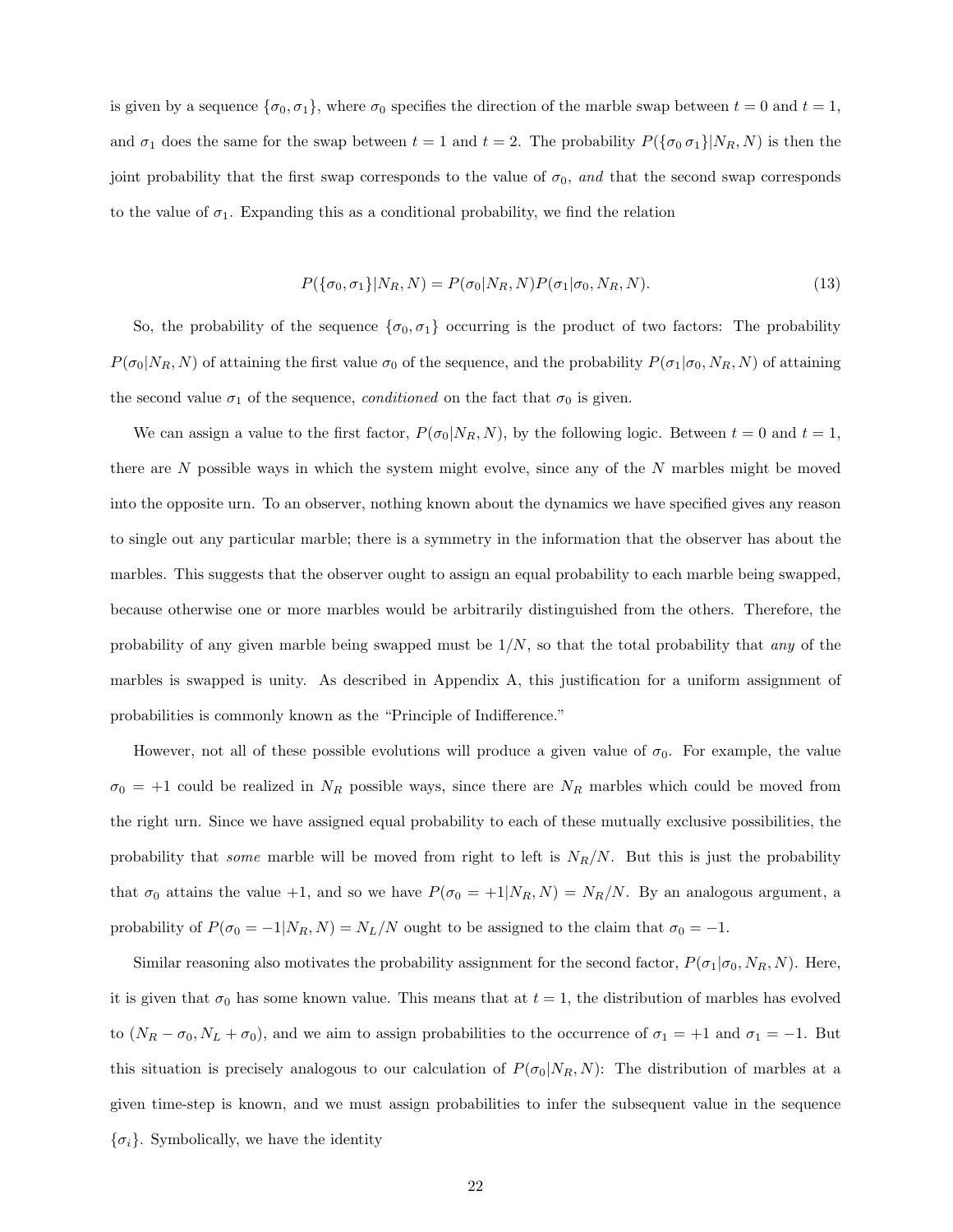is given by a sequence $\{\sigma_0, \sigma_1\}$, where $\sigma_0$ specifies the direction of the marble swap between $t = 0$ and $t = 1$, and $\sigma_1$ does the same for the swap between $t = 1$ and $t = 2$. The probability $P(\{\sigma_0\, \sigma_1\}|N_R, N)$ is then the joint probability that the first swap corresponds to the value of $\sigma_0$, *and* that the second swap corresponds to the value of $\sigma_1$. Expanding this as a conditional probability, we find the relation

$$P(\{\sigma_0, \sigma_1\}|N_R, N) = P(\sigma_0|N_R, N)P(\sigma_1|\sigma_0, N_R, N). \tag{13}$$

So, the probability of the sequence $\{\sigma_0, \sigma_1\}$ occurring is the product of two factors: The probability $P(\sigma_0|N_R, N)$ of attaining the first value $\sigma_0$ of the sequence, and the probability $P(\sigma_1|\sigma_0, N_R, N)$ of attaining the second value $\sigma_1$ of the sequence, *conditioned* on the fact that $\sigma_0$ is given.

We can assign a value to the first factor, $P(\sigma_0|N_R, N)$, by the following logic. Between $t = 0$ and $t = 1$, there are $N$ possible ways in which the system might evolve, since any of the $N$ marbles might be moved into the opposite urn. To an observer, nothing known about the dynamics we have specified gives any reason to single out any particular marble; there is a symmetry in the information that the observer has about the marbles. This suggests that the observer ought to assign an equal probability to each marble being swapped, because otherwise one or more marbles would be arbitrarily distinguished from the others. Therefore, the probability of any given marble being swapped must be $1/N$, so that the total probability that *any* of the marbles is swapped is unity. As described in Appendix A, this justification for a uniform assignment of probabilities is commonly known as the "Principle of Indifference."

However, not all of these possible evolutions will produce a given value of $\sigma_0$. For example, the value $\sigma_0 = +1$ could be realized in $N_R$ possible ways, since there are $N_R$ marbles which could be moved from the right urn. Since we have assigned equal probability to each of these mutually exclusive possibilities, the probability that *some* marble will be moved from right to left is $N_R/N$. But this is just the probability that $\sigma_0$ attains the value $+1$, and so we have $P(\sigma_0 = +1|N_R, N) = N_R/N$. By an analogous argument, a probability of $P(\sigma_0 = -1|N_R, N) = N_L/N$ ought to be assigned to the claim that $\sigma_0 = -1$.

Similar reasoning also motivates the probability assignment for the second factor, $P(\sigma_1|\sigma_0, N_R, N)$. Here, it is given that $\sigma_0$ has some known value. This means that at $t = 1$, the distribution of marbles has evolved to $(N_R - \sigma_0, N_L + \sigma_0)$, and we aim to assign probabilities to the occurrence of $\sigma_1 = +1$ and $\sigma_1 = -1$. But this situation is precisely analogous to our calculation of $P(\sigma_0|N_R, N)$: The distribution of marbles at a given time-step is known, and we must assign probabilities to infer the subsequent value in the sequence $\{\sigma_i\}$. Symbolically, we have the identity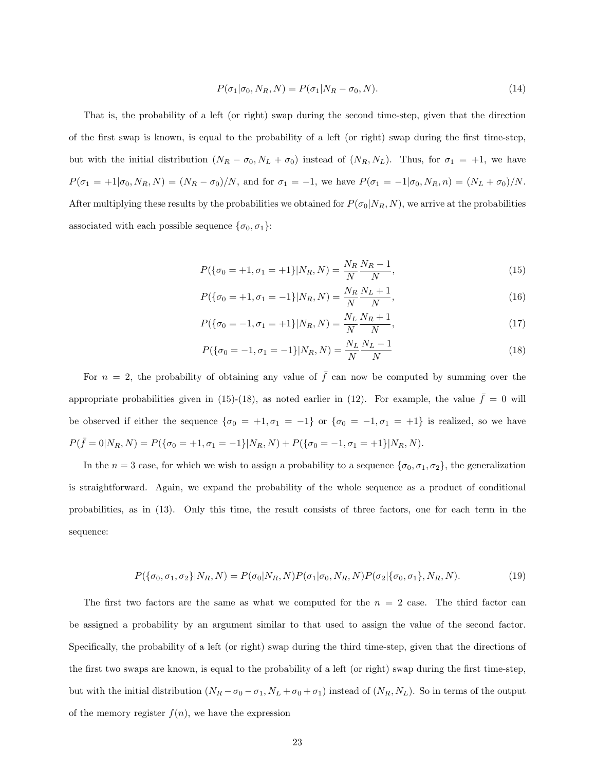$$P(\sigma_1|\sigma_0, N_R, N) = P(\sigma_1|N_R - \sigma_0, N). \tag{14}$$

That is, the probability of a left (or right) swap during the second time-step, given that the direction of the first swap is known, is equal to the probability of a left (or right) swap during the first time-step, but with the initial distribution $(N_R - \sigma_0, N_L + \sigma_0)$ instead of $(N_R, N_L)$. Thus, for $\sigma_1 = +1$, we have $P(\sigma_1 = +1|\sigma_0, N_R, N) = (N_R - \sigma_0)/N$, and for $\sigma_1 = -1$, we have $P(\sigma_1 = -1|\sigma_0, N_R, n) = (N_L + \sigma_0)/N$. After multiplying these results by the probabilities we obtained for $P(\sigma_0|N_R, N)$, we arrive at the probabilities associated with each possible sequence $\{\sigma_0, \sigma_1\}$:

$$P(\{\sigma_0 = +1, \sigma_1 = +1\}|N_R, N) = \frac{N_R}{N}\frac{N_R - 1}{N}, \tag{15}$$

$$P(\{\sigma_0 = +1, \sigma_1 = -1\}|N_R, N) = \frac{N_R}{N}\frac{N_L + 1}{N}, \tag{16}$$

$$P(\{\sigma_0 = -1, \sigma_1 = +1\}|N_R, N) = \frac{N_L}{N}\frac{N_R + 1}{N}, \tag{17}$$

$$P(\{\sigma_0 = -1, \sigma_1 = -1\}|N_R, N) = \frac{N_L}{N}\frac{N_L - 1}{N} \tag{18}$$

For $n = 2$, the probability of obtaining any value of $\bar{f}$ can now be computed by summing over the appropriate probabilities given in (15)-(18), as noted earlier in (12). For example, the value $\bar{f} = 0$ will be observed if either the sequence $\{\sigma_0 = +1, \sigma_1 = -1\}$ or $\{\sigma_0 = -1, \sigma_1 = +1\}$ is realized, so we have $P(\bar{f} = 0|N_R, N) = P(\{\sigma_0 = +1, \sigma_1 = -1\}|N_R, N) + P(\{\sigma_0 = -1, \sigma_1 = +1\}|N_R, N)$.

In the $n = 3$ case, for which we wish to assign a probability to a sequence $\{\sigma_0, \sigma_1, \sigma_2\}$, the generalization is straightforward. Again, we expand the probability of the whole sequence as a product of conditional probabilities, as in (13). Only this time, the result consists of three factors, one for each term in the sequence:

$$P(\{\sigma_0, \sigma_1, \sigma_2\}|N_R, N) = P(\sigma_0|N_R, N)P(\sigma_1|\sigma_0, N_R, N)P(\sigma_2|\{\sigma_0, \sigma_1\}, N_R, N). \tag{19}$$

The first two factors are the same as what we computed for the $n = 2$ case. The third factor can be assigned a probability by an argument similar to that used to assign the value of the second factor. Specifically, the probability of a left (or right) swap during the third time-step, given that the directions of the first two swaps are known, is equal to the probability of a left (or right) swap during the first time-step, but with the initial distribution $(N_R - \sigma_0 - \sigma_1, N_L + \sigma_0 + \sigma_1)$ instead of $(N_R, N_L)$. So in terms of the output of the memory register $f(n)$, we have the expression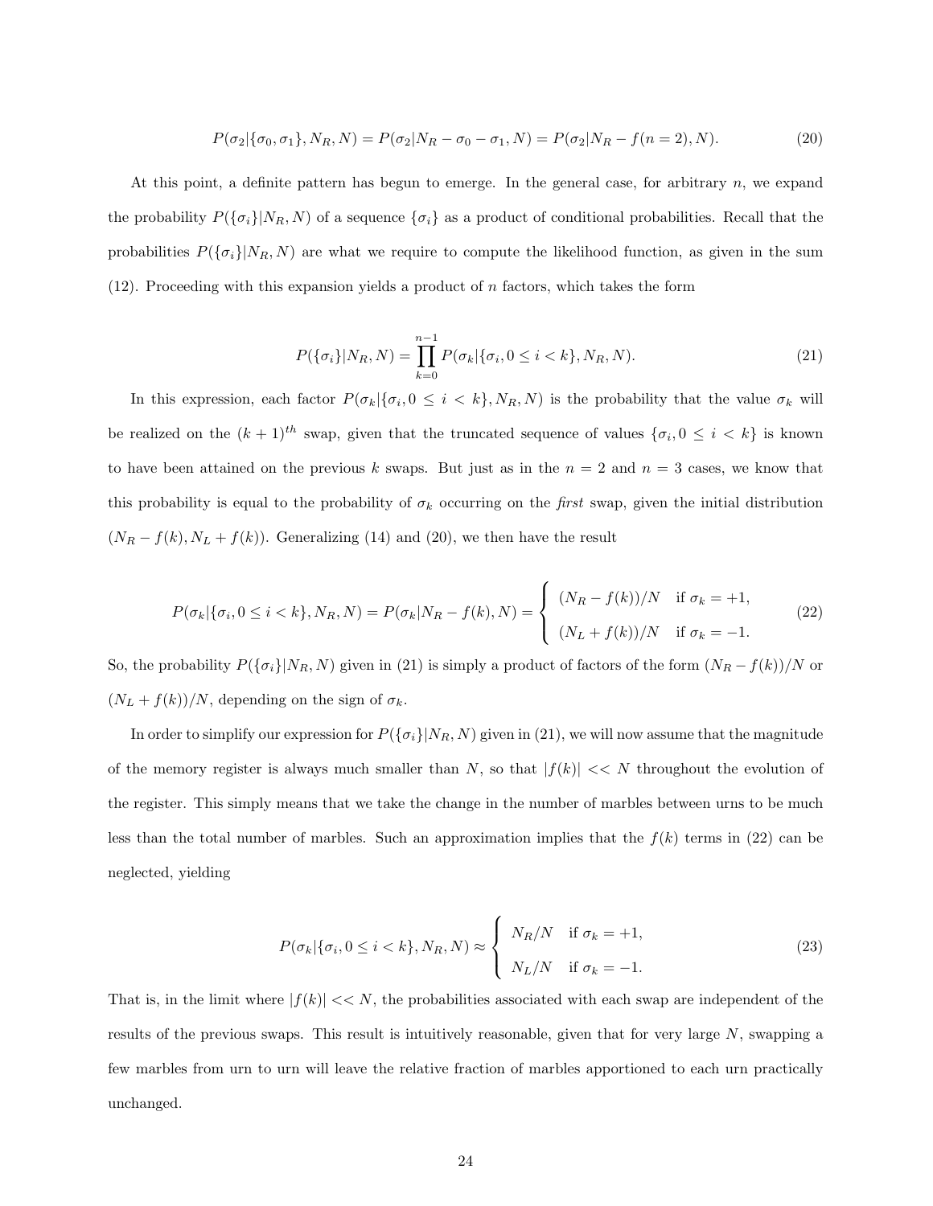$$P(\sigma_2|\{\sigma_0, \sigma_1\}, N_R, N) = P(\sigma_2|N_R - \sigma_0 - \sigma_1, N) = P(\sigma_2|N_R - f(n = 2), N). \tag{20}$$

At this point, a definite pattern has begun to emerge. In the general case, for arbitrary $n$, we expand the probability $P(\{\sigma_i\}|N_R, N)$ of a sequence $\{\sigma_i\}$ as a product of conditional probabilities. Recall that the probabilities $P(\{\sigma_i\}|N_R, N)$ are what we require to compute the likelihood function, as given in the sum (12). Proceeding with this expansion yields a product of $n$ factors, which takes the form

$$P(\{\sigma_i\}|N_R, N) = \prod_{k=0}^{n-1} P(\sigma_k|\{\sigma_i, 0 \leq i < k\}, N_R, N). \tag{21}$$

In this expression, each factor $P(\sigma_k|\{\sigma_i, 0 \leq i < k\}, N_R, N)$ is the probability that the value $\sigma_k$ will be realized on the $(k+1)^{th}$ swap, given that the truncated sequence of values $\{\sigma_i, 0 \leq i < k\}$ is known to have been attained on the previous $k$ swaps. But just as in the $n = 2$ and $n = 3$ cases, we know that this probability is equal to the probability of $\sigma_k$ occurring on the *first* swap, given the initial distribution $(N_R - f(k), N_L + f(k))$. Generalizing (14) and (20), we then have the result

$$P(\sigma_k|\{\sigma_i, 0 \leq i < k\}, N_R, N) = P(\sigma_k|N_R - f(k), N) = \begin{cases} (N_R - f(k))/N & \text{if } \sigma_k = +1, \\ (N_L + f(k))/N & \text{if } \sigma_k = -1. \end{cases} \tag{22}$$

So, the probability $P(\{\sigma_i\}|N_R, N)$ given in (21) is simply a product of factors of the form $(N_R - f(k))/N$ or $(N_L + f(k))/N$, depending on the sign of $\sigma_k$.

In order to simplify our expression for $P(\{\sigma_i\}|N_R, N)$ given in (21), we will now assume that the magnitude of the memory register is always much smaller than $N$, so that $|f(k)| << N$ throughout the evolution of the register. This simply means that we take the change in the number of marbles between urns to be much less than the total number of marbles. Such an approximation implies that the $f(k)$ terms in (22) can be neglected, yielding

$$P(\sigma_k|\{\sigma_i, 0 \leq i < k\}, N_R, N) \approx \begin{cases} N_R/N & \text{if } \sigma_k = +1, \\ N_L/N & \text{if } \sigma_k = -1. \end{cases} \tag{23}$$

That is, in the limit where $|f(k)| << N$, the probabilities associated with each swap are independent of the results of the previous swaps. This result is intuitively reasonable, given that for very large $N$, swapping a few marbles from urn to urn will leave the relative fraction of marbles apportioned to each urn practically unchanged.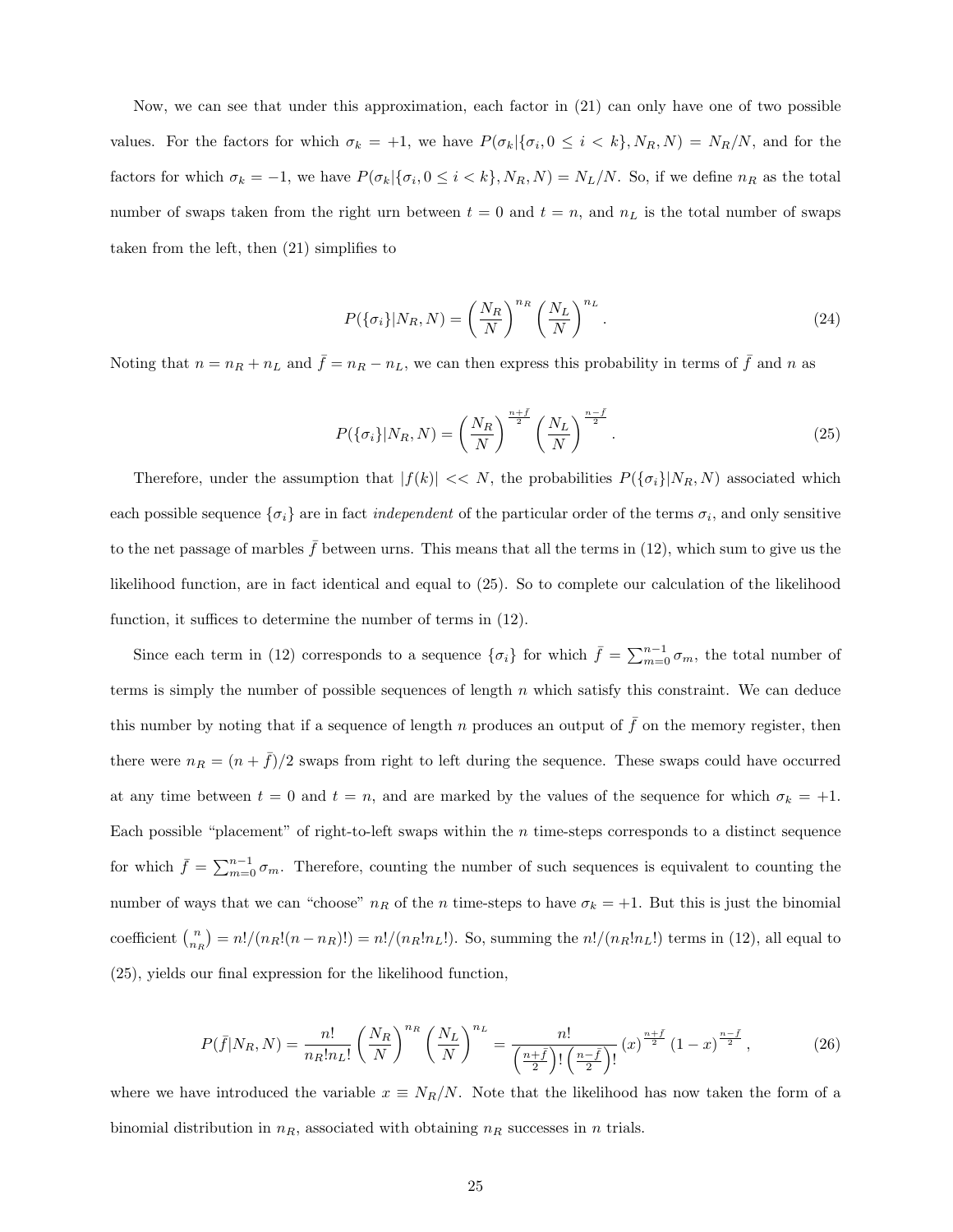Now, we can see that under this approximation, each factor in (21) can only have one of two possible values. For the factors for which $\sigma_k = +1$, we have $P(\sigma_k|\{\sigma_i, 0 \le i < k\}, N_R, N) = N_R/N$, and for the factors for which $\sigma_k = -1$, we have $P(\sigma_k|\{\sigma_i, 0 \le i < k\}, N_R, N) = N_L/N$. So, if we define $n_R$ as the total number of swaps taken from the right urn between $t = 0$ and $t = n$, and $n_L$ is the total number of swaps taken from the left, then (21) simplifies to

$$P(\{\sigma_i\}|N_R, N) = \left(\frac{N_R}{N}\right)^{n_R} \left(\frac{N_L}{N}\right)^{n_L}. \tag{24}$$

Noting that $n = n_R + n_L$ and $\bar{f} = n_R - n_L$, we can then express this probability in terms of $\bar{f}$ and $n$ as

$$P(\{\sigma_i\}|N_R, N) = \left(\frac{N_R}{N}\right)^{\frac{n+\bar{f}}{2}} \left(\frac{N_L}{N}\right)^{\frac{n-\bar{f}}{2}}. \tag{25}$$

Therefore, under the assumption that $|f(k)| << N$, the probabilities $P(\{\sigma_i\}|N_R, N)$ associated which each possible sequence $\{\sigma_i\}$ are in fact *independent* of the particular order of the terms $\sigma_i$, and only sensitive to the net passage of marbles $\bar{f}$ between urns. This means that all the terms in (12), which sum to give us the likelihood function, are in fact identical and equal to (25). So to complete our calculation of the likelihood function, it suffices to determine the number of terms in (12).

Since each term in (12) corresponds to a sequence $\{\sigma_i\}$ for which $\bar{f} = \sum_{m=0}^{n-1} \sigma_m$, the total number of terms is simply the number of possible sequences of length $n$ which satisfy this constraint. We can deduce this number by noting that if a sequence of length $n$ produces an output of $\bar{f}$ on the memory register, then there were $n_R = (n + \bar{f})/2$ swaps from right to left during the sequence. These swaps could have occurred at any time between $t = 0$ and $t = n$, and are marked by the values of the sequence for which $\sigma_k = +1$. Each possible "placement" of right-to-left swaps within the $n$ time-steps corresponds to a distinct sequence for which $\bar{f} = \sum_{m=0}^{n-1} \sigma_m$. Therefore, counting the number of such sequences is equivalent to counting the number of ways that we can "choose" $n_R$ of the $n$ time-steps to have $\sigma_k = +1$. But this is just the binomial coefficient $\binom{n}{n_R} = n!/(n_R!(n - n_R)!) = n!/(n_R!n_L!)$. So, summing the $n!/(n_R!n_L!)$ terms in (12), all equal to (25), yields our final expression for the likelihood function,

$$P(\bar{f}|N_R, N) = \frac{n!}{n_R!n_L!} \left(\frac{N_R}{N}\right)^{n_R} \left(\frac{N_L}{N}\right)^{n_L} = \frac{n!}{\left(\frac{n+\bar{f}}{2}\right)! \left(\frac{n-\bar{f}}{2}\right)!} (x)^{\frac{n+\bar{f}}{2}} (1-x)^{\frac{n-\bar{f}}{2}}, \tag{26}$$

where we have introduced the variable $x \equiv N_R/N$. Note that the likelihood has now taken the form of a binomial distribution in $n_R$, associated with obtaining $n_R$ successes in $n$ trials.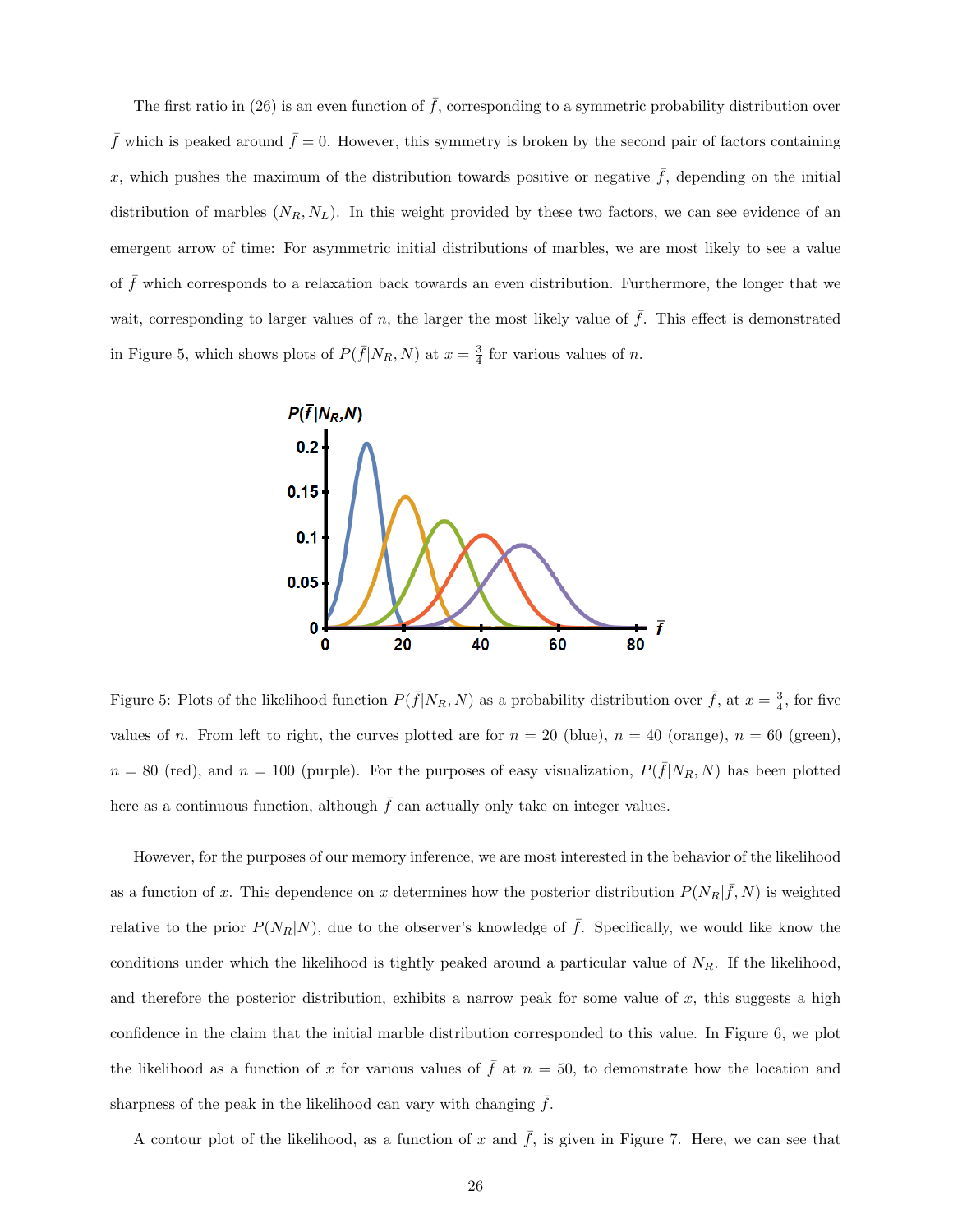The first ratio in (26) is an even function of $\bar{f}$, corresponding to a symmetric probability distribution over $\bar{f}$ which is peaked around $\bar{f} = 0$. However, this symmetry is broken by the second pair of factors containing $x$, which pushes the maximum of the distribution towards positive or negative $\bar{f}$, depending on the initial distribution of marbles $(N_R, N_L)$. In this weight provided by these two factors, we can see evidence of an emergent arrow of time: For asymmetric initial distributions of marbles, we are most likely to see a value of $\bar{f}$ which corresponds to a relaxation back towards an even distribution. Furthermore, the longer that we wait, corresponding to larger values of $n$, the larger the most likely value of $\bar{f}$. This effect is demonstrated in Figure 5, which shows plots of $P(\bar{f}|N_R, N)$ at $x = \frac{3}{4}$ for various values of $n$.

Figure 5: Plots of the likelihood function $P(\bar{f}|N_R, N)$ as a probability distribution over $\bar{f}$, at $x = \frac{3}{4}$, for five values of $n$. From left to right, the curves plotted are for $n = 20$ (blue), $n = 40$ (orange), $n = 60$ (green), $n = 80$ (red), and $n = 100$ (purple). For the purposes of easy visualization, $P(\bar{f}|N_R, N)$ has been plotted here as a continuous function, although $\bar{f}$ can actually only take on integer values.

However, for the purposes of our memory inference, we are most interested in the behavior of the likelihood as a function of $x$. This dependence on $x$ determines how the posterior distribution $P(N_R|\bar{f}, N)$ is weighted relative to the prior $P(N_R|N)$, due to the observer's knowledge of $\bar{f}$. Specifically, we would like know the conditions under which the likelihood is tightly peaked around a particular value of $N_R$. If the likelihood, and therefore the posterior distribution, exhibits a narrow peak for some value of $x$, this suggests a high confidence in the claim that the initial marble distribution corresponded to this value. In Figure 6, we plot the likelihood as a function of $x$ for various values of $\bar{f}$ at $n = 50$, to demonstrate how the location and sharpness of the peak in the likelihood can vary with changing $\bar{f}$.

A contour plot of the likelihood, as a function of $x$ and $\bar{f}$, is given in Figure 7. Here, we can see that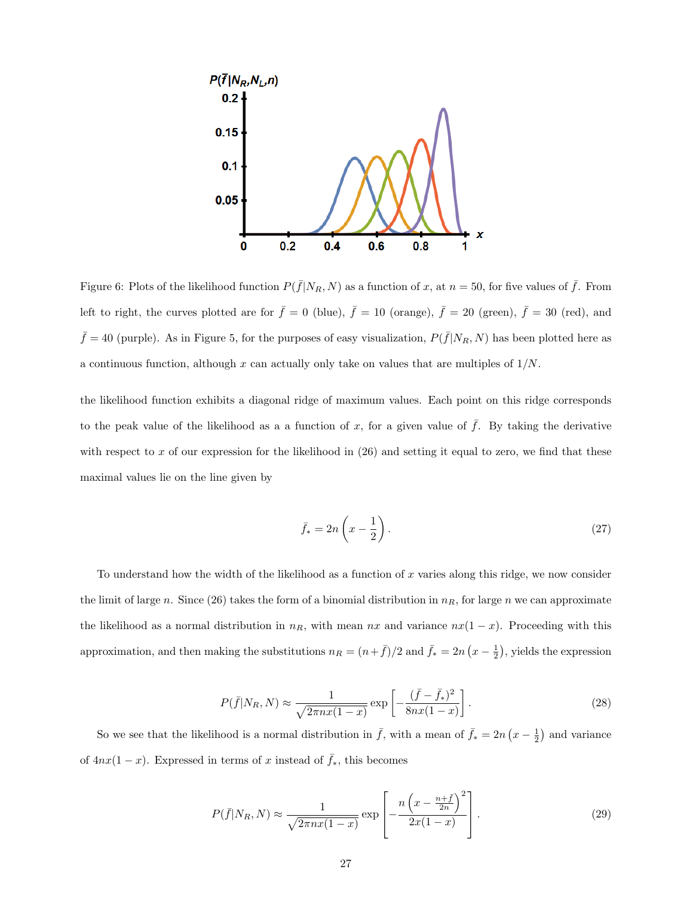Figure 6: Plots of the likelihood function $P(\bar{f}|N_R, N)$ as a function of $x$, at $n = 50$, for five values of $\bar{f}$. From left to right, the curves plotted are for $\bar{f} = 0$ (blue), $\bar{f} = 10$ (orange), $\bar{f} = 20$ (green), $\bar{f} = 30$ (red), and $\bar{f} = 40$ (purple). As in Figure 5, for the purposes of easy visualization, $P(\bar{f}|N_R, N)$ has been plotted here as a continuous function, although $x$ can actually only take on values that are multiples of $1/N$.

the likelihood function exhibits a diagonal ridge of maximum values. Each point on this ridge corresponds to the peak value of the likelihood as a a function of $x$, for a given value of $\bar{f}$. By taking the derivative with respect to $x$ of our expression for the likelihood in (26) and setting it equal to zero, we find that these maximal values lie on the line given by

$$\bar{f}_* = 2n\left(x - \frac{1}{2}\right). \tag{27}$$

To understand how the width of the likelihood as a function of $x$ varies along this ridge, we now consider the limit of large $n$. Since (26) takes the form of a binomial distribution in $n_R$, for large $n$ we can approximate the likelihood as a normal distribution in $n_R$, with mean $nx$ and variance $nx(1-x)$. Proceeding with this approximation, and then making the substitutions $n_R = (n+\bar{f})/2$ and $\bar{f}_* = 2n\left(x - \frac{1}{2}\right)$, yields the expression

$$P(\bar{f}|N_R, N) \approx \frac{1}{\sqrt{2\pi nx(1-x)}} \exp\left[-\frac{(\bar{f} - \bar{f}_*)^2}{8nx(1-x)}\right]. \tag{28}$$

So we see that the likelihood is a normal distribution in $\bar{f}$, with a mean of $\bar{f}_* = 2n\left(x - \frac{1}{2}\right)$ and variance of $4nx(1-x)$. Expressed in terms of $x$ instead of $\bar{f}_*$, this becomes

$$P(\bar{f}|N_R, N) \approx \frac{1}{\sqrt{2\pi nx(1-x)}} \exp\left[-\frac{n\left(x - \frac{n+\bar{f}}{2n}\right)^2}{2x(1-x)}\right]. \tag{29}$$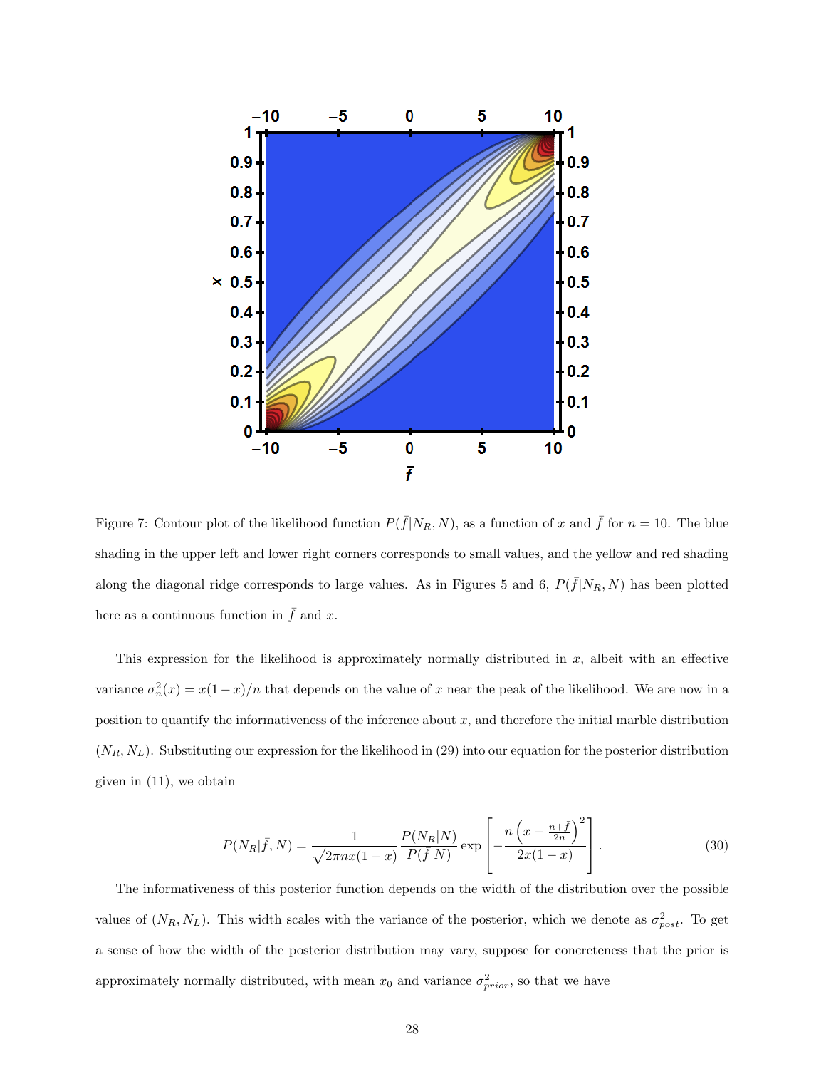Figure 7: Contour plot of the likelihood function $P(\bar{f}|N_R, N)$, as a function of $x$ and $\bar{f}$ for $n = 10$. The blue shading in the upper left and lower right corners corresponds to small values, and the yellow and red shading along the diagonal ridge corresponds to large values. As in Figures 5 and 6, $P(\bar{f}|N_R, N)$ has been plotted here as a continuous function in $\bar{f}$ and $x$.

This expression for the likelihood is approximately normally distributed in $x$, albeit with an effective variance $\sigma_n^2(x) = x(1-x)/n$ that depends on the value of $x$ near the peak of the likelihood. We are now in a position to quantify the informativeness of the inference about $x$, and therefore the initial marble distribution $(N_R, N_L)$. Substituting our expression for the likelihood in (29) into our equation for the posterior distribution given in (11), we obtain

$$P(N_R|\bar{f}, N) = \frac{1}{\sqrt{2\pi n x(1-x)}} \frac{P(N_R|N)}{P(\bar{f}|N)} \exp\left[ -\frac{n\left(x - \frac{n+\bar{f}}{2n}\right)^2}{2x(1-x)} \right]. \tag{30}$$

The informativeness of this posterior function depends on the width of the distribution over the possible values of $(N_R, N_L)$. This width scales with the variance of the posterior, which we denote as $\sigma_{post}^2$. To get a sense of how the width of the posterior distribution may vary, suppose for concreteness that the prior is approximately normally distributed, with mean $x_0$ and variance $\sigma_{prior}^2$, so that we have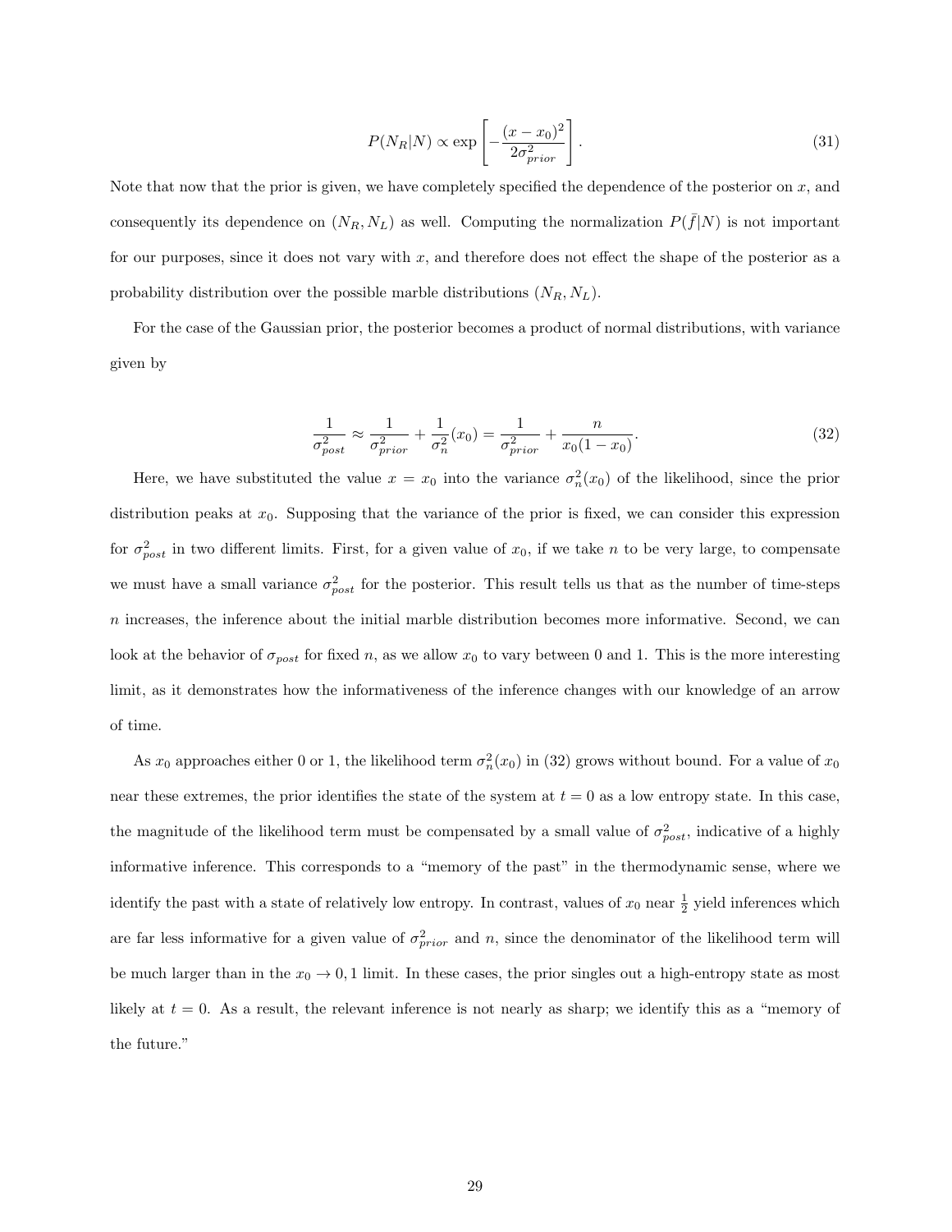$$P(N_R|N) \propto \exp\left[-\frac{(x-x_0)^2}{2\sigma_{prior}^2}\right]. \tag{31}$$

Note that now that the prior is given, we have completely specified the dependence of the posterior on $x$, and consequently its dependence on $(N_R, N_L)$ as well. Computing the normalization $P(\bar{f}|N)$ is not important for our purposes, since it does not vary with $x$, and therefore does not effect the shape of the posterior as a probability distribution over the possible marble distributions $(N_R, N_L)$.

For the case of the Gaussian prior, the posterior becomes a product of normal distributions, with variance given by

$$\frac{1}{\sigma_{post}^2} \approx \frac{1}{\sigma_{prior}^2} + \frac{1}{\sigma_n^2}(x_0) = \frac{1}{\sigma_{prior}^2} + \frac{n}{x_0(1-x_0)}. \tag{32}$$

Here, we have substituted the value $x = x_0$ into the variance $\sigma_n^2(x_0)$ of the likelihood, since the prior distribution peaks at $x_0$. Supposing that the variance of the prior is fixed, we can consider this expression for $\sigma_{post}^2$ in two different limits. First, for a given value of $x_0$, if we take $n$ to be very large, to compensate we must have a small variance $\sigma_{post}^2$ for the posterior. This result tells us that as the number of time-steps $n$ increases, the inference about the initial marble distribution becomes more informative. Second, we can look at the behavior of $\sigma_{post}$ for fixed $n$, as we allow $x_0$ to vary between 0 and 1. This is the more interesting limit, as it demonstrates how the informativeness of the inference changes with our knowledge of an arrow of time.

As $x_0$ approaches either 0 or 1, the likelihood term $\sigma_n^2(x_0)$ in (32) grows without bound. For a value of $x_0$ near these extremes, the prior identifies the state of the system at $t = 0$ as a low entropy state. In this case, the magnitude of the likelihood term must be compensated by a small value of $\sigma_{post}^2$, indicative of a highly informative inference. This corresponds to a "memory of the past" in the thermodynamic sense, where we identify the past with a state of relatively low entropy. In contrast, values of $x_0$ near $\frac{1}{2}$ yield inferences which are far less informative for a given value of $\sigma_{prior}^2$ and $n$, since the denominator of the likelihood term will be much larger than in the $x_0 \to 0, 1$ limit. In these cases, the prior singles out a high-entropy state as most likely at $t = 0$. As a result, the relevant inference is not nearly as sharp; we identify this as a "memory of the future."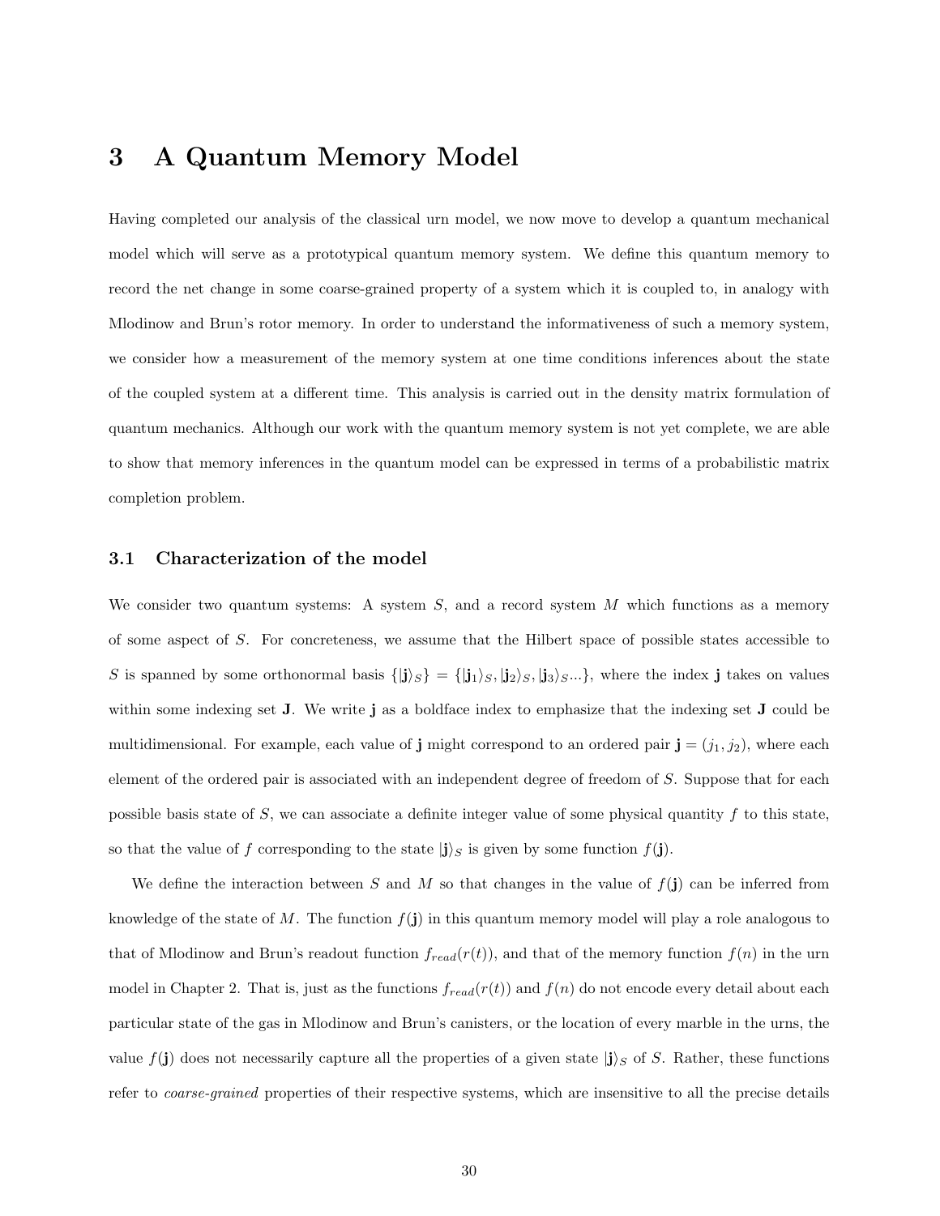# 3 A Quantum Memory Model

Having completed our analysis of the classical urn model, we now move to develop a quantum mechanical model which will serve as a prototypical quantum memory system. We define this quantum memory to record the net change in some coarse-grained property of a system which it is coupled to, in analogy with Mlodinow and Brun's rotor memory. In order to understand the informativeness of such a memory system, we consider how a measurement of the memory system at one time conditions inferences about the state of the coupled system at a different time. This analysis is carried out in the density matrix formulation of quantum mechanics. Although our work with the quantum memory system is not yet complete, we are able to show that memory inferences in the quantum model can be expressed in terms of a probabilistic matrix completion problem.

## 3.1 Characterization of the model

We consider two quantum systems: A system $S$, and a record system $M$ which functions as a memory of some aspect of $S$. For concreteness, we assume that the Hilbert space of possible states accessible to $S$ is spanned by some orthonormal basis $\{|\mathbf{j}\rangle_S\} = \{|\mathbf{j}_1\rangle_S, |\mathbf{j}_2\rangle_S, |\mathbf{j}_3\rangle_S...\}$, where the index $\mathbf{j}$ takes on values within some indexing set $\mathbf{J}$. We write $\mathbf{j}$ as a boldface index to emphasize that the indexing set $\mathbf{J}$ could be multidimensional. For example, each value of $\mathbf{j}$ might correspond to an ordered pair $\mathbf{j} = (j_1, j_2)$, where each element of the ordered pair is associated with an independent degree of freedom of $S$. Suppose that for each possible basis state of $S$, we can associate a definite integer value of some physical quantity $f$ to this state, so that the value of $f$ corresponding to the state $|\mathbf{j}\rangle_S$ is given by some function $f(\mathbf{j})$.

We define the interaction between $S$ and $M$ so that changes in the value of $f(\mathbf{j})$ can be inferred from knowledge of the state of $M$. The function $f(\mathbf{j})$ in this quantum memory model will play a role analogous to that of Mlodinow and Brun's readout function $f_{read}(r(t))$, and that of the memory function $f(n)$ in the urn model in Chapter 2. That is, just as the functions $f_{read}(r(t))$ and $f(n)$ do not encode every detail about each particular state of the gas in Mlodinow and Brun's canisters, or the location of every marble in the urns, the value $f(\mathbf{j})$ does not necessarily capture all the properties of a given state $|\mathbf{j}\rangle_S$ of $S$. Rather, these functions refer to *coarse-grained* properties of their respective systems, which are insensitive to all the precise details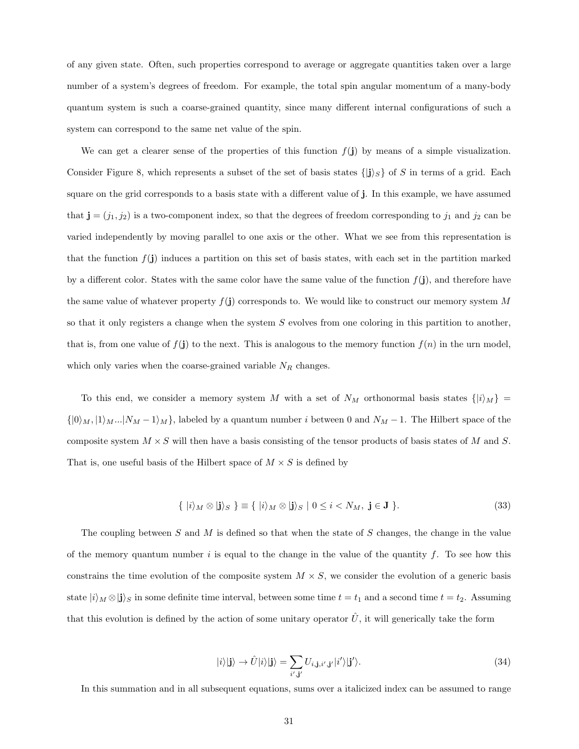of any given state. Often, such properties correspond to average or aggregate quantities taken over a large number of a system's degrees of freedom. For example, the total spin angular momentum of a many-body quantum system is such a coarse-grained quantity, since many different internal configurations of such a system can correspond to the same net value of the spin.

We can get a clearer sense of the properties of this function $f(\mathbf{j})$ by means of a simple visualization. Consider Figure 8, which represents a subset of the set of basis states $\{|\mathbf{j}\rangle_S\}$ of $S$ in terms of a grid. Each square on the grid corresponds to a basis state with a different value of $\mathbf{j}$. In this example, we have assumed that $\mathbf{j} = (j_1, j_2)$ is a two-component index, so that the degrees of freedom corresponding to $j_1$ and $j_2$ can be varied independently by moving parallel to one axis or the other. What we see from this representation is that the function $f(\mathbf{j})$ induces a partition on this set of basis states, with each set in the partition marked by a different color. States with the same color have the same value of the function $f(\mathbf{j})$, and therefore have the same value of whatever property $f(\mathbf{j})$ corresponds to. We would like to construct our memory system $M$ so that it only registers a change when the system $S$ evolves from one coloring in this partition to another, that is, from one value of $f(\mathbf{j})$ to the next. This is analogous to the memory function $f(n)$ in the urn model, which only varies when the coarse-grained variable $N_R$ changes.

To this end, we consider a memory system $M$ with a set of $N_M$ orthonormal basis states $\{|i\rangle_M\} = \{|0\rangle_M, |1\rangle_M ... |N_M - 1\rangle_M\}$, labeled by a quantum number $i$ between 0 and $N_M - 1$. The Hilbert space of the composite system $M \times S$ will then have a basis consisting of the tensor products of basis states of $M$ and $S$. That is, one useful basis of the Hilbert space of $M \times S$ is defined by

$$\{\ |i\rangle_M \otimes |\mathbf{j}\rangle_S\ \} \equiv \{\ |i\rangle_M \otimes |\mathbf{j}\rangle_S \mid 0 \le i < N_M,\ \mathbf{j} \in \mathbf{J}\ \}. \tag{33}$$

The coupling between $S$ and $M$ is defined so that when the state of $S$ changes, the change in the value of the memory quantum number $i$ is equal to the change in the value of the quantity $f$. To see how this constrains the time evolution of the composite system $M \times S$, we consider the evolution of a generic basis state $|i\rangle_M \otimes |\mathbf{j}\rangle_S$ in some definite time interval, between some time $t = t_1$ and a second time $t = t_2$. Assuming that this evolution is defined by the action of some unitary operator $\hat{U}$, it will generically take the form

$$|i\rangle|\mathbf{j}\rangle \to \hat{U}|i\rangle|\mathbf{j}\rangle = \sum_{i',\mathbf{j}'} U_{i,\mathbf{j},i',\mathbf{j}'}|i'\rangle|\mathbf{j}'\rangle. \tag{34}$$

In this summation and in all subsequent equations, sums over a italicized index can be assumed to range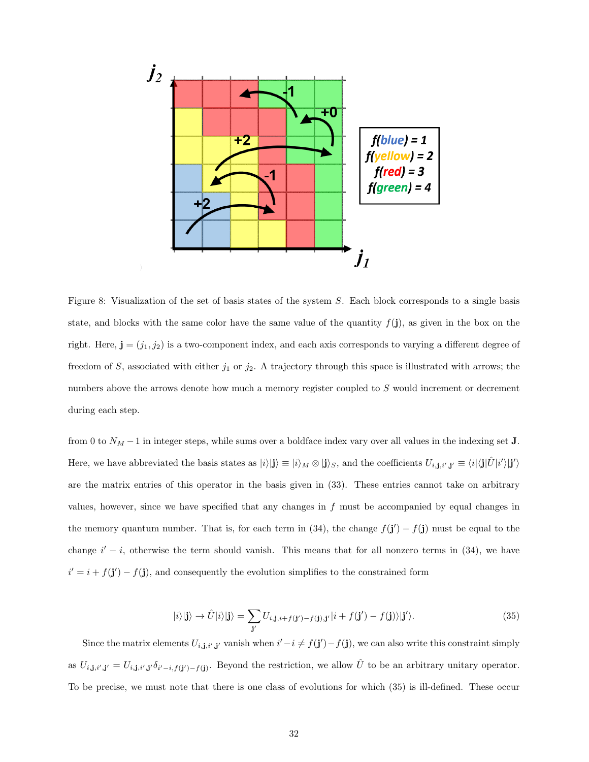Figure 8: Visualization of the set of basis states of the system $S$. Each block corresponds to a single basis state, and blocks with the same color have the same value of the quantity $f(\mathbf{j})$, as given in the box on the right. Here, $\mathbf{j} = (j_1, j_2)$ is a two-component index, and each axis corresponds to varying a different degree of freedom of $S$, associated with either $j_1$ or $j_2$. A trajectory through this space is illustrated with arrows; the numbers above the arrows denote how much a memory register coupled to $S$ would increment or decrement during each step.

from 0 to $N_M - 1$ in integer steps, while sums over a boldface index vary over all values in the indexing set $\mathbf{J}$. Here, we have abbreviated the basis states as $|i\rangle|\mathbf{j}\rangle \equiv |i\rangle_M \otimes |\mathbf{j}\rangle_S$, and the coefficients $U_{i,\mathbf{j},i',\mathbf{j}'} \equiv \langle i|\langle \mathbf{j}|\hat{U}|i'\rangle|\mathbf{j}'\rangle$ are the matrix entries of this operator in the basis given in (33). These entries cannot take on arbitrary values, however, since we have specified that any changes in $f$ must be accompanied by equal changes in the memory quantum number. That is, for each term in (34), the change $f(\mathbf{j}') - f(\mathbf{j})$ must be equal to the change $i' - i$, otherwise the term should vanish. This means that for all nonzero terms in (34), we have $i' = i + f(\mathbf{j}') - f(\mathbf{j})$, and consequently the evolution simplifies to the constrained form

$$|i\rangle|\mathbf{j}\rangle \to \hat{U}|i\rangle|\mathbf{j}\rangle = \sum_{\mathbf{j}'} U_{i,\mathbf{j},i+f(\mathbf{j}')-f(\mathbf{j}),\mathbf{j}'}|i + f(\mathbf{j}') - f(\mathbf{j})\rangle|\mathbf{j}'\rangle. \tag{35}$$

Since the matrix elements $U_{i,\mathbf{j},i',\mathbf{j}'}$ vanish when $i' - i \neq f(\mathbf{j}') - f(\mathbf{j})$, we can also write this constraint simply as $U_{i,\mathbf{j},i',\mathbf{j}'} = U_{i,\mathbf{j},i',\mathbf{j}'}\delta_{i'-i,f(\mathbf{j}')-f(\mathbf{j})}$. Beyond the restriction, we allow $\hat{U}$ to be an arbitrary unitary operator. To be precise, we must note that there is one class of evolutions for which (35) is ill-defined. These occur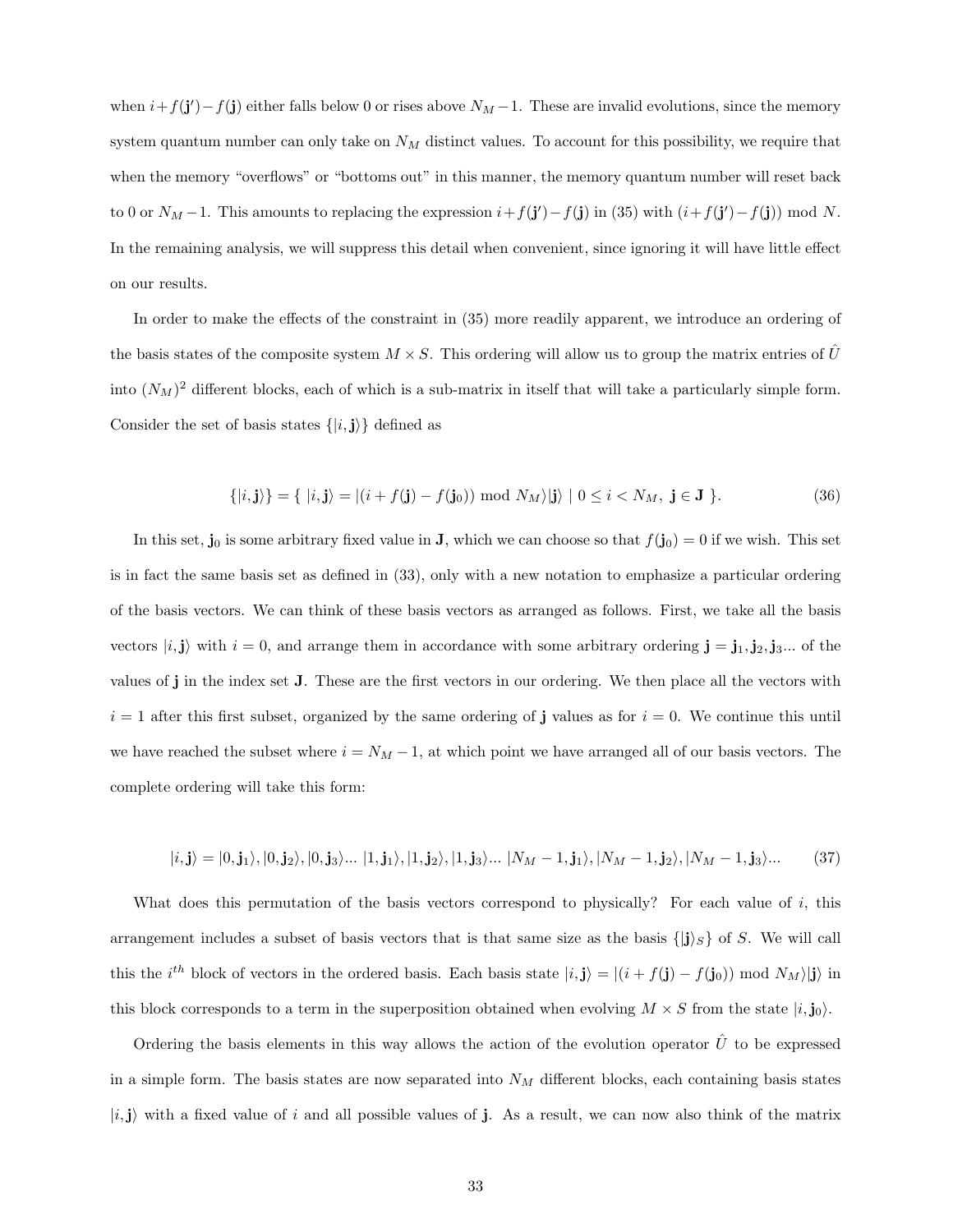when $i+f(\mathbf{j}')-f(\mathbf{j})$ either falls below 0 or rises above $N_M-1$. These are invalid evolutions, since the memory system quantum number can only take on $N_M$ distinct values. To account for this possibility, we require that when the memory "overflows" or "bottoms out" in this manner, the memory quantum number will reset back to 0 or $N_M-1$. This amounts to replacing the expression $i+f(\mathbf{j}')-f(\mathbf{j})$ in (35) with $(i+f(\mathbf{j}')-f(\mathbf{j}))$ mod $N$. In the remaining analysis, we will suppress this detail when convenient, since ignoring it will have little effect on our results.

In order to make the effects of the constraint in (35) more readily apparent, we introduce an ordering of the basis states of the composite system $M \times S$. This ordering will allow us to group the matrix entries of $\hat{U}$ into $(N_M)^2$ different blocks, each of which is a sub-matrix in itself that will take a particularly simple form. Consider the set of basis states $\{|i,\mathbf{j}\rangle\}$ defined as

$$\{|i,\mathbf{j}\rangle\} = \{\ |i,\mathbf{j}\rangle = |(i+f(\mathbf{j})-f(\mathbf{j}_0)) \bmod N_M\rangle|\mathbf{j}\rangle \mid 0 \leq i < N_M,\ \mathbf{j} \in \mathbf{J}\ \}. \tag{36}$$

In this set, $\mathbf{j}_0$ is some arbitrary fixed value in $\mathbf{J}$, which we can choose so that $f(\mathbf{j}_0) = 0$ if we wish. This set is in fact the same basis set as defined in (33), only with a new notation to emphasize a particular ordering of the basis vectors. We can think of these basis vectors as arranged as follows. First, we take all the basis vectors $|i,\mathbf{j}\rangle$ with $i = 0$, and arrange them in accordance with some arbitrary ordering $\mathbf{j} = \mathbf{j}_1, \mathbf{j}_2, \mathbf{j}_3...$ of the values of $\mathbf{j}$ in the index set $\mathbf{J}$. These are the first vectors in our ordering. We then place all the vectors with $i = 1$ after this first subset, organized by the same ordering of $\mathbf{j}$ values as for $i = 0$. We continue this until we have reached the subset where $i = N_M - 1$, at which point we have arranged all of our basis vectors. The complete ordering will take this form:

$$|i,\mathbf{j}\rangle = |0,\mathbf{j}_1\rangle, |0,\mathbf{j}_2\rangle, |0,\mathbf{j}_3\rangle...\ |1,\mathbf{j}_1\rangle, |1,\mathbf{j}_2\rangle, |1,\mathbf{j}_3\rangle...\ |N_M-1,\mathbf{j}_1\rangle, |N_M-1,\mathbf{j}_2\rangle, |N_M-1,\mathbf{j}_3\rangle... \tag{37}$$

What does this permutation of the basis vectors correspond to physically? For each value of $i$, this arrangement includes a subset of basis vectors that is that same size as the basis $\{|\mathbf{j}\rangle_S\}$ of $S$. We will call this the $i^{th}$ block of vectors in the ordered basis. Each basis state $|i,\mathbf{j}\rangle = |(i+f(\mathbf{j})-f(\mathbf{j}_0)) \bmod N_M\rangle|\mathbf{j}\rangle$ in this block corresponds to a term in the superposition obtained when evolving $M \times S$ from the state $|i,\mathbf{j}_0\rangle$.

Ordering the basis elements in this way allows the action of the evolution operator $\hat{U}$ to be expressed in a simple form. The basis states are now separated into $N_M$ different blocks, each containing basis states $|i,\mathbf{j}\rangle$ with a fixed value of $i$ and all possible values of $\mathbf{j}$. As a result, we can now also think of the matrix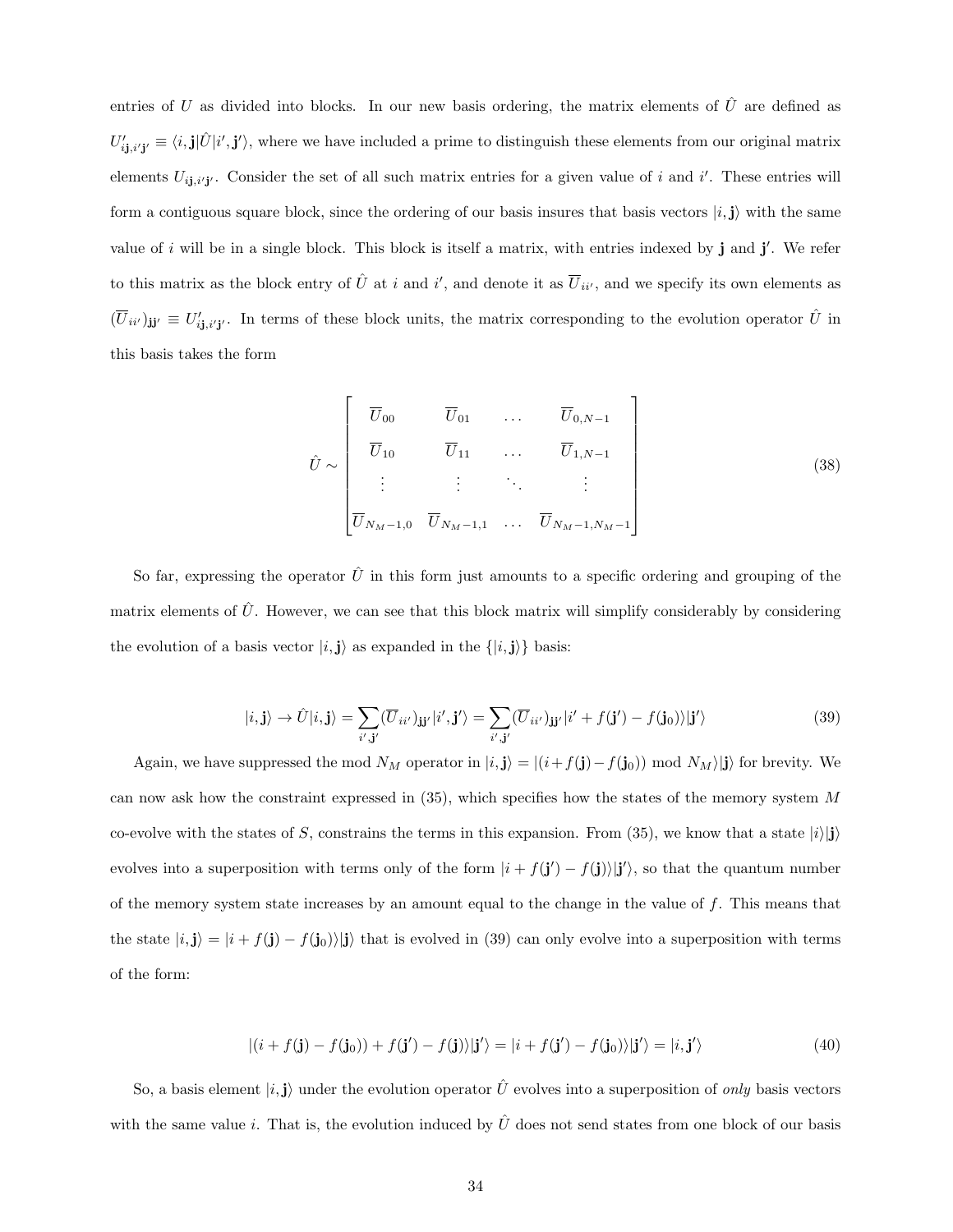entries of $U$ as divided into blocks. In our new basis ordering, the matrix elements of $\hat{U}$ are defined as $U'_{i\mathbf{j},i'\mathbf{j}'} \equiv \langle i,\mathbf{j}|\hat{U}|i',\mathbf{j}'\rangle$, where we have included a prime to distinguish these elements from our original matrix elements $U_{i\mathbf{j},i'\mathbf{j}'}$. Consider the set of all such matrix entries for a given value of $i$ and $i'$. These entries will form a contiguous square block, since the ordering of our basis insures that basis vectors $|i,\mathbf{j}\rangle$ with the same value of $i$ will be in a single block. This block is itself a matrix, with entries indexed by $\mathbf{j}$ and $\mathbf{j'}$. We refer to this matrix as the block entry of $\hat{U}$ at $i$ and $i'$, and denote it as $\overline{U}_{ii'}$, and we specify its own elements as $(\overline{U}_{ii'})_{\mathbf{j}\mathbf{j}'} \equiv U'_{i\mathbf{j},i'\mathbf{j}'}$. In terms of these block units, the matrix corresponding to the evolution operator $\hat{U}$ in this basis takes the form

$$\hat{U} \sim \begin{bmatrix} \overline{U}_{00} & \overline{U}_{01} & \dots & \overline{U}_{0,N-1} \\ \overline{U}_{10} & \overline{U}_{11} & \dots & \overline{U}_{1,N-1} \\ \vdots & \vdots & \ddots & \vdots \\ \overline{U}_{N_M-1,0} & \overline{U}_{N_M-1,1} & \dots & \overline{U}_{N_M-1,N_M-1} \end{bmatrix} \tag{38}$$

So far, expressing the operator $\hat{U}$ in this form just amounts to a specific ordering and grouping of the matrix elements of $\hat{U}$. However, we can see that this block matrix will simplify considerably by considering the evolution of a basis vector $|i,\mathbf{j}\rangle$ as expanded in the $\{|i,\mathbf{j}\rangle\}$ basis:

$$|i,\mathbf{j}\rangle \to \hat{U}|i,\mathbf{j}\rangle = \sum_{i',\mathbf{j}'} (\overline{U}_{ii'})_{\mathbf{j}\mathbf{j}'} |i',\mathbf{j}'\rangle = \sum_{i',\mathbf{j}'} (\overline{U}_{ii'})_{\mathbf{j}\mathbf{j}'} |i' + f(\mathbf{j}') - f(\mathbf{j}_0)\rangle|\mathbf{j}'\rangle \tag{39}$$

Again, we have suppressed the mod $N_M$ operator in $|i,\mathbf{j}\rangle = |(i+f(\mathbf{j})-f(\mathbf{j}_0)) \bmod N_M\rangle|\mathbf{j}\rangle$ for brevity. We can now ask how the constraint expressed in (35), which specifies how the states of the memory system $M$ co-evolve with the states of $S$, constrains the terms in this expansion. From (35), we know that a state $|i\rangle|\mathbf{j}\rangle$ evolves into a superposition with terms only of the form $|i + f(\mathbf{j}') - f(\mathbf{j})\rangle|\mathbf{j}'\rangle$, so that the quantum number of the memory system state increases by an amount equal to the change in the value of $f$. This means that the state $|i,\mathbf{j}\rangle = |i + f(\mathbf{j}) - f(\mathbf{j}_0)\rangle|\mathbf{j}\rangle$ that is evolved in (39) can only evolve into a superposition with terms of the form:

$$|(i + f(\mathbf{j}) - f(\mathbf{j}_0)) + f(\mathbf{j}') - f(\mathbf{j})\rangle|\mathbf{j}'\rangle = |i + f(\mathbf{j}') - f(\mathbf{j}_0)\rangle|\mathbf{j}'\rangle = |i,\mathbf{j}'\rangle \tag{40}$$

So, a basis element $|i,\mathbf{j}\rangle$ under the evolution operator $\hat{U}$ evolves into a superposition of *only* basis vectors with the same value $i$. That is, the evolution induced by $\hat{U}$ does not send states from one block of our basis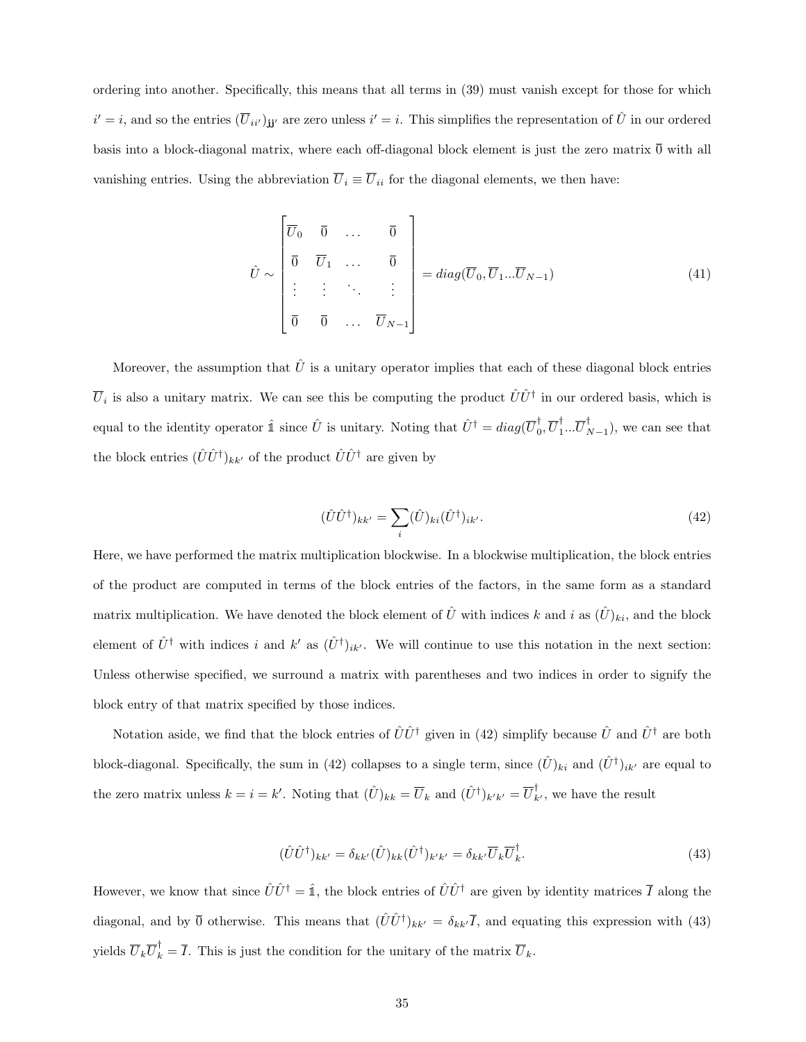ordering into another. Specifically, this means that all terms in (39) must vanish except for those for which $i' = i$, and so the entries $(\overline{U}_{ii'})_{\mathbf{jj'}}$ are zero unless $i' = i$. This simplifies the representation of $\hat{U}$ in our ordered basis into a block-diagonal matrix, where each off-diagonal block element is just the zero matrix $\overline{0}$ with all vanishing entries. Using the abbreviation $\overline{U}_i \equiv \overline{U}_{ii}$ for the diagonal elements, we then have:

$$\hat{U} \sim \begin{bmatrix} \overline{U}_0 & \overline{0} & \dots & \overline{0} \\ \overline{0} & \overline{U}_1 & \dots & \overline{0} \\ \vdots & \vdots & \ddots & \vdots \\ \overline{0} & \overline{0} & \dots & \overline{U}_{N-1} \end{bmatrix} = diag(\overline{U}_0, \overline{U}_1 ... \overline{U}_{N-1}) \tag{41}$$

Moreover, the assumption that $\hat{U}$ is a unitary operator implies that each of these diagonal block entries $\overline{U}_i$ is also a unitary matrix. We can see this be computing the product $\hat{U}\hat{U}^\dagger$ in our ordered basis, which is equal to the identity operator $\hat{\mathbb{1}}$ since $\hat{U}$ is unitary. Noting that $\hat{U}^\dagger = diag(\overline{U}_0^\dagger, \overline{U}_1^\dagger ... \overline{U}_{N-1}^\dagger)$, we can see that the block entries $(\hat{U}\hat{U}^\dagger)_{kk'}$ of the product $\hat{U}\hat{U}^\dagger$ are given by

$$(\hat{U}\hat{U}^\dagger)_{kk'} = \sum_i (\hat{U})_{ki} (\hat{U}^\dagger)_{ik'}. \tag{42}$$

Here, we have performed the matrix multiplication blockwise. In a blockwise multiplication, the block entries of the product are computed in terms of the block entries of the factors, in the same form as a standard matrix multiplication. We have denoted the block element of $\hat{U}$ with indices $k$ and $i$ as $(\hat{U})_{ki}$, and the block element of $\hat{U}^\dagger$ with indices $i$ and $k'$ as $(\hat{U}^\dagger)_{ik'}$. We will continue to use this notation in the next section: Unless otherwise specified, we surround a matrix with parentheses and two indices in order to signify the block entry of that matrix specified by those indices.

Notation aside, we find that the block entries of $\hat{U}\hat{U}^\dagger$ given in (42) simplify because $\hat{U}$ and $\hat{U}^\dagger$ are both block-diagonal. Specifically, the sum in (42) collapses to a single term, since $(\hat{U})_{ki}$ and $(\hat{U}^\dagger)_{ik'}$ are equal to the zero matrix unless $k = i = k'$. Noting that $(\hat{U})_{kk} = \overline{U}_k$ and $(\hat{U}^\dagger)_{k'k'} = \overline{U}_{k'}^\dagger$, we have the result

$$(\hat{U}\hat{U}^\dagger)_{kk'} = \delta_{kk'} (\hat{U})_{kk} (\hat{U}^\dagger)_{k'k'} = \delta_{kk'} \overline{U}_k \overline{U}_k^\dagger. \tag{43}$$

However, we know that since $\hat{U}\hat{U}^\dagger = \hat{\mathbb{1}}$, the block entries of $\hat{U}\hat{U}^\dagger$ are given by identity matrices $\overline{I}$ along the diagonal, and by $\overline{0}$ otherwise. This means that $(\hat{U}\hat{U}^\dagger)_{kk'} = \delta_{kk'}\overline{I}$, and equating this expression with (43) yields $\overline{U}_k \overline{U}_k^\dagger = \overline{I}$. This is just the condition for the unitary of the matrix $\overline{U}_k$.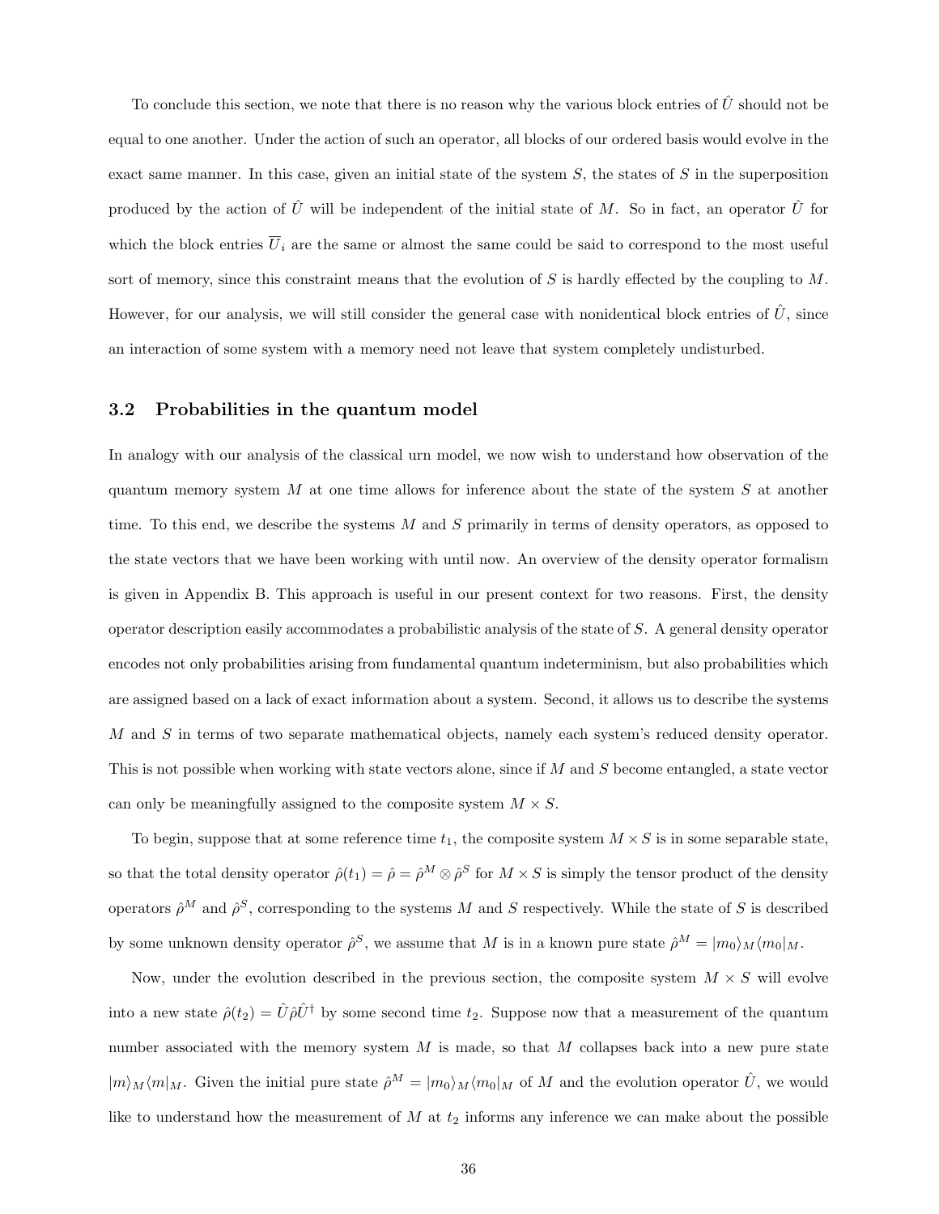To conclude this section, we note that there is no reason why the various block entries of $\hat{U}$ should not be equal to one another. Under the action of such an operator, all blocks of our ordered basis would evolve in the exact same manner. In this case, given an initial state of the system $S$, the states of $S$ in the superposition produced by the action of $\hat{U}$ will be independent of the initial state of $M$. So in fact, an operator $\hat{U}$ for which the block entries $\overline{U}_i$ are the same or almost the same could be said to correspond to the most useful sort of memory, since this constraint means that the evolution of $S$ is hardly effected by the coupling to $M$. However, for our analysis, we will still consider the general case with nonidentical block entries of $\hat{U}$, since an interaction of some system with a memory need not leave that system completely undisturbed.

### 3.2 Probabilities in the quantum model

In analogy with our analysis of the classical urn model, we now wish to understand how observation of the quantum memory system $M$ at one time allows for inference about the state of the system $S$ at another time. To this end, we describe the systems $M$ and $S$ primarily in terms of density operators, as opposed to the state vectors that we have been working with until now. An overview of the density operator formalism is given in Appendix B. This approach is useful in our present context for two reasons. First, the density operator description easily accommodates a probabilistic analysis of the state of $S$. A general density operator encodes not only probabilities arising from fundamental quantum indeterminism, but also probabilities which are assigned based on a lack of exact information about a system. Second, it allows us to describe the systems $M$ and $S$ in terms of two separate mathematical objects, namely each system's reduced density operator. This is not possible when working with state vectors alone, since if $M$ and $S$ become entangled, a state vector can only be meaningfully assigned to the composite system $M \times S$.

To begin, suppose that at some reference time $t_1$, the composite system $M \times S$ is in some separable state, so that the total density operator $\hat{\rho}(t_1) = \hat{\rho} = \hat{\rho}^M \otimes \hat{\rho}^S$ for $M \times S$ is simply the tensor product of the density operators $\hat{\rho}^M$ and $\hat{\rho}^S$, corresponding to the systems $M$ and $S$ respectively. While the state of $S$ is described by some unknown density operator $\hat{\rho}^S$, we assume that $M$ is in a known pure state $\hat{\rho}^M = |m_0\rangle_M\langle m_0|_M$.

Now, under the evolution described in the previous section, the composite system $M \times S$ will evolve into a new state $\hat{\rho}(t_2) = \hat{U}\hat{\rho}\hat{U}^\dagger$ by some second time $t_2$. Suppose now that a measurement of the quantum number associated with the memory system $M$ is made, so that $M$ collapses back into a new pure state $|m\rangle_M\langle m|_M$. Given the initial pure state $\hat{\rho}^M = |m_0\rangle_M\langle m_0|_M$ of $M$ and the evolution operator $\hat{U}$, we would like to understand how the measurement of $M$ at $t_2$ informs any inference we can make about the possible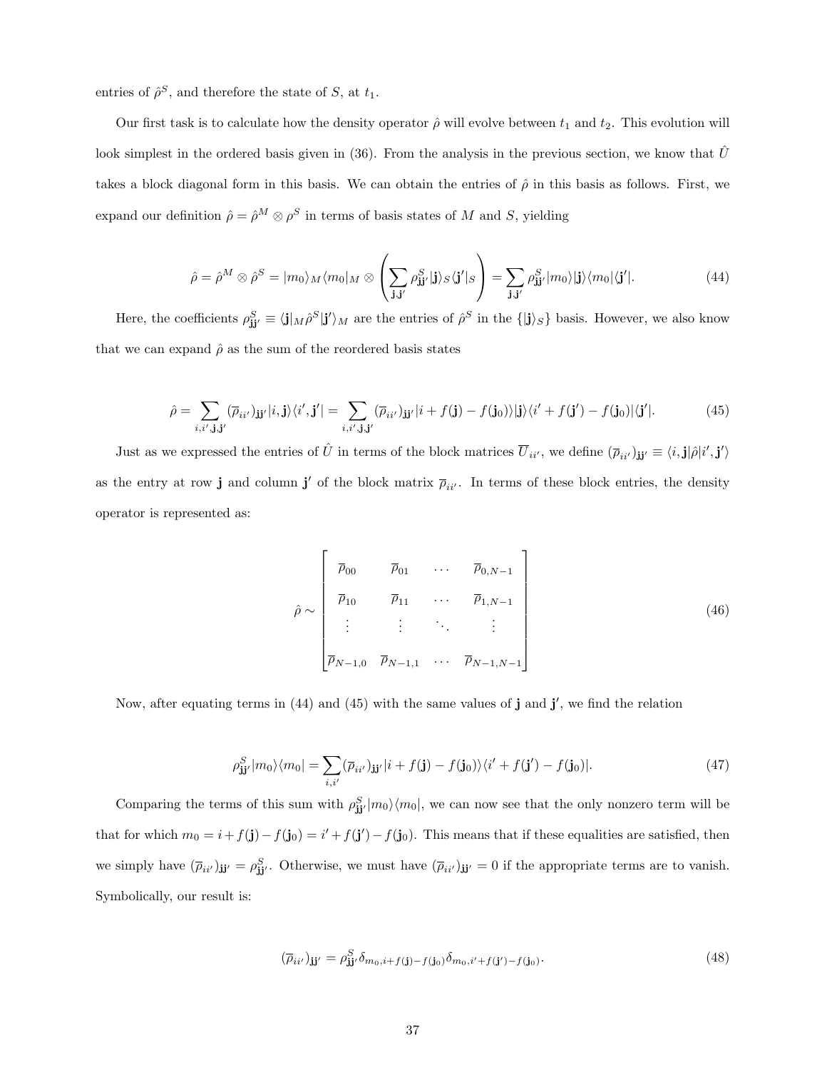entries of $\hat{\rho}^S$, and therefore the state of $S$, at $t_1$.

Our first task is to calculate how the density operator $\hat{\rho}$ will evolve between $t_1$ and $t_2$. This evolution will look simplest in the ordered basis given in (36). From the analysis in the previous section, we know that $\hat{U}$ takes a block diagonal form in this basis. We can obtain the entries of $\hat{\rho}$ in this basis as follows. First, we expand our definition $\hat{\rho} = \hat{\rho}^M \otimes \rho^S$ in terms of basis states of $M$ and $S$, yielding

$$\hat{\rho} = \hat{\rho}^M \otimes \hat{\rho}^S = |m_0\rangle_M \langle m_0|_M \otimes \left( \sum_{\mathbf{j},\mathbf{j}'} \rho^S_{\mathbf{j}\mathbf{j}'} |\mathbf{j}\rangle_S \langle \mathbf{j}'|_S \right) = \sum_{\mathbf{j},\mathbf{j}'} \rho^S_{\mathbf{j}\mathbf{j}'} |m_0\rangle |\mathbf{j}\rangle \langle m_0| \langle \mathbf{j}'|. \tag{44}$$

Here, the coefficients $\rho^S_{\mathbf{j}\mathbf{j}'} \equiv \langle \mathbf{j}|_M \hat{\rho}^S |\mathbf{j}'\rangle_M$ are the entries of $\hat{\rho}^S$ in the $\{|\mathbf{j}\rangle_S\}$ basis. However, we also know that we can expand $\hat{\rho}$ as the sum of the reordered basis states

$$\hat{\rho} = \sum_{i,i',\mathbf{j},\mathbf{j}'} (\overline{\rho}_{ii'})_{\mathbf{j}\mathbf{j}'} |i,\mathbf{j}\rangle\langle i',\mathbf{j}'| = \sum_{i,i',\mathbf{j},\mathbf{j}'} (\overline{\rho}_{ii'})_{\mathbf{j}\mathbf{j}'} |i + f(\mathbf{j}) - f(\mathbf{j}_0)\rangle |\mathbf{j}\rangle \langle i' + f(\mathbf{j}') - f(\mathbf{j}_0)| \langle \mathbf{j}'|. \tag{45}$$

Just as we expressed the entries of $\hat{U}$ in terms of the block matrices $\overline{U}_{ii'}$, we define $(\overline{\rho}_{ii'})_{\mathbf{j}\mathbf{j}'} \equiv \langle i, \mathbf{j}|\hat{\rho}|i', \mathbf{j}'\rangle$ as the entry at row $\mathbf{j}$ and column $\mathbf{j}'$ of the block matrix $\overline{\rho}_{ii'}$. In terms of these block entries, the density operator is represented as:

$$\hat{\rho} \sim \begin{bmatrix} \overline{\rho}_{00} & \overline{\rho}_{01} & \cdots & \overline{\rho}_{0,N-1} \\ \overline{\rho}_{10} & \overline{\rho}_{11} & \cdots & \overline{\rho}_{1,N-1} \\ \vdots & \vdots & \ddots & \vdots \\ \overline{\rho}_{N-1,0} & \overline{\rho}_{N-1,1} & \cdots & \overline{\rho}_{N-1,N-1} \end{bmatrix} \tag{46}$$

Now, after equating terms in (44) and (45) with the same values of $\mathbf{j}$ and $\mathbf{j}'$, we find the relation

$$\rho^S_{\mathbf{j}\mathbf{j}'} |m_0\rangle\langle m_0| = \sum_{i,i'} (\overline{\rho}_{ii'})_{\mathbf{j}\mathbf{j}'} |i + f(\mathbf{j}) - f(\mathbf{j}_0)\rangle\langle i' + f(\mathbf{j}') - f(\mathbf{j}_0)|. \tag{47}$$

Comparing the terms of this sum with $\rho^S_{\mathbf{j}\mathbf{j}'} |m_0\rangle\langle m_0|$, we can now see that the only nonzero term will be that for which $m_0 = i + f(\mathbf{j}) - f(\mathbf{j}_0) = i' + f(\mathbf{j}') - f(\mathbf{j}_0)$. This means that if these equalities are satisfied, then we simply have $(\overline{\rho}_{ii'})_{\mathbf{j}\mathbf{j}'} = \rho^S_{\mathbf{j}\mathbf{j}'}$. Otherwise, we must have $(\overline{\rho}_{ii'})_{\mathbf{j}\mathbf{j}'} = 0$ if the appropriate terms are to vanish. Symbolically, our result is:

$$(\overline{\rho}_{ii'})_{\mathbf{j}\mathbf{j}'} = \rho^S_{\mathbf{j}\mathbf{j}'} \delta_{m_0, i + f(\mathbf{j}) - f(\mathbf{j}_0)} \delta_{m_0, i' + f(\mathbf{j}') - f(\mathbf{j}_0)}. \tag{48}$$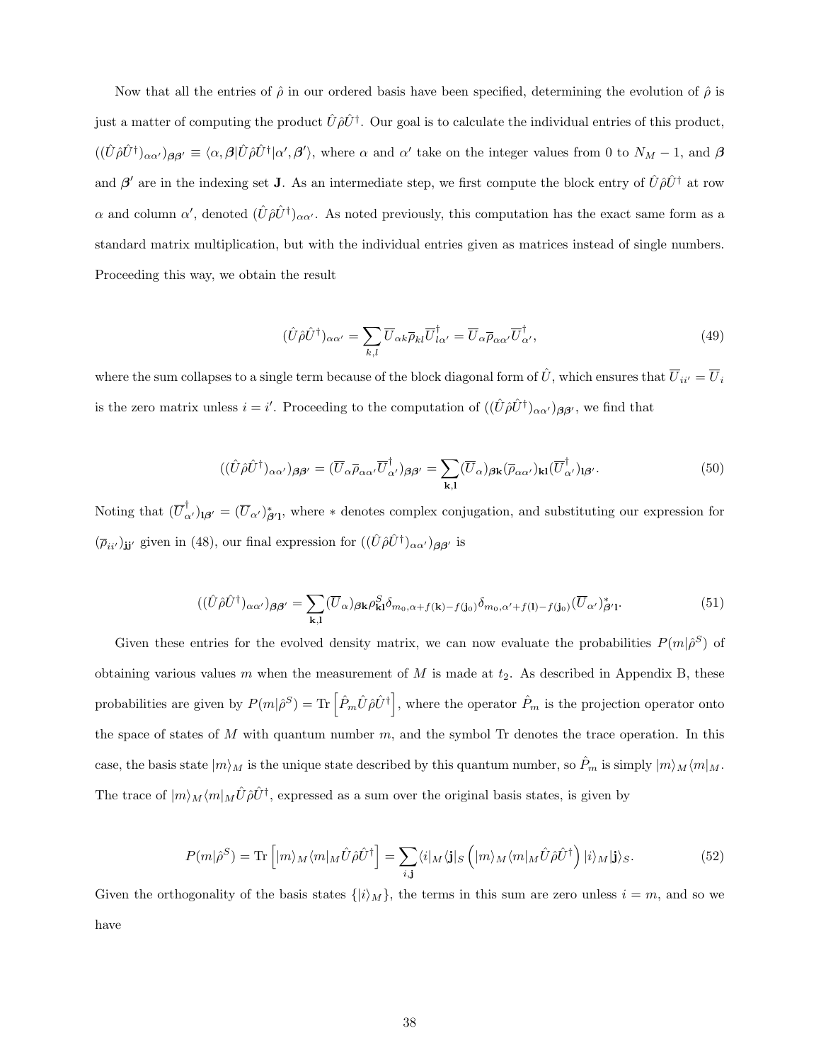Now that all the entries of $\hat{\rho}$ in our ordered basis have been specified, determining the evolution of $\hat{\rho}$ is just a matter of computing the product $\hat{U}\hat{\rho}\hat{U}^\dagger$. Our goal is to calculate the individual entries of this product, $((\hat{U}\hat{\rho}\hat{U}^\dagger)_{\alpha\alpha'})_{\boldsymbol{\beta}\boldsymbol{\beta}'} \equiv \langle \alpha, \boldsymbol{\beta}|\hat{U}\hat{\rho}\hat{U}^\dagger|\alpha', \boldsymbol{\beta}'\rangle$, where $\alpha$ and $\alpha'$ take on the integer values from 0 to $N_M - 1$, and $\boldsymbol{\beta}$ and $\boldsymbol{\beta}'$ are in the indexing set $\mathbf{J}$. As an intermediate step, we first compute the block entry of $\hat{U}\hat{\rho}\hat{U}^\dagger$ at row $\alpha$ and column $\alpha'$, denoted $(\hat{U}\hat{\rho}\hat{U}^\dagger)_{\alpha\alpha'}$. As noted previously, this computation has the exact same form as a standard matrix multiplication, but with the individual entries given as matrices instead of single numbers. Proceeding this way, we obtain the result

$$
(\hat{U}\hat{\rho}\hat{U}^\dagger)_{\alpha\alpha'} = \sum_{k,l} \overline{U}_{\alpha k}\overline{\rho}_{kl}\overline{U}^\dagger_{l\alpha'} = \overline{U}_\alpha \overline{\rho}_{\alpha\alpha'}\overline{U}^\dagger_{\alpha'}, \tag{49}
$$

where the sum collapses to a single term because of the block diagonal form of $\hat{U}$, which ensures that $\overline{U}_{ii'} = \overline{U}_i$ is the zero matrix unless $i = i'$. Proceeding to the computation of $((\hat{U}\hat{\rho}\hat{U}^\dagger)_{\alpha\alpha'})_{\boldsymbol{\beta}\boldsymbol{\beta}'}$, we find that

$$
((\hat{U}\hat{\rho}\hat{U}^\dagger)_{\alpha\alpha'})_{\boldsymbol{\beta}\boldsymbol{\beta}'} = (\overline{U}_\alpha \overline{\rho}_{\alpha\alpha'}\overline{U}^\dagger_{\alpha'})_{\boldsymbol{\beta}\boldsymbol{\beta}'} = \sum_{\mathbf{k},\mathbf{l}} (\overline{U}_\alpha)_{\boldsymbol{\beta}\mathbf{k}}(\overline{\rho}_{\alpha\alpha'})_{\mathbf{k}\mathbf{l}}(\overline{U}^\dagger_{\alpha'})_{\mathbf{l}\boldsymbol{\beta}'}. \tag{50}
$$

Noting that $(\overline{U}^\dagger_{\alpha'})_{\mathbf{l}\boldsymbol{\beta}'} = (\overline{U}_{\alpha'})^*_{\boldsymbol{\beta}'\mathbf{l}}$, where $*$ denotes complex conjugation, and substituting our expression for $(\overline{\rho}_{ii'})_{\mathbf{j}\mathbf{j}'}$ given in (48), our final expression for $((\hat{U}\hat{\rho}\hat{U}^\dagger)_{\alpha\alpha'})_{\boldsymbol{\beta}\boldsymbol{\beta}'}$ is

$$
((\hat{U}\hat{\rho}\hat{U}^\dagger)_{\alpha\alpha'})_{\boldsymbol{\beta}\boldsymbol{\beta}'} = \sum_{\mathbf{k},\mathbf{l}} (\overline{U}_\alpha)_{\boldsymbol{\beta}\mathbf{k}}\rho^S_{\mathbf{k}\mathbf{l}}\delta_{m_0,\alpha+f(\mathbf{k})-f(\mathbf{j}_0)}\delta_{m_0,\alpha'+f(\mathbf{l})-f(\mathbf{j}_0)}(\overline{U}_{\alpha'})^*_{\boldsymbol{\beta}'\mathbf{l}}. \tag{51}
$$

Given these entries for the evolved density matrix, we can now evaluate the probabilities $P(m|\hat{\rho}^S)$ of obtaining various values $m$ when the measurement of $M$ is made at $t_2$. As described in Appendix B, these probabilities are given by $P(m|\hat{\rho}^S) = \mathrm{Tr}\left[\hat{P}_m\hat{U}\hat{\rho}\hat{U}^\dagger\right]$, where the operator $\hat{P}_m$ is the projection operator onto the space of states of $M$ with quantum number $m$, and the symbol Tr denotes the trace operation. In this case, the basis state $|m\rangle_M$ is the unique state described by this quantum number, so $\hat{P}_m$ is simply $|m\rangle_M\langle m|_M$. The trace of $|m\rangle_M\langle m|_M\hat{U}\hat{\rho}\hat{U}^\dagger$, expressed as a sum over the original basis states, is given by

$$
P(m|\hat{\rho}^S) = \mathrm{Tr}\left[|m\rangle_M\langle m|_M\hat{U}\hat{\rho}\hat{U}^\dagger\right] = \sum_{i,\mathbf{j}} \langle i|_M\langle \mathbf{j}|_S\left(|m\rangle_M\langle m|_M\hat{U}\hat{\rho}\hat{U}^\dagger\right)|i\rangle_M|\mathbf{j}\rangle_S. \tag{52}
$$

Given the orthogonality of the basis states $\{|i\rangle_M\}$, the terms in this sum are zero unless $i = m$, and so we have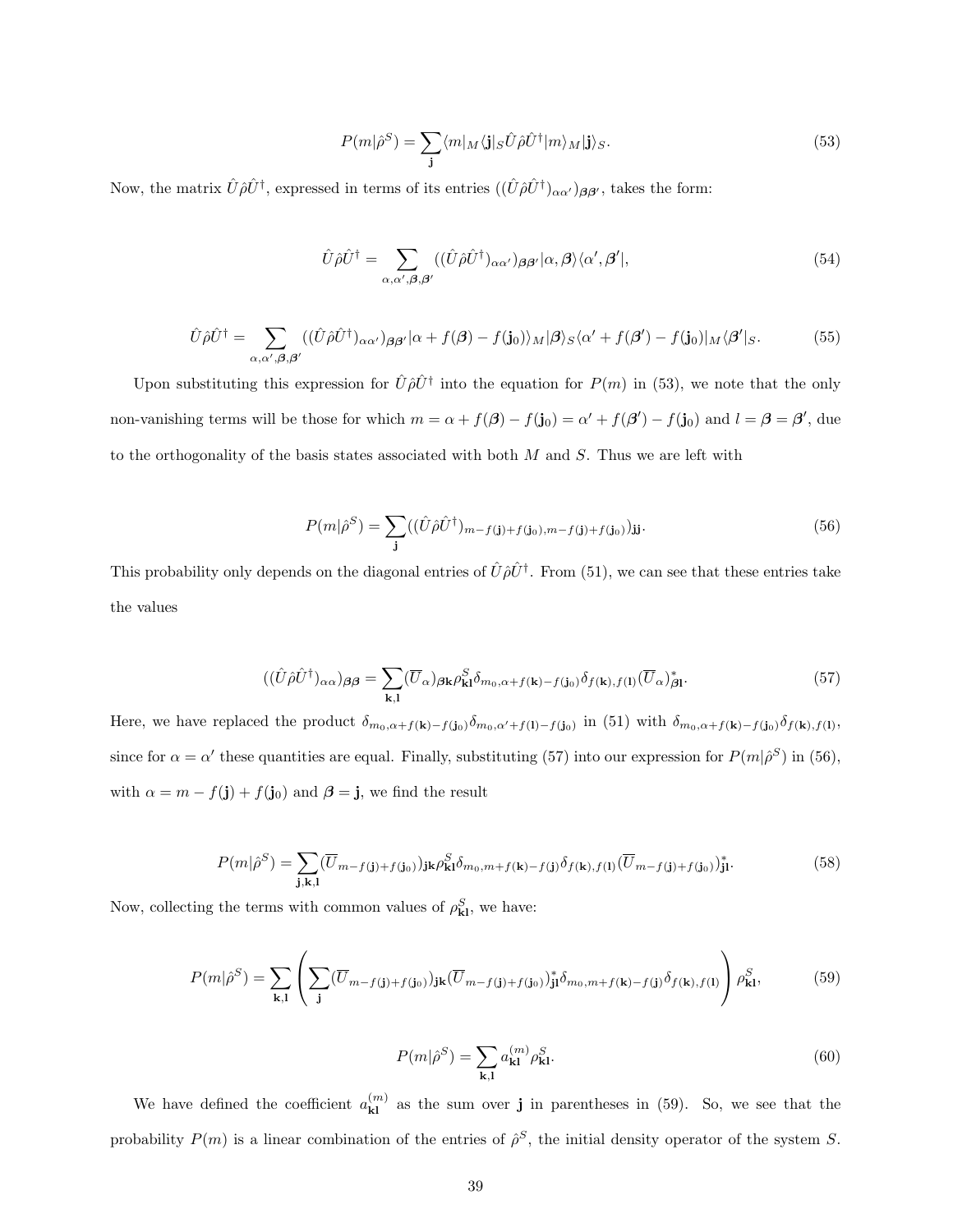$$P(m|\hat{\rho}^S) = \sum_{\mathbf{j}} \langle m|_M \langle \mathbf{j}|_S \hat{U}\hat{\rho}\hat{U}^\dagger |m\rangle_M |\mathbf{j}\rangle_S. \tag{53}$$

Now, the matrix $\hat{U}\hat{\rho}\hat{U}^\dagger$, expressed in terms of its entries $((\hat{U}\hat{\rho}\hat{U}^\dagger)_{\alpha\alpha'})_{\boldsymbol{\beta}\boldsymbol{\beta}'}$, takes the form:

$$\hat{U}\hat{\rho}\hat{U}^\dagger = \sum_{\alpha,\alpha',\boldsymbol{\beta},\boldsymbol{\beta}'} ((\hat{U}\hat{\rho}\hat{U}^\dagger)_{\alpha\alpha'})_{\boldsymbol{\beta}\boldsymbol{\beta}'} |\alpha, \boldsymbol{\beta}\rangle\langle \alpha', \boldsymbol{\beta}'|, \tag{54}$$

$$\hat{U}\hat{\rho}\hat{U}^\dagger = \sum_{\alpha,\alpha',\boldsymbol{\beta},\boldsymbol{\beta}'} ((\hat{U}\hat{\rho}\hat{U}^\dagger)_{\alpha\alpha'})_{\boldsymbol{\beta}\boldsymbol{\beta}'} |\alpha + f(\boldsymbol{\beta}) - f(\mathbf{j}_0)\rangle_M |\boldsymbol{\beta}\rangle_S \langle \alpha' + f(\boldsymbol{\beta}') - f(\mathbf{j}_0)|_M \langle \boldsymbol{\beta}'|_S. \tag{55}$$

Upon substituting this expression for $\hat{U}\hat{\rho}\hat{U}^\dagger$ into the equation for $P(m)$ in (53), we note that the only non-vanishing terms will be those for which $m = \alpha + f(\boldsymbol{\beta}) - f(\mathbf{j}_0) = \alpha' + f(\boldsymbol{\beta}') - f(\mathbf{j}_0)$ and $l = \boldsymbol{\beta} = \boldsymbol{\beta}'$, due to the orthogonality of the basis states associated with both $M$ and $S$. Thus we are left with

$$P(m|\hat{\rho}^S) = \sum_{\mathbf{j}} ((\hat{U}\hat{\rho}\hat{U}^\dagger)_{m-f(\mathbf{j})+f(\mathbf{j}_0), m-f(\mathbf{j})+f(\mathbf{j}_0)})_{\mathbf{j}\mathbf{j}}. \tag{56}$$

This probability only depends on the diagonal entries of $\hat{U}\hat{\rho}\hat{U}^\dagger$. From (51), we can see that these entries take the values

$$((\hat{U}\hat{\rho}\hat{U}^\dagger)_{\alpha\alpha})_{\boldsymbol{\beta}\boldsymbol{\beta}} = \sum_{\mathbf{k},\mathbf{l}} (\overline{U}_\alpha)_{\boldsymbol{\beta}\mathbf{k}} \rho^S_{\mathbf{k}\mathbf{l}} \delta_{m_0, \alpha + f(\mathbf{k}) - f(\mathbf{j}_0)} \delta_{f(\mathbf{k}), f(\mathbf{l})} (\overline{U}_\alpha)^*_{\boldsymbol{\beta}\mathbf{l}}. \tag{57}$$

Here, we have replaced the product $\delta_{m_0,\alpha+f(\mathbf{k})-f(\mathbf{j}_0)}\delta_{m_0,\alpha'+f(\mathbf{l})-f(\mathbf{j}_0)}$ in (51) with $\delta_{m_0,\alpha+f(\mathbf{k})-f(\mathbf{j}_0)}\delta_{f(\mathbf{k}),f(\mathbf{l})}$, since for $\alpha = \alpha'$ these quantities are equal. Finally, substituting (57) into our expression for $P(m|\hat{\rho}^S)$ in (56), with $\alpha = m - f(\mathbf{j}) + f(\mathbf{j}_0)$ and $\boldsymbol{\beta} = \mathbf{j}$, we find the result

$$P(m|\hat{\rho}^S) = \sum_{\mathbf{j},\mathbf{k},\mathbf{l}} (\overline{U}_{m-f(\mathbf{j})+f(\mathbf{j}_0)})_{\mathbf{j}\mathbf{k}} \rho^S_{\mathbf{k}\mathbf{l}} \delta_{m_0, m+f(\mathbf{k})-f(\mathbf{j})} \delta_{f(\mathbf{k}),f(\mathbf{l})} (\overline{U}_{m-f(\mathbf{j})+f(\mathbf{j}_0)})^*_{\mathbf{j}\mathbf{l}}. \tag{58}$$

Now, collecting the terms with common values of $\rho^S_{\mathbf{k}\mathbf{l}}$, we have:

$$P(m|\hat{\rho}^S) = \sum_{\mathbf{k},\mathbf{l}} \left( \sum_{\mathbf{j}} (\overline{U}_{m-f(\mathbf{j})+f(\mathbf{j}_0)})_{\mathbf{j}\mathbf{k}} (\overline{U}_{m-f(\mathbf{j})+f(\mathbf{j}_0)})^*_{\mathbf{j}\mathbf{l}} \delta_{m_0, m+f(\mathbf{k})-f(\mathbf{j})} \delta_{f(\mathbf{k}),f(\mathbf{l})} \right) \rho^S_{\mathbf{k}\mathbf{l}}, \tag{59}$$

$$P(m|\hat{\rho}^S) = \sum_{\mathbf{k},\mathbf{l}} a^{(m)}_{\mathbf{k}\mathbf{l}} \rho^S_{\mathbf{k}\mathbf{l}}. \tag{60}$$

We have defined the coefficient $a^{(m)}_{\mathbf{k}\mathbf{l}}$ as the sum over $\mathbf{j}$ in parentheses in (59). So, we see that the probability $P(m)$ is a linear combination of the entries of $\hat{\rho}^S$, the initial density operator of the system $S$.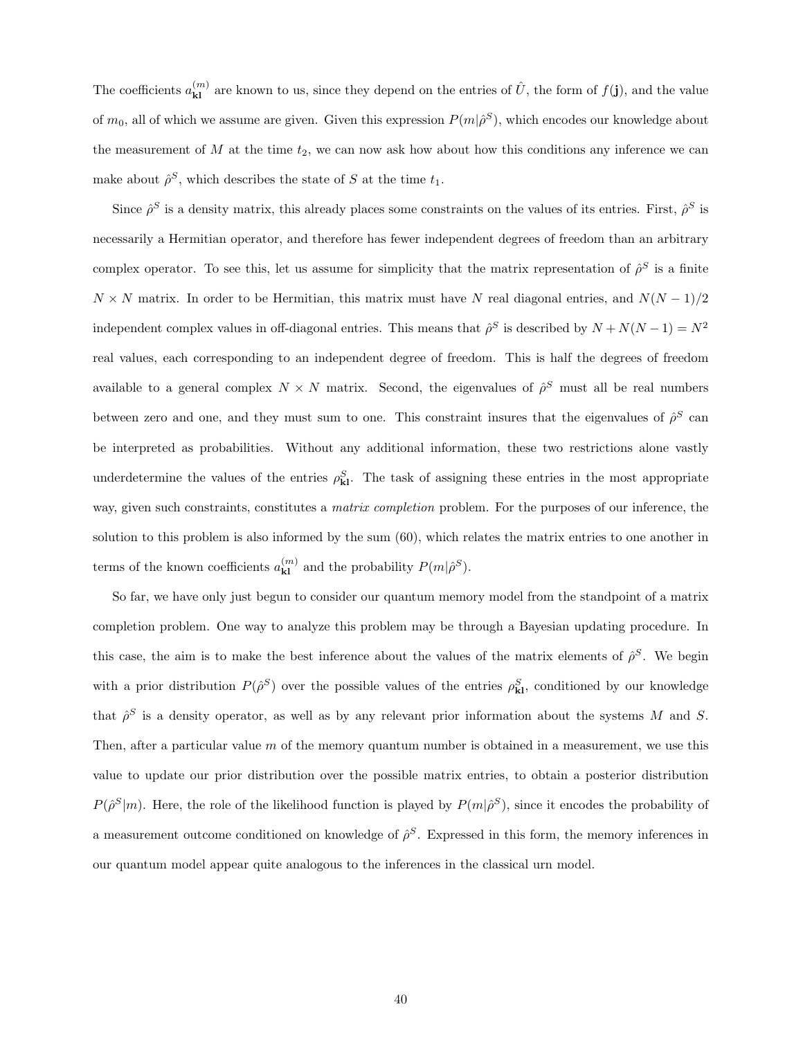The coefficients $a_{\mathbf{kl}}^{(m)}$ are known to us, since they depend on the entries of $\hat{U}$, the form of $f(\mathbf{j})$, and the value of $m_0$, all of which we assume are given. Given this expression $P(m|\hat{\rho}^S)$, which encodes our knowledge about the measurement of $M$ at the time $t_2$, we can now ask how about how this conditions any inference we can make about $\hat{\rho}^S$, which describes the state of $S$ at the time $t_1$.

Since $\hat{\rho}^S$ is a density matrix, this already places some constraints on the values of its entries. First, $\hat{\rho}^S$ is necessarily a Hermitian operator, and therefore has fewer independent degrees of freedom than an arbitrary complex operator. To see this, let us assume for simplicity that the matrix representation of $\hat{\rho}^S$ is a finite $N \times N$ matrix. In order to be Hermitian, this matrix must have $N$ real diagonal entries, and $N(N-1)/2$ independent complex values in off-diagonal entries. This means that $\hat{\rho}^S$ is described by $N + N(N-1) = N^2$ real values, each corresponding to an independent degree of freedom. This is half the degrees of freedom available to a general complex $N \times N$ matrix. Second, the eigenvalues of $\hat{\rho}^S$ must all be real numbers between zero and one, and they must sum to one. This constraint insures that the eigenvalues of $\hat{\rho}^S$ can be interpreted as probabilities. Without any additional information, these two restrictions alone vastly underdetermine the values of the entries $\rho_{\mathbf{kl}}^S$. The task of assigning these entries in the most appropriate way, given such constraints, constitutes a *matrix completion* problem. For the purposes of our inference, the solution to this problem is also informed by the sum (60), which relates the matrix entries to one another in terms of the known coefficients $a_{\mathbf{kl}}^{(m)}$ and the probability $P(m|\hat{\rho}^S)$.

So far, we have only just begun to consider our quantum memory model from the standpoint of a matrix completion problem. One way to analyze this problem may be through a Bayesian updating procedure. In this case, the aim is to make the best inference about the values of the matrix elements of $\hat{\rho}^S$. We begin with a prior distribution $P(\hat{\rho}^S)$ over the possible values of the entries $\rho_{\mathbf{kl}}^S$, conditioned by our knowledge that $\hat{\rho}^S$ is a density operator, as well as by any relevant prior information about the systems $M$ and $S$. Then, after a particular value $m$ of the memory quantum number is obtained in a measurement, we use this value to update our prior distribution over the possible matrix entries, to obtain a posterior distribution $P(\hat{\rho}^S|m)$. Here, the role of the likelihood function is played by $P(m|\hat{\rho}^S)$, since it encodes the probability of a measurement outcome conditioned on knowledge of $\hat{\rho}^S$. Expressed in this form, the memory inferences in our quantum model appear quite analogous to the inferences in the classical urn model.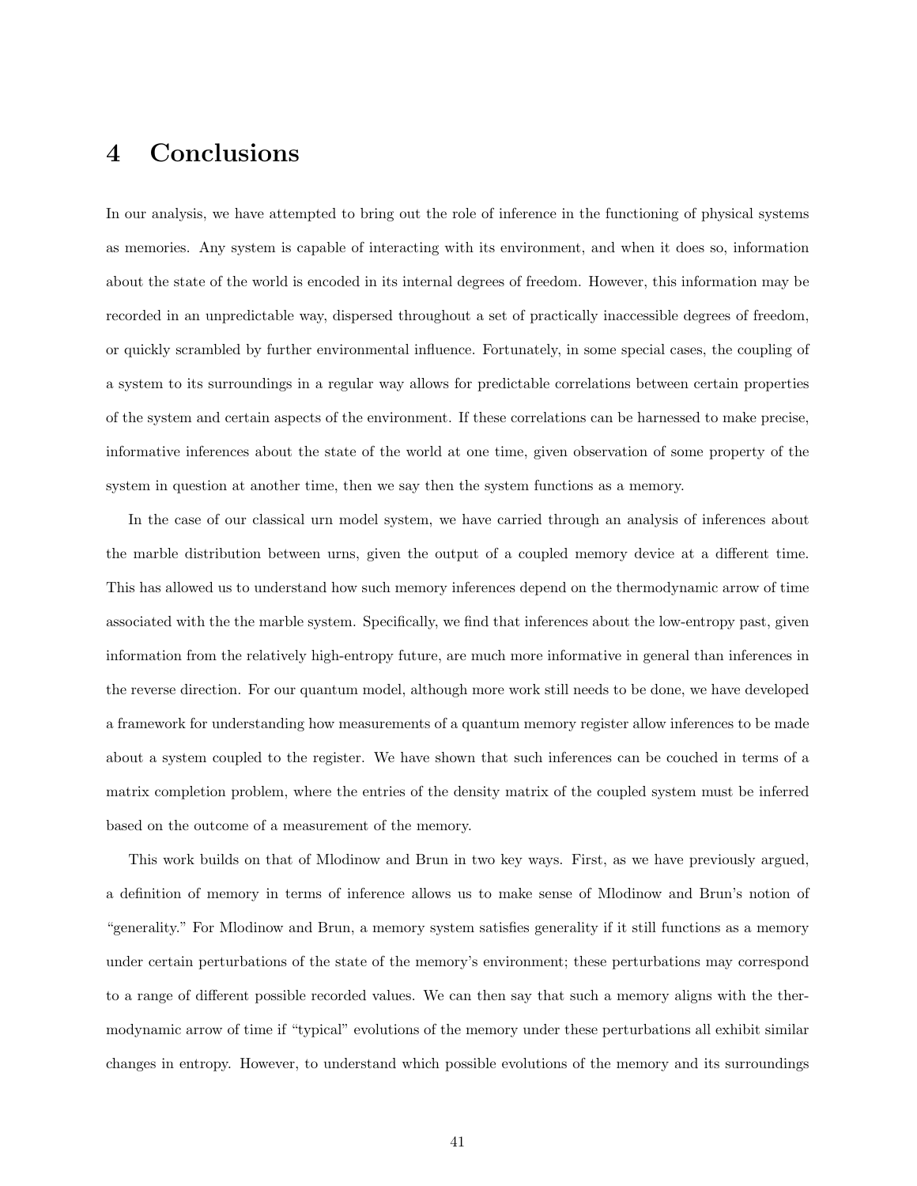# 4 Conclusions

In our analysis, we have attempted to bring out the role of inference in the functioning of physical systems as memories. Any system is capable of interacting with its environment, and when it does so, information about the state of the world is encoded in its internal degrees of freedom. However, this information may be recorded in an unpredictable way, dispersed throughout a set of practically inaccessible degrees of freedom, or quickly scrambled by further environmental influence. Fortunately, in some special cases, the coupling of a system to its surroundings in a regular way allows for predictable correlations between certain properties of the system and certain aspects of the environment. If these correlations can be harnessed to make precise, informative inferences about the state of the world at one time, given observation of some property of the system in question at another time, then we say then the system functions as a memory.

In the case of our classical urn model system, we have carried through an analysis of inferences about the marble distribution between urns, given the output of a coupled memory device at a different time. This has allowed us to understand how such memory inferences depend on the thermodynamic arrow of time associated with the the marble system. Specifically, we find that inferences about the low-entropy past, given information from the relatively high-entropy future, are much more informative in general than inferences in the reverse direction. For our quantum model, although more work still needs to be done, we have developed a framework for understanding how measurements of a quantum memory register allow inferences to be made about a system coupled to the register. We have shown that such inferences can be couched in terms of a matrix completion problem, where the entries of the density matrix of the coupled system must be inferred based on the outcome of a measurement of the memory.

This work builds on that of Mlodinow and Brun in two key ways. First, as we have previously argued, a definition of memory in terms of inference allows us to make sense of Mlodinow and Brun's notion of "generality." For Mlodinow and Brun, a memory system satisfies generality if it still functions as a memory under certain perturbations of the state of the memory's environment; these perturbations may correspond to a range of different possible recorded values. We can then say that such a memory aligns with the thermodynamic arrow of time if "typical" evolutions of the memory under these perturbations all exhibit similar changes in entropy. However, to understand which possible evolutions of the memory and its surroundings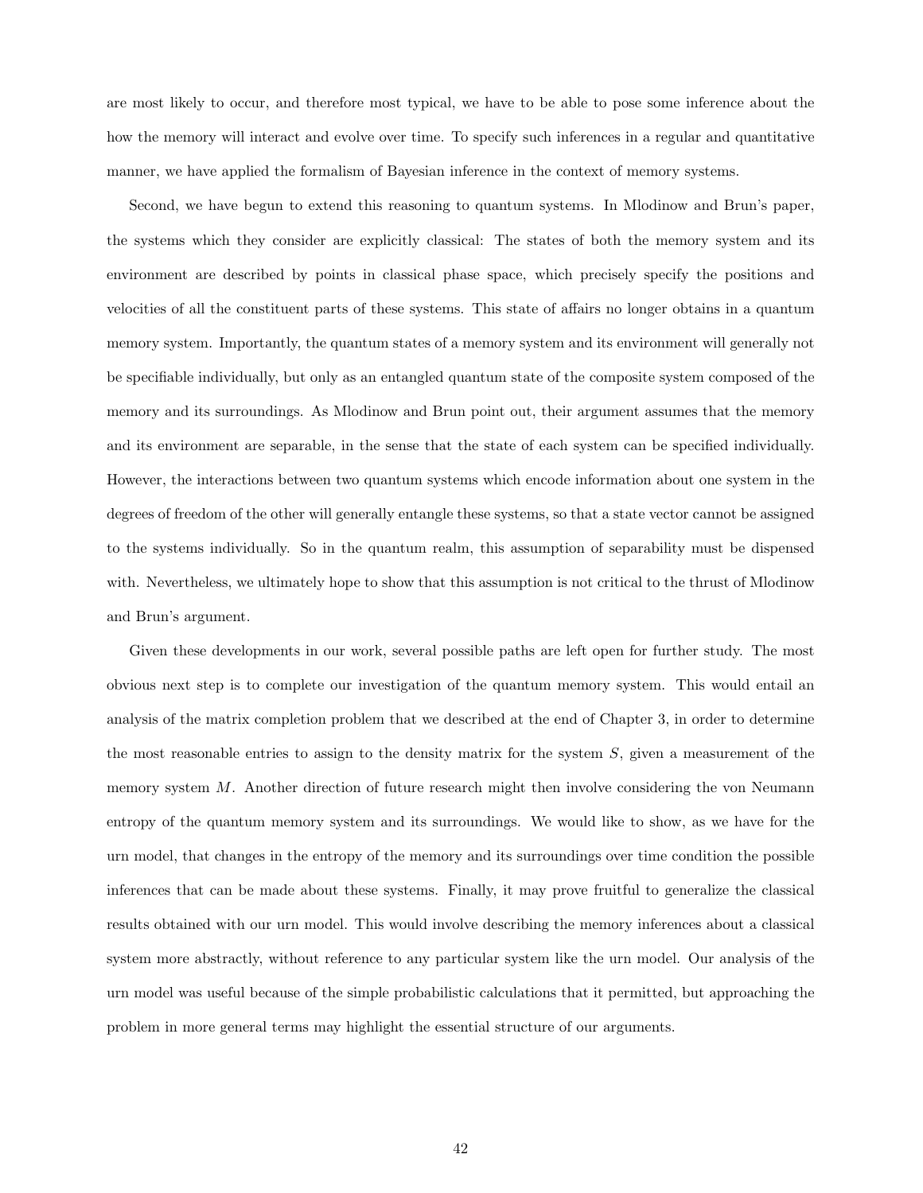are most likely to occur, and therefore most typical, we have to be able to pose some inference about the how the memory will interact and evolve over time. To specify such inferences in a regular and quantitative manner, we have applied the formalism of Bayesian inference in the context of memory systems.

Second, we have begun to extend this reasoning to quantum systems. In Mlodinow and Brun's paper, the systems which they consider are explicitly classical: The states of both the memory system and its environment are described by points in classical phase space, which precisely specify the positions and velocities of all the constituent parts of these systems. This state of affairs no longer obtains in a quantum memory system. Importantly, the quantum states of a memory system and its environment will generally not be specifiable individually, but only as an entangled quantum state of the composite system composed of the memory and its surroundings. As Mlodinow and Brun point out, their argument assumes that the memory and its environment are separable, in the sense that the state of each system can be specified individually. However, the interactions between two quantum systems which encode information about one system in the degrees of freedom of the other will generally entangle these systems, so that a state vector cannot be assigned to the systems individually. So in the quantum realm, this assumption of separability must be dispensed with. Nevertheless, we ultimately hope to show that this assumption is not critical to the thrust of Mlodinow and Brun's argument.

Given these developments in our work, several possible paths are left open for further study. The most obvious next step is to complete our investigation of the quantum memory system. This would entail an analysis of the matrix completion problem that we described at the end of Chapter 3, in order to determine the most reasonable entries to assign to the density matrix for the system $S$, given a measurement of the memory system $M$. Another direction of future research might then involve considering the von Neumann entropy of the quantum memory system and its surroundings. We would like to show, as we have for the urn model, that changes in the entropy of the memory and its surroundings over time condition the possible inferences that can be made about these systems. Finally, it may prove fruitful to generalize the classical results obtained with our urn model. This would involve describing the memory inferences about a classical system more abstractly, without reference to any particular system like the urn model. Our analysis of the urn model was useful because of the simple probabilistic calculations that it permitted, but approaching the problem in more general terms may highlight the essential structure of our arguments.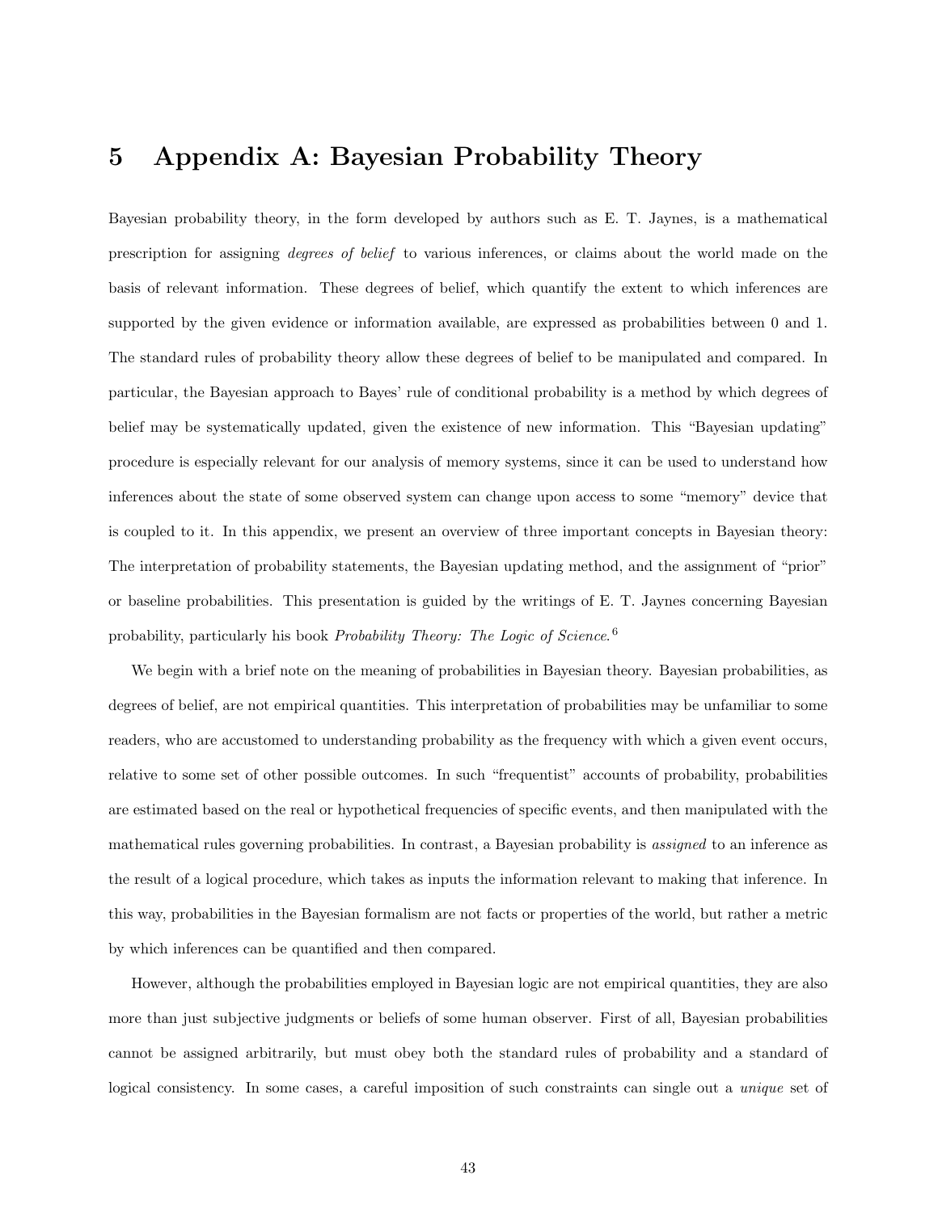# 5 Appendix A: Bayesian Probability Theory

Bayesian probability theory, in the form developed by authors such as E. T. Jaynes, is a mathematical prescription for assigning *degrees of belief* to various inferences, or claims about the world made on the basis of relevant information. These degrees of belief, which quantify the extent to which inferences are supported by the given evidence or information available, are expressed as probabilities between 0 and 1. The standard rules of probability theory allow these degrees of belief to be manipulated and compared. In particular, the Bayesian approach to Bayes' rule of conditional probability is a method by which degrees of belief may be systematically updated, given the existence of new information. This "Bayesian updating" procedure is especially relevant for our analysis of memory systems, since it can be used to understand how inferences about the state of some observed system can change upon access to some "memory" device that is coupled to it. In this appendix, we present an overview of three important concepts in Bayesian theory: The interpretation of probability statements, the Bayesian updating method, and the assignment of "prior" or baseline probabilities. This presentation is guided by the writings of E. T. Jaynes concerning Bayesian probability, particularly his book *Probability Theory: The Logic of Science*.[6]

We begin with a brief note on the meaning of probabilities in Bayesian theory. Bayesian probabilities, as degrees of belief, are not empirical quantities. This interpretation of probabilities may be unfamiliar to some readers, who are accustomed to understanding probability as the frequency with which a given event occurs, relative to some set of other possible outcomes. In such "frequentist" accounts of probability, probabilities are estimated based on the real or hypothetical frequencies of specific events, and then manipulated with the mathematical rules governing probabilities. In contrast, a Bayesian probability is *assigned* to an inference as the result of a logical procedure, which takes as inputs the information relevant to making that inference. In this way, probabilities in the Bayesian formalism are not facts or properties of the world, but rather a metric by which inferences can be quantified and then compared.

However, although the probabilities employed in Bayesian logic are not empirical quantities, they are also more than just subjective judgments or beliefs of some human observer. First of all, Bayesian probabilities cannot be assigned arbitrarily, but must obey both the standard rules of probability and a standard of logical consistency. In some cases, a careful imposition of such constraints can single out a *unique* set of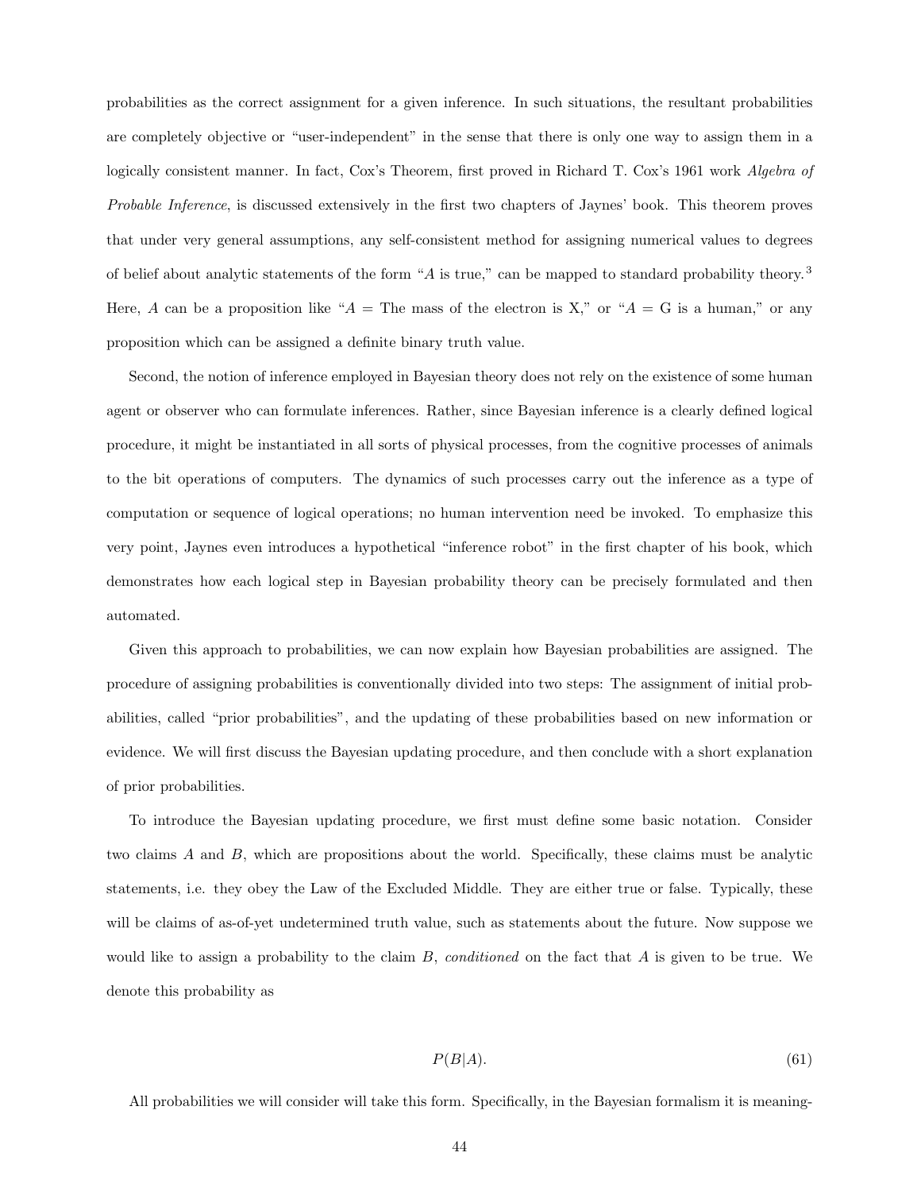probabilities as the correct assignment for a given inference. In such situations, the resultant probabilities are completely objective or "user-independent" in the sense that there is only one way to assign them in a logically consistent manner. In fact, Cox's Theorem, first proved in Richard T. Cox's 1961 work *Algebra of Probable Inference*, is discussed extensively in the first two chapters of Jaynes' book. This theorem proves that under very general assumptions, any self-consistent method for assigning numerical values to degrees of belief about analytic statements of the form "$A$ is true," can be mapped to standard probability theory.[3] Here, $A$ can be a proposition like "$A =$ The mass of the electron is X," or "$A =$ G is a human," or any proposition which can be assigned a definite binary truth value.

Second, the notion of inference employed in Bayesian theory does not rely on the existence of some human agent or observer who can formulate inferences. Rather, since Bayesian inference is a clearly defined logical procedure, it might be instantiated in all sorts of physical processes, from the cognitive processes of animals to the bit operations of computers. The dynamics of such processes carry out the inference as a type of computation or sequence of logical operations; no human intervention need be invoked. To emphasize this very point, Jaynes even introduces a hypothetical "inference robot" in the first chapter of his book, which demonstrates how each logical step in Bayesian probability theory can be precisely formulated and then automated.

Given this approach to probabilities, we can now explain how Bayesian probabilities are assigned. The procedure of assigning probabilities is conventionally divided into two steps: The assignment of initial probabilities, called "prior probabilities", and the updating of these probabilities based on new information or evidence. We will first discuss the Bayesian updating procedure, and then conclude with a short explanation of prior probabilities.

To introduce the Bayesian updating procedure, we first must define some basic notation. Consider two claims $A$ and $B$, which are propositions about the world. Specifically, these claims must be analytic statements, i.e. they obey the Law of the Excluded Middle. They are either true or false. Typically, these will be claims of as-of-yet undetermined truth value, such as statements about the future. Now suppose we would like to assign a probability to the claim $B$, *conditioned* on the fact that $A$ is given to be true. We denote this probability as

$$P(B|A). \tag{61}$$

All probabilities we will consider will take this form. Specifically, in the Bayesian formalism it is meaning-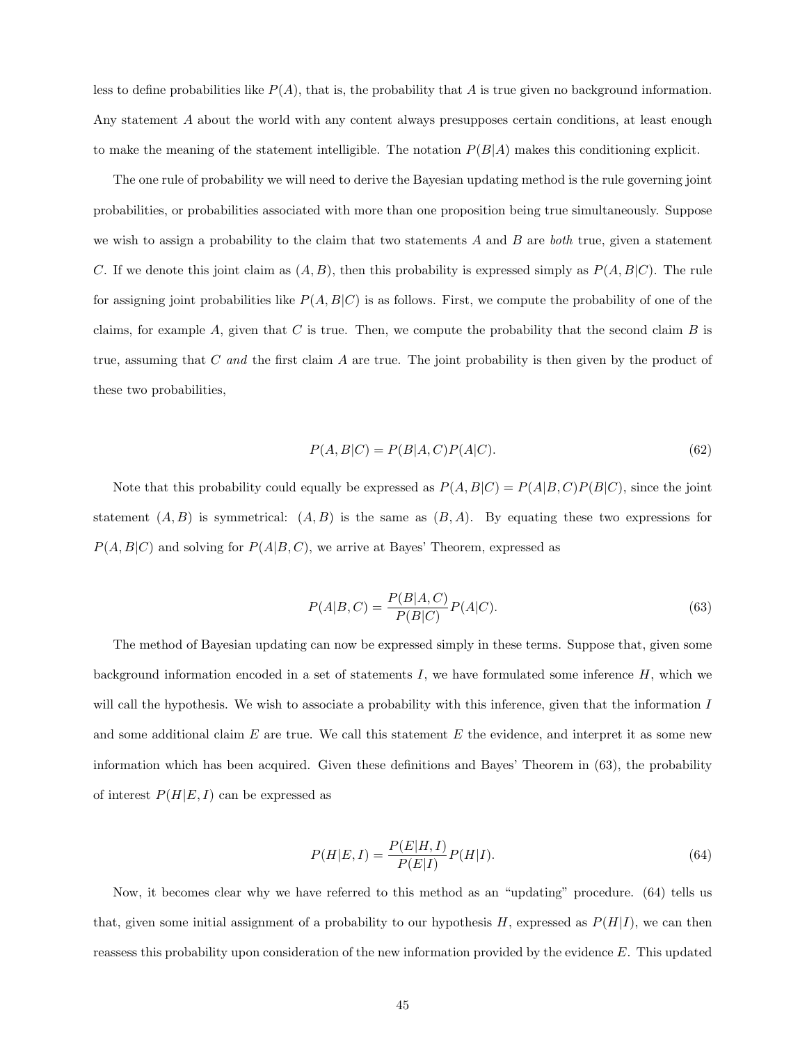less to define probabilities like $P(A)$, that is, the probability that $A$ is true given no background information. Any statement $A$ about the world with any content always presupposes certain conditions, at least enough to make the meaning of the statement intelligible. The notation $P(B|A)$ makes this conditioning explicit.

The one rule of probability we will need to derive the Bayesian updating method is the rule governing joint probabilities, or probabilities associated with more than one proposition being true simultaneously. Suppose we wish to assign a probability to the claim that two statements $A$ and $B$ are *both* true, given a statement $C$. If we denote this joint claim as $(A, B)$, then this probability is expressed simply as $P(A, B|C)$. The rule for assigning joint probabilities like $P(A, B|C)$ is as follows. First, we compute the probability of one of the claims, for example $A$, given that $C$ is true. Then, we compute the probability that the second claim $B$ is true, assuming that $C$ *and* the first claim $A$ are true. The joint probability is then given by the product of these two probabilities,

$$P(A, B|C) = P(B|A, C)P(A|C). \tag{62}$$

Note that this probability could equally be expressed as $P(A, B|C) = P(A|B, C)P(B|C)$, since the joint statement $(A, B)$ is symmetrical: $(A, B)$ is the same as $(B, A)$. By equating these two expressions for $P(A, B|C)$ and solving for $P(A|B, C)$, we arrive at Bayes' Theorem, expressed as

$$P(A|B, C) = \frac{P(B|A, C)}{P(B|C)}P(A|C). \tag{63}$$

The method of Bayesian updating can now be expressed simply in these terms. Suppose that, given some background information encoded in a set of statements $I$, we have formulated some inference $H$, which we will call the hypothesis. We wish to associate a probability with this inference, given that the information $I$ and some additional claim $E$ are true. We call this statement $E$ the evidence, and interpret it as some new information which has been acquired. Given these definitions and Bayes' Theorem in (63), the probability of interest $P(H|E, I)$ can be expressed as

$$P(H|E, I) = \frac{P(E|H, I)}{P(E|I)}P(H|I). \tag{64}$$

Now, it becomes clear why we have referred to this method as an "updating" procedure. (64) tells us that, given some initial assignment of a probability to our hypothesis $H$, expressed as $P(H|I)$, we can then reassess this probability upon consideration of the new information provided by the evidence $E$. This updated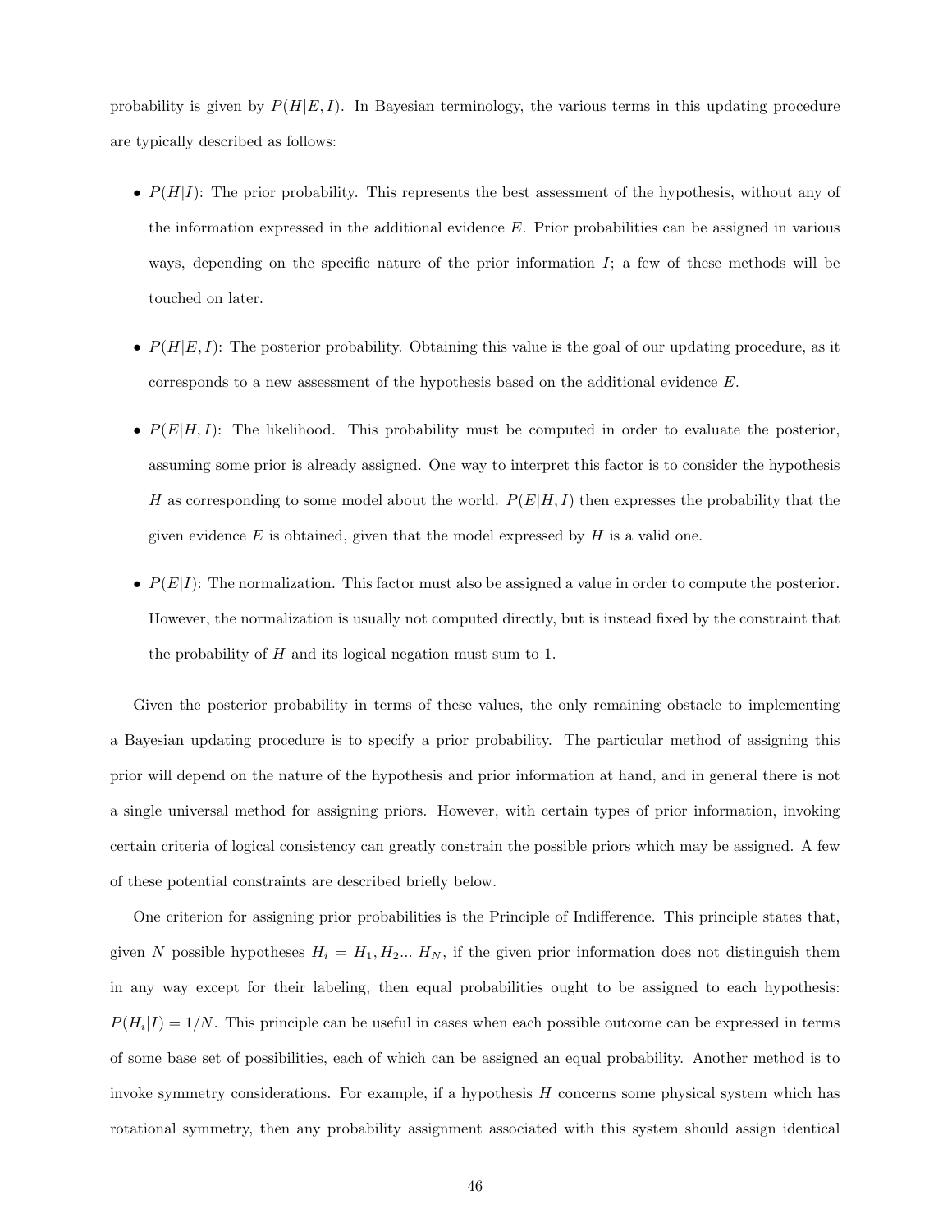probability is given by $P(H|E,I)$. In Bayesian terminology, the various terms in this updating procedure are typically described as follows:

- $P(H|I)$: The prior probability. This represents the best assessment of the hypothesis, without any of the information expressed in the additional evidence $E$. Prior probabilities can be assigned in various ways, depending on the specific nature of the prior information $I$; a few of these methods will be touched on later.

- $P(H|E,I)$: The posterior probability. Obtaining this value is the goal of our updating procedure, as it corresponds to a new assessment of the hypothesis based on the additional evidence $E$.

- $P(E|H,I)$: The likelihood. This probability must be computed in order to evaluate the posterior, assuming some prior is already assigned. One way to interpret this factor is to consider the hypothesis $H$ as corresponding to some model about the world. $P(E|H,I)$ then expresses the probability that the given evidence $E$ is obtained, given that the model expressed by $H$ is a valid one.

- $P(E|I)$: The normalization. This factor must also be assigned a value in order to compute the posterior. However, the normalization is usually not computed directly, but is instead fixed by the constraint that the probability of $H$ and its logical negation must sum to 1.

Given the posterior probability in terms of these values, the only remaining obstacle to implementing a Bayesian updating procedure is to specify a prior probability. The particular method of assigning this prior will depend on the nature of the hypothesis and prior information at hand, and in general there is not a single universal method for assigning priors. However, with certain types of prior information, invoking certain criteria of logical consistency can greatly constrain the possible priors which may be assigned. A few of these potential constraints are described briefly below.

One criterion for assigning prior probabilities is the Principle of Indifference. This principle states that, given $N$ possible hypotheses $H_i = H_1, H_2 ... H_N$, if the given prior information does not distinguish them in any way except for their labeling, then equal probabilities ought to be assigned to each hypothesis: $P(H_i|I) = 1/N$. This principle can be useful in cases when each possible outcome can be expressed in terms of some base set of possibilities, each of which can be assigned an equal probability. Another method is to invoke symmetry considerations. For example, if a hypothesis $H$ concerns some physical system which has rotational symmetry, then any probability assignment associated with this system should assign identical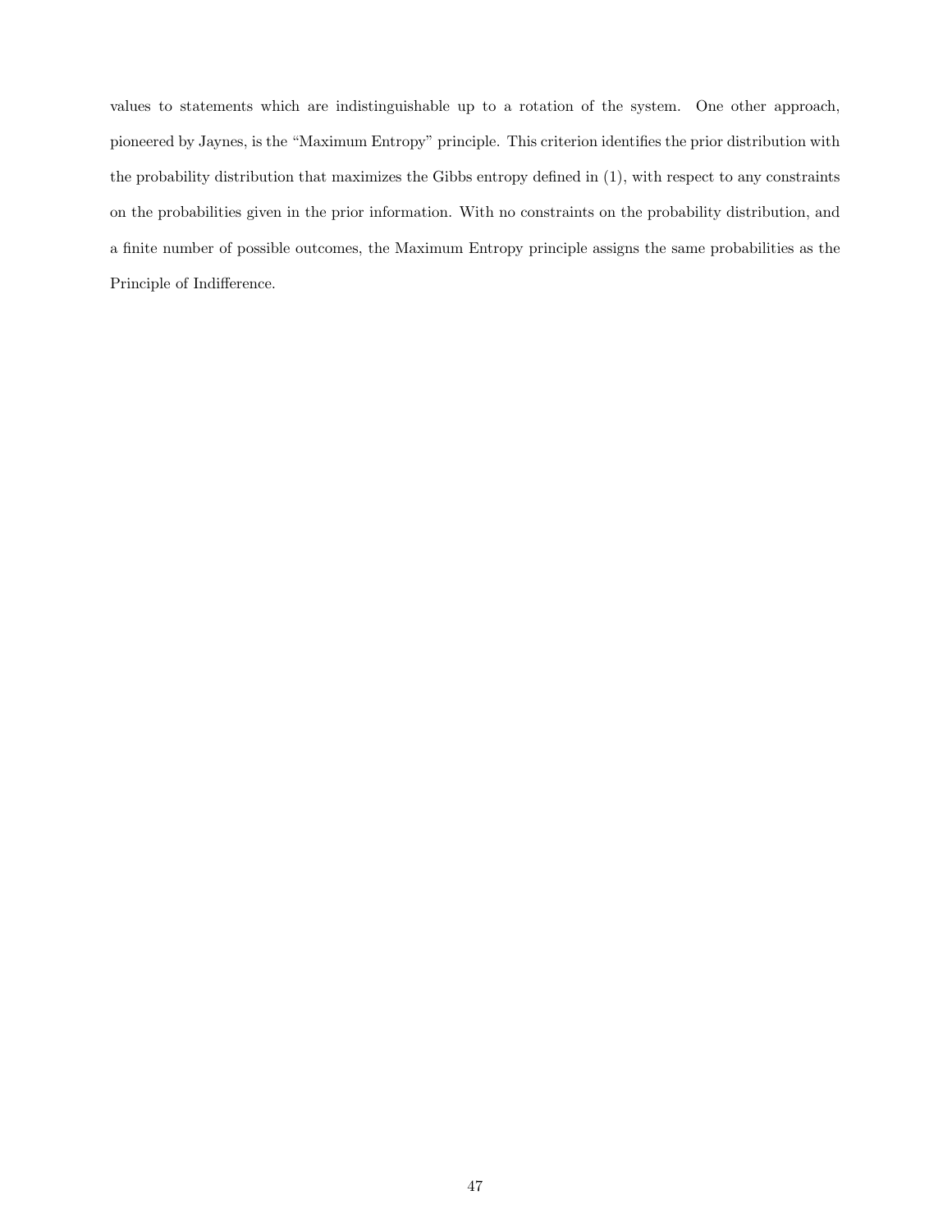values to statements which are indistinguishable up to a rotation of the system. One other approach, pioneered by Jaynes, is the "Maximum Entropy" principle. This criterion identifies the prior distribution with the probability distribution that maximizes the Gibbs entropy defined in (1), with respect to any constraints on the probabilities given in the prior information. With no constraints on the probability distribution, and a finite number of possible outcomes, the Maximum Entropy principle assigns the same probabilities as the Principle of Indifference.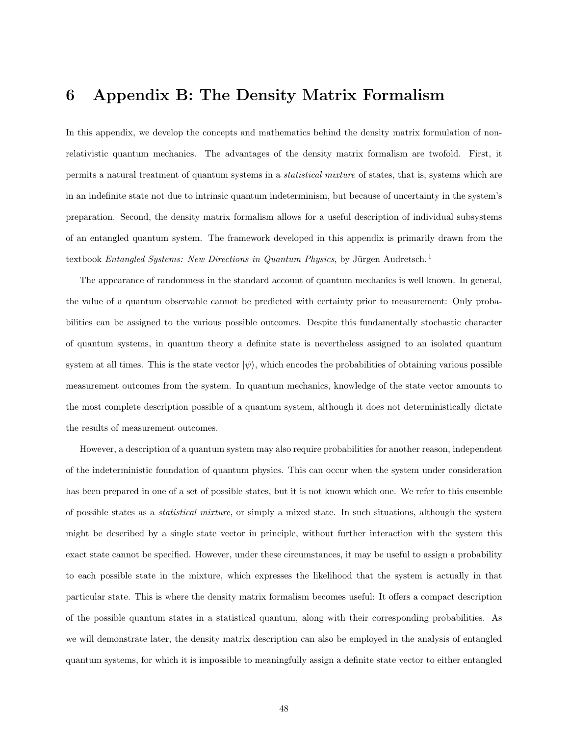# 6 Appendix B: The Density Matrix Formalism

In this appendix, we develop the concepts and mathematics behind the density matrix formulation of non-relativistic quantum mechanics. The advantages of the density matrix formalism are twofold. First, it permits a natural treatment of quantum systems in a *statistical mixture* of states, that is, systems which are in an indefinite state not due to intrinsic quantum indeterminism, but because of uncertainty in the system's preparation. Second, the density matrix formalism allows for a useful description of individual subsystems of an entangled quantum system. The framework developed in this appendix is primarily drawn from the textbook *Entangled Systems: New Directions in Quantum Physics*, by Jürgen Audretsch.[1]

The appearance of randomness in the standard account of quantum mechanics is well known. In general, the value of a quantum observable cannot be predicted with certainty prior to measurement: Only probabilities can be assigned to the various possible outcomes. Despite this fundamentally stochastic character of quantum systems, in quantum theory a definite state is nevertheless assigned to an isolated quantum system at all times. This is the state vector $|\psi\rangle$, which encodes the probabilities of obtaining various possible measurement outcomes from the system. In quantum mechanics, knowledge of the state vector amounts to the most complete description possible of a quantum system, although it does not deterministically dictate the results of measurement outcomes.

However, a description of a quantum system may also require probabilities for another reason, independent of the indeterministic foundation of quantum physics. This can occur when the system under consideration has been prepared in one of a set of possible states, but it is not known which one. We refer to this ensemble of possible states as a *statistical mixture*, or simply a mixed state. In such situations, although the system might be described by a single state vector in principle, without further interaction with the system this exact state cannot be specified. However, under these circumstances, it may be useful to assign a probability to each possible state in the mixture, which expresses the likelihood that the system is actually in that particular state. This is where the density matrix formalism becomes useful: It offers a compact description of the possible quantum states in a statistical quantum, along with their corresponding probabilities. As we will demonstrate later, the density matrix description can also be employed in the analysis of entangled quantum systems, for which it is impossible to meaningfully assign a definite state vector to either entangled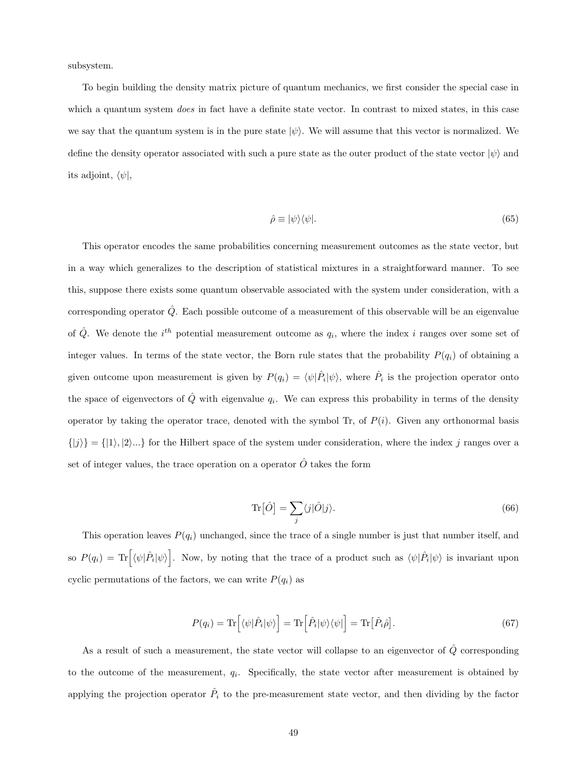subsystem.

To begin building the density matrix picture of quantum mechanics, we first consider the special case in which a quantum system *does* in fact have a definite state vector. In contrast to mixed states, in this case we say that the quantum system is in the pure state $|\psi\rangle$. We will assume that this vector is normalized. We define the density operator associated with such a pure state as the outer product of the state vector $|\psi\rangle$ and its adjoint, $\langle\psi|$,

$$\hat{\rho} \equiv |\psi\rangle\langle\psi|. \tag{65}$$

This operator encodes the same probabilities concerning measurement outcomes as the state vector, but in a way which generalizes to the description of statistical mixtures in a straightforward manner. To see this, suppose there exists some quantum observable associated with the system under consideration, with a corresponding operator $\hat{Q}$. Each possible outcome of a measurement of this observable will be an eigenvalue of $\hat{Q}$. We denote the $i^{th}$ potential measurement outcome as $q_i$, where the index $i$ ranges over some set of integer values. In terms of the state vector, the Born rule states that the probability $P(q_i)$ of obtaining a given outcome upon measurement is given by $P(q_i) = \langle\psi|\hat{P}_i|\psi\rangle$, where $\hat{P}_i$ is the projection operator onto the space of eigenvectors of $\hat{Q}$ with eigenvalue $q_i$. We can express this probability in terms of the density operator by taking the operator trace, denoted with the symbol Tr, of $P(i)$. Given any orthonormal basis $\{|j\rangle\} = \{|1\rangle, |2\rangle...\}$ for the Hilbert space of the system under consideration, where the index $j$ ranges over a set of integer values, the trace operation on a operator $\hat{O}$ takes the form

$$\mathrm{Tr}\big[\hat{O}\big] = \sum_j \langle j|\hat{O}|j\rangle. \tag{66}$$

This operation leaves $P(q_i)$ unchanged, since the trace of a single number is just that number itself, and so $P(q_i) = \mathrm{Tr}\Big[\langle\psi|\hat{P}_i|\psi\rangle\Big]$. Now, by noting that the trace of a product such as $\langle\psi|\hat{P}_i|\psi\rangle$ is invariant upon cyclic permutations of the factors, we can write $P(q_i)$ as

$$P(q_i) = \mathrm{Tr}\Big[\langle\psi|\hat{P}_i|\psi\rangle\Big] = \mathrm{Tr}\Big[\hat{P}_i|\psi\rangle\langle\psi|\Big] = \mathrm{Tr}\big[\hat{P}_i\hat{\rho}\big]. \tag{67}$$

As a result of such a measurement, the state vector will collapse to an eigenvector of $\hat{Q}$ corresponding to the outcome of the measurement, $q_i$. Specifically, the state vector after measurement is obtained by applying the projection operator $\hat{P}_i$ to the pre-measurement state vector, and then dividing by the factor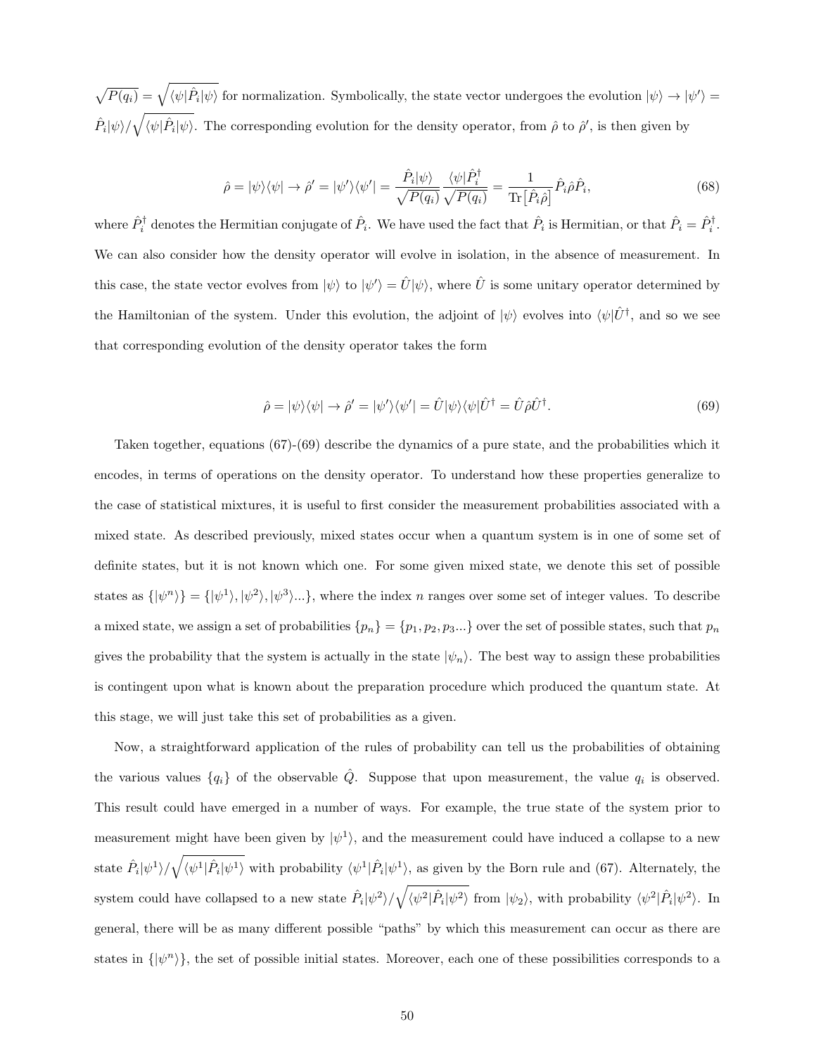$\sqrt{P(q_i)} = \sqrt{\langle\psi|\hat{P}_i|\psi\rangle}$ for normalization. Symbolically, the state vector undergoes the evolution $|\psi\rangle \to |\psi'\rangle = \hat{P}_i|\psi\rangle/\sqrt{\langle\psi|\hat{P}_i|\psi\rangle}$. The corresponding evolution for the density operator, from $\hat{\rho}$ to $\hat{\rho}'$, is then given by

$$\hat{\rho} = |\psi\rangle\langle\psi| \to \hat{\rho}' = |\psi'\rangle\langle\psi'| = \frac{\hat{P}_i|\psi\rangle}{\sqrt{P(q_i)}}\frac{\langle\psi|\hat{P}_i^\dagger}{\sqrt{P(q_i)}} = \frac{1}{\mathrm{Tr}\big[\hat{P}_i\hat{\rho}\big]}\hat{P}_i\hat{\rho}\hat{P}_i, \tag{68}$$

where $\hat{P}_i^\dagger$ denotes the Hermitian conjugate of $\hat{P}_i$. We have used the fact that $\hat{P}_i$ is Hermitian, or that $\hat{P}_i = \hat{P}_i^\dagger$. We can also consider how the density operator will evolve in isolation, in the absence of measurement. In this case, the state vector evolves from $|\psi\rangle$ to $|\psi'\rangle = \hat{U}|\psi\rangle$, where $\hat{U}$ is some unitary operator determined by the Hamiltonian of the system. Under this evolution, the adjoint of $|\psi\rangle$ evolves into $\langle\psi|\hat{U}^\dagger$, and so we see that corresponding evolution of the density operator takes the form

$$\hat{\rho} = |\psi\rangle\langle\psi| \to \hat{\rho}' = |\psi'\rangle\langle\psi'| = \hat{U}|\psi\rangle\langle\psi|\hat{U}^\dagger = \hat{U}\hat{\rho}\hat{U}^\dagger. \tag{69}$$

Taken together, equations (67)-(69) describe the dynamics of a pure state, and the probabilities which it encodes, in terms of operations on the density operator. To understand how these properties generalize to the case of statistical mixtures, it is useful to first consider the measurement probabilities associated with a mixed state. As described previously, mixed states occur when a quantum system is in one of some set of definite states, but it is not known which one. For some given mixed state, we denote this set of possible states as $\{|\psi^n\rangle\} = \{|\psi^1\rangle, |\psi^2\rangle, |\psi^3\rangle ...\}$, where the index $n$ ranges over some set of integer values. To describe a mixed state, we assign a set of probabilities $\{p_n\} = \{p_1, p_2, p_3 ...\}$ over the set of possible states, such that $p_n$ gives the probability that the system is actually in the state $|\psi_n\rangle$. The best way to assign these probabilities is contingent upon what is known about the preparation procedure which produced the quantum state. At this stage, we will just take this set of probabilities as a given.

Now, a straightforward application of the rules of probability can tell us the probabilities of obtaining the various values $\{q_i\}$ of the observable $\hat{Q}$. Suppose that upon measurement, the value $q_i$ is observed. This result could have emerged in a number of ways. For example, the true state of the system prior to measurement might have been given by $|\psi^1\rangle$, and the measurement could have induced a collapse to a new state $\hat{P}_i|\psi^1\rangle/\sqrt{\langle\psi^1|\hat{P}_i|\psi^1\rangle}$ with probability $\langle\psi^1|\hat{P}_i|\psi^1\rangle$, as given by the Born rule and (67). Alternately, the system could have collapsed to a new state $\hat{P}_i|\psi^2\rangle/\sqrt{\langle\psi^2|\hat{P}_i|\psi^2\rangle}$ from $|\psi_2\rangle$, with probability $\langle\psi^2|\hat{P}_i|\psi^2\rangle$. In general, there will be as many different possible "paths" by which this measurement can occur as there are states in $\{|\psi^n\rangle\}$, the set of possible initial states. Moreover, each one of these possibilities corresponds to a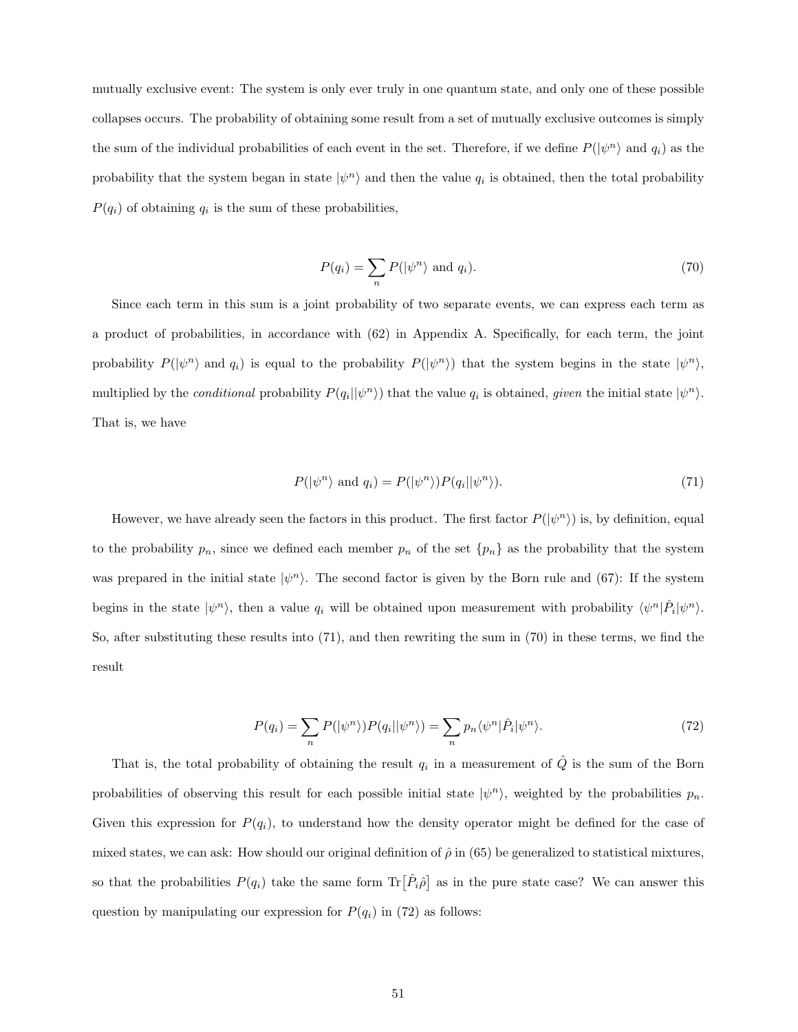mutually exclusive event: The system is only ever truly in one quantum state, and only one of these possible collapses occurs. The probability of obtaining some result from a set of mutually exclusive outcomes is simply the sum of the individual probabilities of each event in the set. Therefore, if we define $P(|\psi^n\rangle \text{ and } q_i)$ as the probability that the system began in state $|\psi^n\rangle$ and then the value $q_i$ is obtained, then the total probability $P(q_i)$ of obtaining $q_i$ is the sum of these probabilities,

$$P(q_i) = \sum_n P(|\psi^n\rangle \text{ and } q_i). \tag{70}$$

Since each term in this sum is a joint probability of two separate events, we can express each term as a product of probabilities, in accordance with (62) in Appendix A. Specifically, for each term, the joint probability $P(|\psi^n\rangle \text{ and } q_i)$ is equal to the probability $P(|\psi^n\rangle)$ that the system begins in the state $|\psi^n\rangle$, multiplied by the *conditional* probability $P(q_i||\psi^n\rangle)$ that the value $q_i$ is obtained, *given* the initial state $|\psi^n\rangle$. That is, we have

$$P(|\psi^n\rangle \text{ and } q_i) = P(|\psi^n\rangle)P(q_i||\psi^n\rangle). \tag{71}$$

However, we have already seen the factors in this product. The first factor $P(|\psi^n\rangle)$ is, by definition, equal to the probability $p_n$, since we defined each member $p_n$ of the set $\{p_n\}$ as the probability that the system was prepared in the initial state $|\psi^n\rangle$. The second factor is given by the Born rule and (67): If the system begins in the state $|\psi^n\rangle$, then a value $q_i$ will be obtained upon measurement with probability $\langle\psi^n|\hat{P}_i|\psi^n\rangle$. So, after substituting these results into (71), and then rewriting the sum in (70) in these terms, we find the result

$$P(q_i) = \sum_n P(|\psi^n\rangle)P(q_i||\psi^n\rangle) = \sum_n p_n\langle\psi^n|\hat{P}_i|\psi^n\rangle. \tag{72}$$

That is, the total probability of obtaining the result $q_i$ in a measurement of $\hat{Q}$ is the sum of the Born probabilities of observing this result for each possible initial state $|\psi^n\rangle$, weighted by the probabilities $p_n$. Given this expression for $P(q_i)$, to understand how the density operator might be defined for the case of mixed states, we can ask: How should our original definition of $\hat{\rho}$ in (65) be generalized to statistical mixtures, so that the probabilities $P(q_i)$ take the same form $\text{Tr}\big[\hat{P}_i\hat{\rho}\big]$ as in the pure state case? We can answer this question by manipulating our expression for $P(q_i)$ in (72) as follows: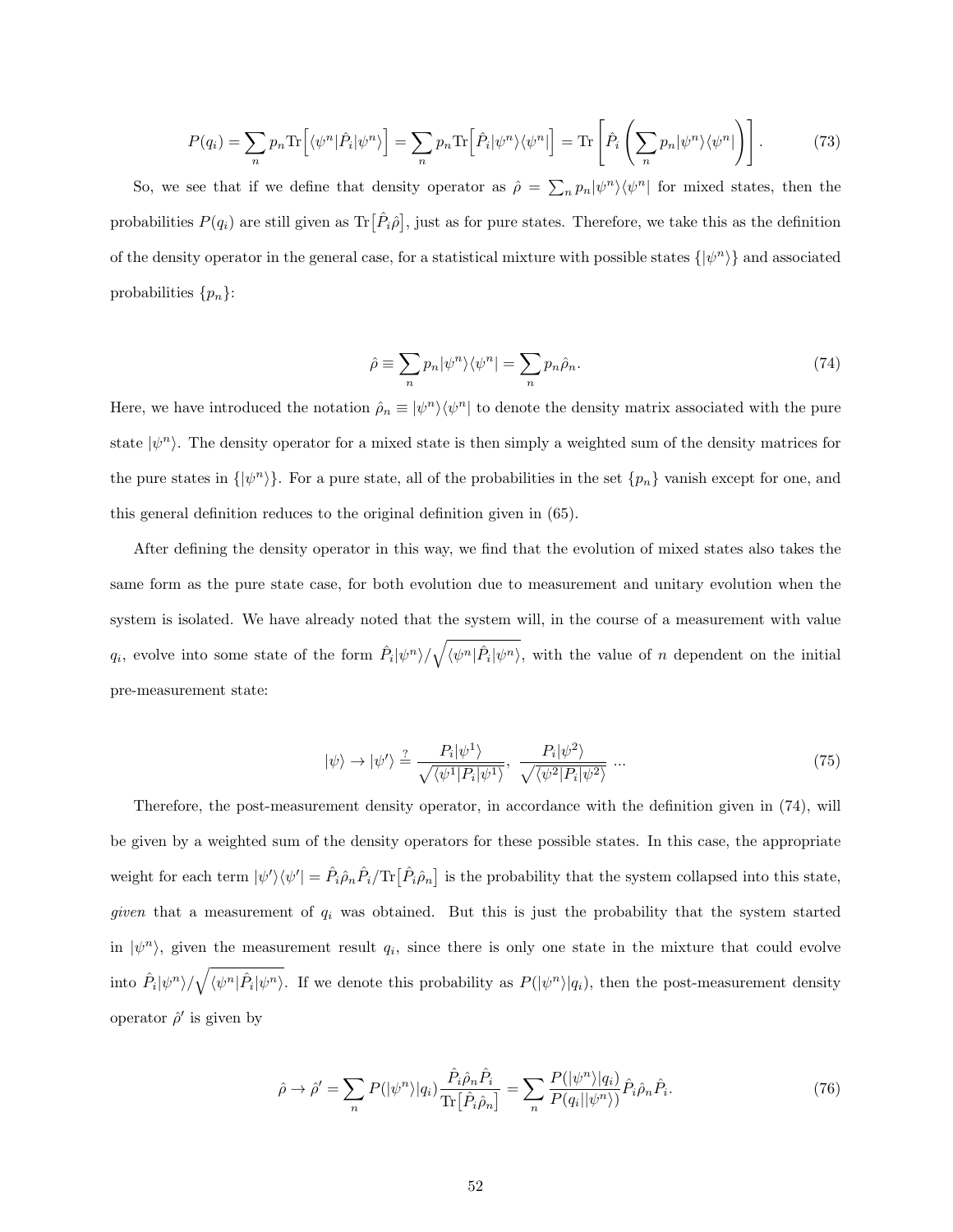$$P(q_i) = \sum_n p_n \text{Tr}\Big[\langle\psi^n|\hat{P}_i|\psi^n\rangle\Big] = \sum_n p_n \text{Tr}\Big[\hat{P}_i|\psi^n\rangle\langle\psi^n|\Big] = \text{Tr}\left[\hat{P}_i\left(\sum_n p_n|\psi^n\rangle\langle\psi^n|\right)\right]. \tag{73}$$

So, we see that if we define that density operator as $\hat{\rho} = \sum_n p_n|\psi^n\rangle\langle\psi^n|$ for mixed states, then the probabilities $P(q_i)$ are still given as $\text{Tr}\big[\hat{P}_i\hat{\rho}\big]$, just as for pure states. Therefore, we take this as the definition of the density operator in the general case, for a statistical mixture with possible states $\{|\psi^n\rangle\}$ and associated probabilities $\{p_n\}$:

$$\hat{\rho} \equiv \sum_n p_n|\psi^n\rangle\langle\psi^n| = \sum_n p_n\hat{\rho}_n. \tag{74}$$

Here, we have introduced the notation $\hat{\rho}_n \equiv |\psi^n\rangle\langle\psi^n|$ to denote the density matrix associated with the pure state $|\psi^n\rangle$. The density operator for a mixed state is then simply a weighted sum of the density matrices for the pure states in $\{|\psi^n\rangle\}$. For a pure state, all of the probabilities in the set $\{p_n\}$ vanish except for one, and this general definition reduces to the original definition given in (65).

After defining the density operator in this way, we find that the evolution of mixed states also takes the same form as the pure state case, for both evolution due to measurement and unitary evolution when the system is isolated. We have already noted that the system will, in the course of a measurement with value $q_i$, evolve into some state of the form $\hat{P}_i|\psi^n\rangle/\sqrt{\langle\psi^n|\hat{P}_i|\psi^n\rangle}$, with the value of $n$ dependent on the initial pre-measurement state:

$$|\psi\rangle \to |\psi'\rangle \stackrel{?}{=} \frac{P_i|\psi^1\rangle}{\sqrt{\langle\psi^1|P_i|\psi^1\rangle}},\ \frac{P_i|\psi^2\rangle}{\sqrt{\langle\psi^2|P_i|\psi^2\rangle}}\ \ldots \tag{75}$$

Therefore, the post-measurement density operator, in accordance with the definition given in (74), will be given by a weighted sum of the density operators for these possible states. In this case, the appropriate weight for each term $|\psi'\rangle\langle\psi'| = \hat{P}_i\hat{\rho}_n\hat{P}_i/\text{Tr}\big[\hat{P}_i\hat{\rho}_n\big]$ is the probability that the system collapsed into this state, *given* that a measurement of $q_i$ was obtained. But this is just the probability that the system started in $|\psi^n\rangle$, given the measurement result $q_i$, since there is only one state in the mixture that could evolve into $\hat{P}_i|\psi^n\rangle/\sqrt{\langle\psi^n|\hat{P}_i|\psi^n\rangle}$. If we denote this probability as $P(|\psi^n\rangle|q_i)$, then the post-measurement density operator $\hat{\rho}'$ is given by

$$\hat{\rho} \to \hat{\rho}' = \sum_n P(|\psi^n\rangle|q_i)\frac{\hat{P}_i\hat{\rho}_n\hat{P}_i}{\text{Tr}\big[\hat{P}_i\hat{\rho}_n\big]} = \sum_n \frac{P(|\psi^n\rangle|q_i)}{P(q_i||\psi^n\rangle)}\hat{P}_i\hat{\rho}_n\hat{P}_i. \tag{76}$$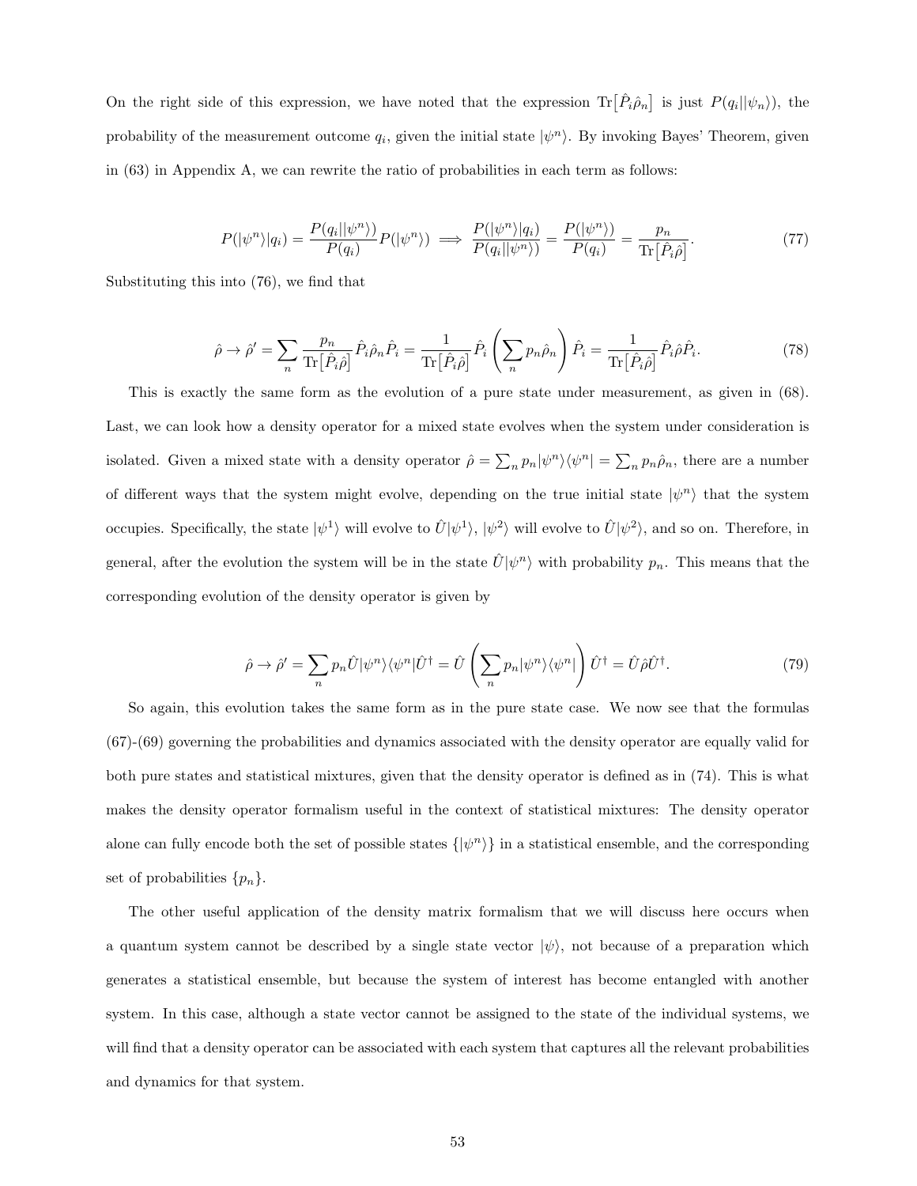On the right side of this expression, we have noted that the expression $\text{Tr}\big[\hat{P}_i\hat{\rho}_n\big]$ is just $P(q_i||\psi_n\rangle)$, the probability of the measurement outcome $q_i$, given the initial state $|\psi^n\rangle$. By invoking Bayes' Theorem, given in (63) in Appendix A, we can rewrite the ratio of probabilities in each term as follows:

$$P(|\psi^n\rangle|q_i) = \frac{P(q_i||\psi^n\rangle)}{P(q_i)}P(|\psi^n\rangle) \implies \frac{P(|\psi^n\rangle|q_i)}{P(q_i||\psi^n\rangle)} = \frac{P(|\psi^n\rangle)}{P(q_i)} = \frac{p_n}{\text{Tr}\big[\hat{P}_i\hat{\rho}\big]}. \tag{77}$$

Substituting this into (76), we find that

$$\hat{\rho} \to \hat{\rho}' = \sum_n \frac{p_n}{\text{Tr}\big[\hat{P}_i\hat{\rho}\big]}\hat{P}_i\hat{\rho}_n\hat{P}_i = \frac{1}{\text{Tr}\big[\hat{P}_i\hat{\rho}\big]}\hat{P}_i\left(\sum_n p_n\hat{\rho}_n\right)\hat{P}_i = \frac{1}{\text{Tr}\big[\hat{P}_i\hat{\rho}\big]}\hat{P}_i\hat{\rho}\hat{P}_i. \tag{78}$$

This is exactly the same form as the evolution of a pure state under measurement, as given in (68). Last, we can look how a density operator for a mixed state evolves when the system under consideration is isolated. Given a mixed state with a density operator $\hat{\rho} = \sum_n p_n|\psi^n\rangle\langle\psi^n| = \sum_n p_n\hat{\rho}_n$, there are a number of different ways that the system might evolve, depending on the true initial state $|\psi^n\rangle$ that the system occupies. Specifically, the state $|\psi^1\rangle$ will evolve to $\hat{U}|\psi^1\rangle$, $|\psi^2\rangle$ will evolve to $\hat{U}|\psi^2\rangle$, and so on. Therefore, in general, after the evolution the system will be in the state $\hat{U}|\psi^n\rangle$ with probability $p_n$. This means that the corresponding evolution of the density operator is given by

$$\hat{\rho} \to \hat{\rho}' = \sum_n p_n\hat{U}|\psi^n\rangle\langle\psi^n|\hat{U}^\dagger = \hat{U}\left(\sum_n p_n|\psi^n\rangle\langle\psi^n|\right)\hat{U}^\dagger = \hat{U}\hat{\rho}\hat{U}^\dagger. \tag{79}$$

So again, this evolution takes the same form as in the pure state case. We now see that the formulas (67)-(69) governing the probabilities and dynamics associated with the density operator are equally valid for both pure states and statistical mixtures, given that the density operator is defined as in (74). This is what makes the density operator formalism useful in the context of statistical mixtures: The density operator alone can fully encode both the set of possible states $\{|\psi^n\rangle\}$ in a statistical ensemble, and the corresponding set of probabilities $\{p_n\}$.

The other useful application of the density matrix formalism that we will discuss here occurs when a quantum system cannot be described by a single state vector $|\psi\rangle$, not because of a preparation which generates a statistical ensemble, but because the system of interest has become entangled with another system. In this case, although a state vector cannot be assigned to the state of the individual systems, we will find that a density operator can be associated with each system that captures all the relevant probabilities and dynamics for that system.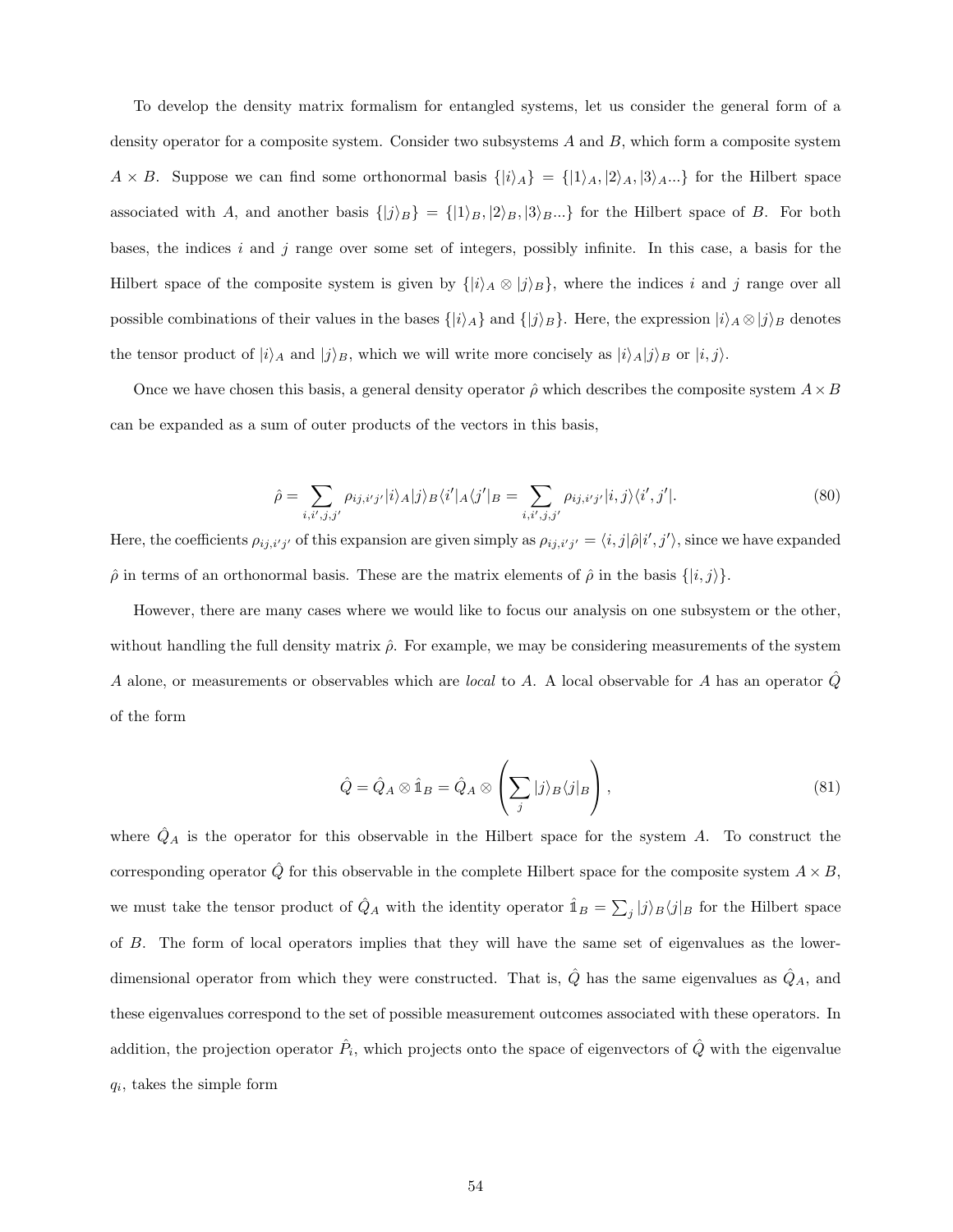To develop the density matrix formalism for entangled systems, let us consider the general form of a density operator for a composite system. Consider two subsystems $A$ and $B$, which form a composite system $A \times B$. Suppose we can find some orthonormal basis $\{|i\rangle_A\} = \{|1\rangle_A, |2\rangle_A, |3\rangle_A...\}$ for the Hilbert space associated with $A$, and another basis $\{|j\rangle_B\} = \{|1\rangle_B, |2\rangle_B, |3\rangle_B...\}$ for the Hilbert space of $B$. For both bases, the indices $i$ and $j$ range over some set of integers, possibly infinite. In this case, a basis for the Hilbert space of the composite system is given by $\{|i\rangle_A \otimes |j\rangle_B\}$, where the indices $i$ and $j$ range over all possible combinations of their values in the bases $\{|i\rangle_A\}$ and $\{|j\rangle_B\}$. Here, the expression $|i\rangle_A \otimes |j\rangle_B$ denotes the tensor product of $|i\rangle_A$ and $|j\rangle_B$, which we will write more concisely as $|i\rangle_A|j\rangle_B$ or $|i, j\rangle$.

Once we have chosen this basis, a general density operator $\hat{\rho}$ which describes the composite system $A \times B$ can be expanded as a sum of outer products of the vectors in this basis,

$$\hat{\rho} = \sum_{i,i',j,j'} \rho_{ij,i'j'} |i\rangle_A |j\rangle_B \langle i'|_A \langle j'|_B = \sum_{i,i',j,j'} \rho_{ij,i'j'} |i,j\rangle\langle i',j'|. \tag{80}$$

Here, the coefficients $\rho_{ij,i'j'}$ of this expansion are given simply as $\rho_{ij,i'j'} = \langle i,j|\hat{\rho}|i',j'\rangle$, since we have expanded $\hat{\rho}$ in terms of an orthonormal basis. These are the matrix elements of $\hat{\rho}$ in the basis $\{|i,j\rangle\}$.

However, there are many cases where we would like to focus our analysis on one subsystem or the other, without handling the full density matrix $\hat{\rho}$. For example, we may be considering measurements of the system $A$ alone, or measurements or observables which are *local* to $A$. A local observable for $A$ has an operator $\hat{Q}$ of the form

$$\hat{Q} = \hat{Q}_A \otimes \hat{\mathbb{1}}_B = \hat{Q}_A \otimes \left( \sum_j |j\rangle_B \langle j|_B \right), \tag{81}$$

where $\hat{Q}_A$ is the operator for this observable in the Hilbert space for the system $A$. To construct the corresponding operator $\hat{Q}$ for this observable in the complete Hilbert space for the composite system $A \times B$, we must take the tensor product of $\hat{Q}_A$ with the identity operator $\hat{\mathbb{1}}_B = \sum_j |j\rangle_B\langle j|_B$ for the Hilbert space of $B$. The form of local operators implies that they will have the same set of eigenvalues as the lower-dimensional operator from which they were constructed. That is, $\hat{Q}$ has the same eigenvalues as $\hat{Q}_A$, and these eigenvalues correspond to the set of possible measurement outcomes associated with these operators. In addition, the projection operator $\hat{P}_i$, which projects onto the space of eigenvectors of $\hat{Q}$ with the eigenvalue $q_i$, takes the simple form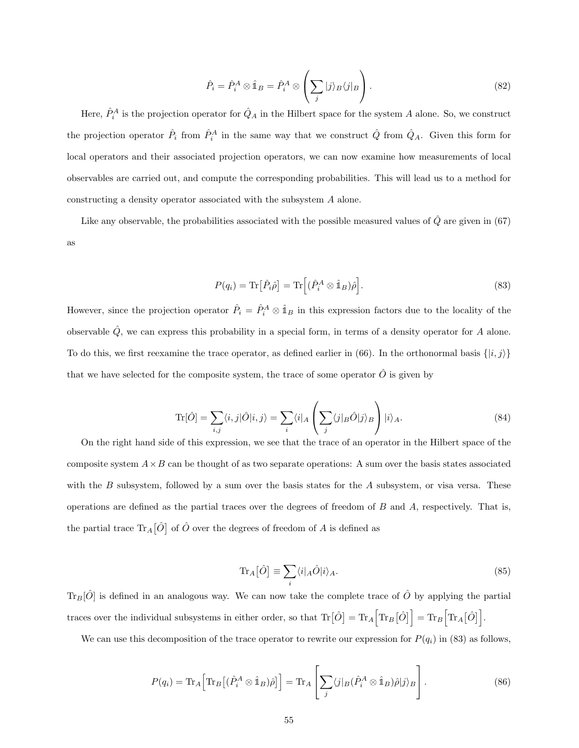$$\hat{P}_i = \hat{P}_i^A \otimes \hat{\mathbb{1}}_B = \hat{P}_i^A \otimes \left( \sum_j |j\rangle_B \langle j|_B \right). \tag{82}$$

Here, $\hat{P}_i^A$ is the projection operator for $\hat{Q}_A$ in the Hilbert space for the system $A$ alone. So, we construct the projection operator $\hat{P}_i$ from $\hat{P}_i^A$ in the same way that we construct $\hat{Q}$ from $\hat{Q}_A$. Given this form for local operators and their associated projection operators, we can now examine how measurements of local observables are carried out, and compute the corresponding probabilities. This will lead us to a method for constructing a density operator associated with the subsystem $A$ alone.

Like any observable, the probabilities associated with the possible measured values of $\hat{Q}$ are given in (67) as

$$P(q_i) = \mathrm{Tr}\big[\hat{P}_i \hat{\rho}\big] = \mathrm{Tr}\Big[(\hat{P}_i^A \otimes \hat{\mathbb{1}}_B)\hat{\rho}\Big]. \tag{83}$$

However, since the projection operator $\hat{P}_i = \hat{P}_i^A \otimes \hat{\mathbb{1}}_B$ in this expression factors due to the locality of the observable $\hat{Q}$, we can express this probability in a special form, in terms of a density operator for $A$ alone. To do this, we first reexamine the trace operator, as defined earlier in (66). In the orthonormal basis $\{|i,j\rangle\}$ that we have selected for the composite system, the trace of some operator $\hat{O}$ is given by

$$\mathrm{Tr}[\hat{O}] = \sum_{i,j} \langle i,j|\hat{O}|i,j\rangle = \sum_i \langle i|_A \left( \sum_j \langle j|_B \hat{O} |j\rangle_B \right) |i\rangle_A. \tag{84}$$

On the right hand side of this expression, we see that the trace of an operator in the Hilbert space of the composite system $A \times B$ can be thought of as two separate operations: A sum over the basis states associated with the $B$ subsystem, followed by a sum over the basis states for the $A$ subsystem, or visa versa. These operations are defined as the partial traces over the degrees of freedom of $B$ and $A$, respectively. That is, the partial trace $\mathrm{Tr}_A\big[\hat{O}\big]$ of $\hat{O}$ over the degrees of freedom of $A$ is defined as

$$\mathrm{Tr}_A\big[\hat{O}\big] \equiv \sum_i \langle i|_A \hat{O} |i\rangle_A. \tag{85}$$

$\mathrm{Tr}_B[\hat{O}]$ is defined in an analogous way. We can now take the complete trace of $\hat{O}$ by applying the partial traces over the individual subsystems in either order, so that $\mathrm{Tr}\big[\hat{O}\big] = \mathrm{Tr}_A\Big[\mathrm{Tr}_B\big[\hat{O}\big]\Big] = \mathrm{Tr}_B\Big[\mathrm{Tr}_A\big[\hat{O}\big]\Big]$.

We can use this decomposition of the trace operator to rewrite our expression for $P(q_i)$ in (83) as follows,

$$P(q_i) = \mathrm{Tr}_A\Big[\mathrm{Tr}_B\big[(\hat{P}_i^A \otimes \hat{\mathbb{1}}_B)\hat{\rho}\big]\Big] = \mathrm{Tr}_A \left[ \sum_j \langle j|_B (\hat{P}_i^A \otimes \hat{\mathbb{1}}_B)\hat{\rho} |j\rangle_B \right]. \tag{86}$$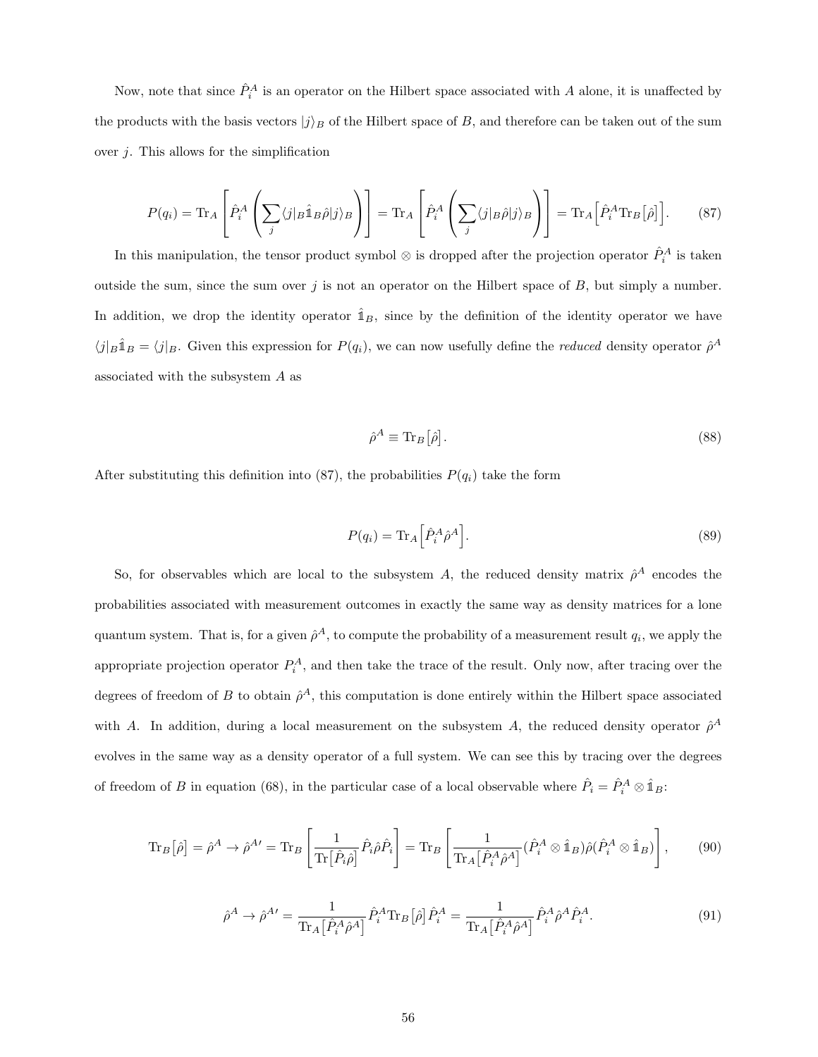Now, note that since $\hat{P}_i^A$ is an operator on the Hilbert space associated with $A$ alone, it is unaffected by the products with the basis vectors $|j\rangle_B$ of the Hilbert space of $B$, and therefore can be taken out of the sum over $j$. This allows for the simplification

$$P(q_i) = \mathrm{Tr}_A\left[\hat{P}_i^A \left(\sum_j \langle j|_B \hat{\mathbb{1}}_B \hat{\rho}|j\rangle_B\right)\right] = \mathrm{Tr}_A\left[\hat{P}_i^A \left(\sum_j \langle j|_B \hat{\rho}|j\rangle_B\right)\right] = \mathrm{Tr}_A\Big[\hat{P}_i^A \mathrm{Tr}_B\big[\hat{\rho}\big]\Big]. \tag{87}$$

In this manipulation, the tensor product symbol $\otimes$ is dropped after the projection operator $\hat{P}_i^A$ is taken outside the sum, since the sum over $j$ is not an operator on the Hilbert space of $B$, but simply a number. In addition, we drop the identity operator $\hat{\mathbb{1}}_B$, since by the definition of the identity operator we have $\langle j|_B \hat{\mathbb{1}}_B = \langle j|_B$. Given this expression for $P(q_i)$, we can now usefully define the *reduced* density operator $\hat{\rho}^A$ associated with the subsystem $A$ as

$$\hat{\rho}^A \equiv \mathrm{Tr}_B\big[\hat{\rho}\big]. \tag{88}$$

After substituting this definition into (87), the probabilities $P(q_i)$ take the form

$$P(q_i) = \mathrm{Tr}_A\Big[\hat{P}_i^A \hat{\rho}^A\Big]. \tag{89}$$

So, for observables which are local to the subsystem $A$, the reduced density matrix $\hat{\rho}^A$ encodes the probabilities associated with measurement outcomes in exactly the same way as density matrices for a lone quantum system. That is, for a given $\hat{\rho}^A$, to compute the probability of a measurement result $q_i$, we apply the appropriate projection operator $P_i^A$, and then take the trace of the result. Only now, after tracing over the degrees of freedom of $B$ to obtain $\hat{\rho}^A$, this computation is done entirely within the Hilbert space associated with $A$. In addition, during a local measurement on the subsystem $A$, the reduced density operator $\hat{\rho}^A$ evolves in the same way as a density operator of a full system. We can see this by tracing over the degrees of freedom of $B$ in equation (68), in the particular case of a local observable where $\hat{P}_i = \hat{P}_i^A \otimes \hat{\mathbb{1}}_B$:

$$\mathrm{Tr}_B\big[\hat{\rho}\big] = \hat{\rho}^A \to \hat{\rho}^{A\prime} = \mathrm{Tr}_B\left[\frac{1}{\mathrm{Tr}\big[\hat{P}_i\hat{\rho}\big]}\hat{P}_i\hat{\rho}\hat{P}_i\right] = \mathrm{Tr}_B\left[\frac{1}{\mathrm{Tr}_A\big[\hat{P}_i^A\hat{\rho}^A\big]}(\hat{P}_i^A \otimes \hat{\mathbb{1}}_B)\hat{\rho}(\hat{P}_i^A \otimes \hat{\mathbb{1}}_B)\right], \tag{90}$$

$$\hat{\rho}^A \to \hat{\rho}^{A\prime} = \frac{1}{\mathrm{Tr}_A\big[\hat{P}_i^A\hat{\rho}^A\big]}\hat{P}_i^A \mathrm{Tr}_B\big[\hat{\rho}\big]\hat{P}_i^A = \frac{1}{\mathrm{Tr}_A\big[\hat{P}_i^A\hat{\rho}^A\big]}\hat{P}_i^A\hat{\rho}^A\hat{P}_i^A. \tag{91}$$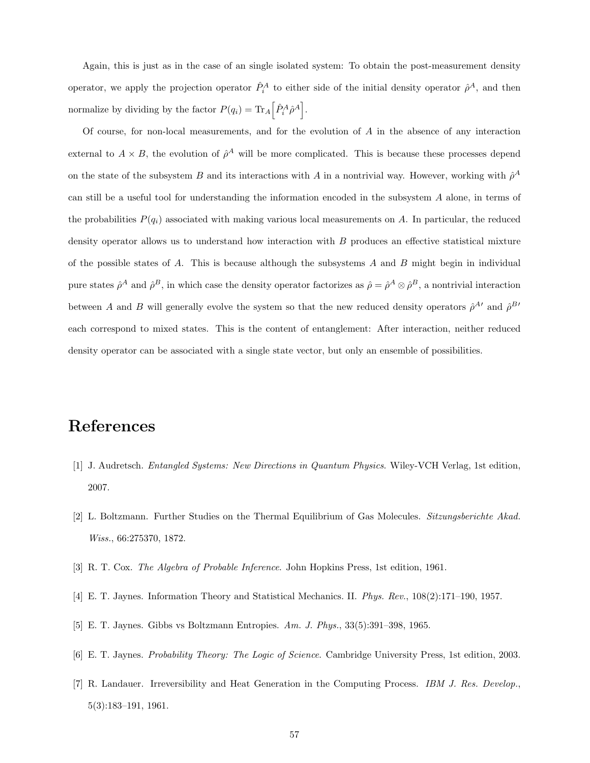Again, this is just as in the case of an single isolated system: To obtain the post-measurement density operator, we apply the projection operator $\hat{P}_i^A$ to either side of the initial density operator $\hat{\rho}^A$, and then normalize by dividing by the factor $P(q_i) = \mathrm{Tr}_A\Big[\hat{P}_i^A \hat{\rho}^A\Big]$.

Of course, for non-local measurements, and for the evolution of $A$ in the absence of any interaction external to $A \times B$, the evolution of $\hat{\rho}^A$ will be more complicated. This is because these processes depend on the state of the subsystem $B$ and its interactions with $A$ in a nontrivial way. However, working with $\hat{\rho}^A$ can still be a useful tool for understanding the information encoded in the subsystem $A$ alone, in terms of the probabilities $P(q_i)$ associated with making various local measurements on $A$. In particular, the reduced density operator allows us to understand how interaction with $B$ produces an effective statistical mixture of the possible states of $A$. This is because although the subsystems $A$ and $B$ might begin in individual pure states $\hat{\rho}^A$ and $\hat{\rho}^B$, in which case the density operator factorizes as $\hat{\rho} = \hat{\rho}^A \otimes \hat{\rho}^B$, a nontrivial interaction between $A$ and $B$ will generally evolve the system so that the new reduced density operators $\hat{\rho}^{A\prime}$ and $\hat{\rho}^{B\prime}$ each correspond to mixed states. This is the content of entanglement: After interaction, neither reduced density operator can be associated with a single state vector, but only an ensemble of possibilities.

# References

[1] J. Audretsch. *Entangled Systems: New Directions in Quantum Physics*. Wiley-VCH Verlag, 1st edition, 2007.

[2] L. Boltzmann. Further Studies on the Thermal Equilibrium of Gas Molecules. *Sitzungsberichte Akad. Wiss.*, 66:275370, 1872.

[3] R. T. Cox. *The Algebra of Probable Inference*. John Hopkins Press, 1st edition, 1961.

[4] E. T. Jaynes. Information Theory and Statistical Mechanics. II. *Phys. Rev.*, 108(2):171–190, 1957.

[5] E. T. Jaynes. Gibbs vs Boltzmann Entropies. *Am. J. Phys.*, 33(5):391–398, 1965.

[6] E. T. Jaynes. *Probability Theory: The Logic of Science*. Cambridge University Press, 1st edition, 2003.

[7] R. Landauer. Irreversibility and Heat Generation in the Computing Process. *IBM J. Res. Develop.*, 5(3):183–191, 1961.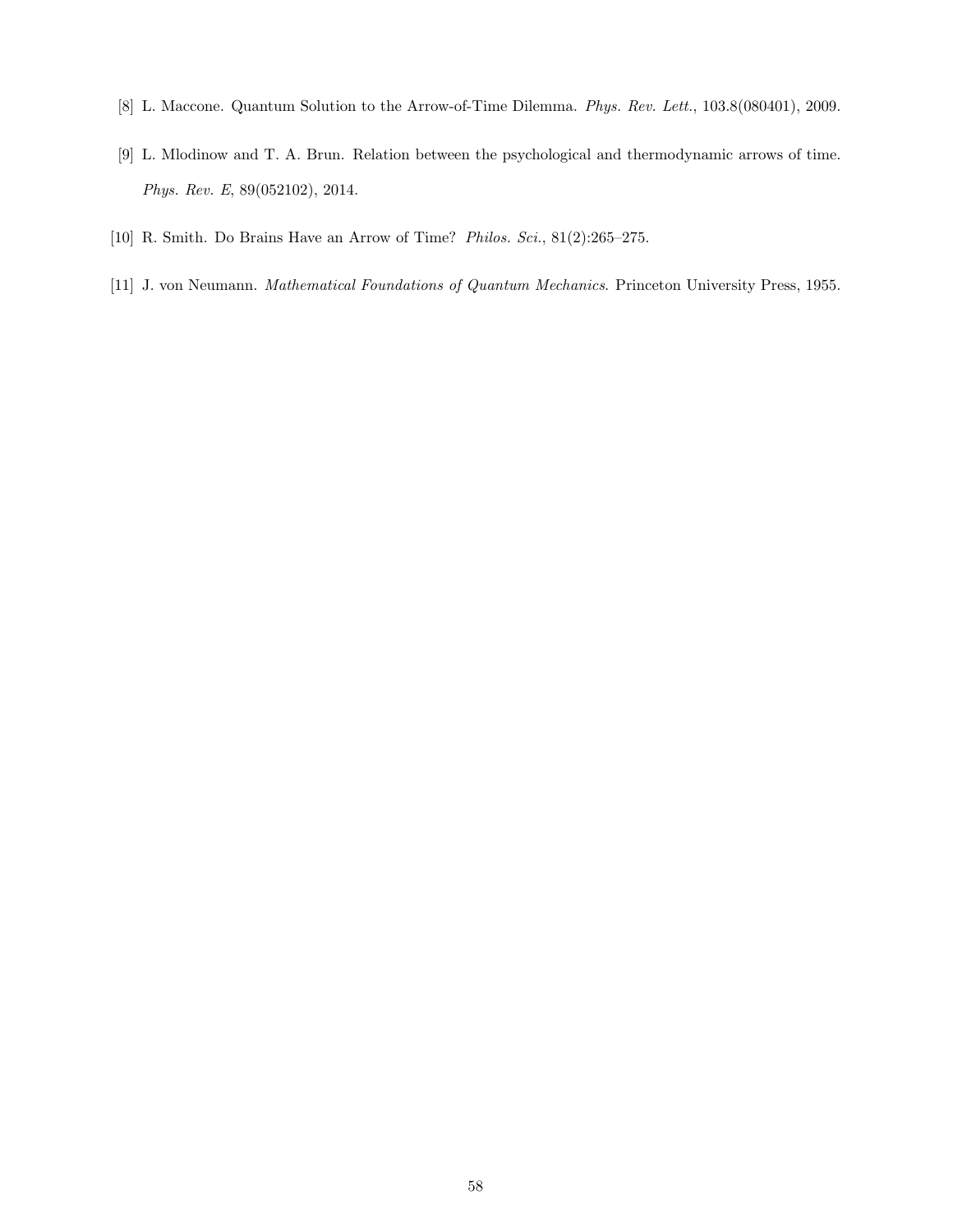[8] L. Maccone. Quantum Solution to the Arrow-of-Time Dilemma. *Phys. Rev. Lett.*, 103.8(080401), 2009.

[9] L. Mlodinow and T. A. Brun. Relation between the psychological and thermodynamic arrows of time. *Phys. Rev. E*, 89(052102), 2014.

[10] R. Smith. Do Brains Have an Arrow of Time? *Philos. Sci.*, 81(2):265–275.

[11] J. von Neumann. *Mathematical Foundations of Quantum Mechanics*. Princeton University Press, 1955.